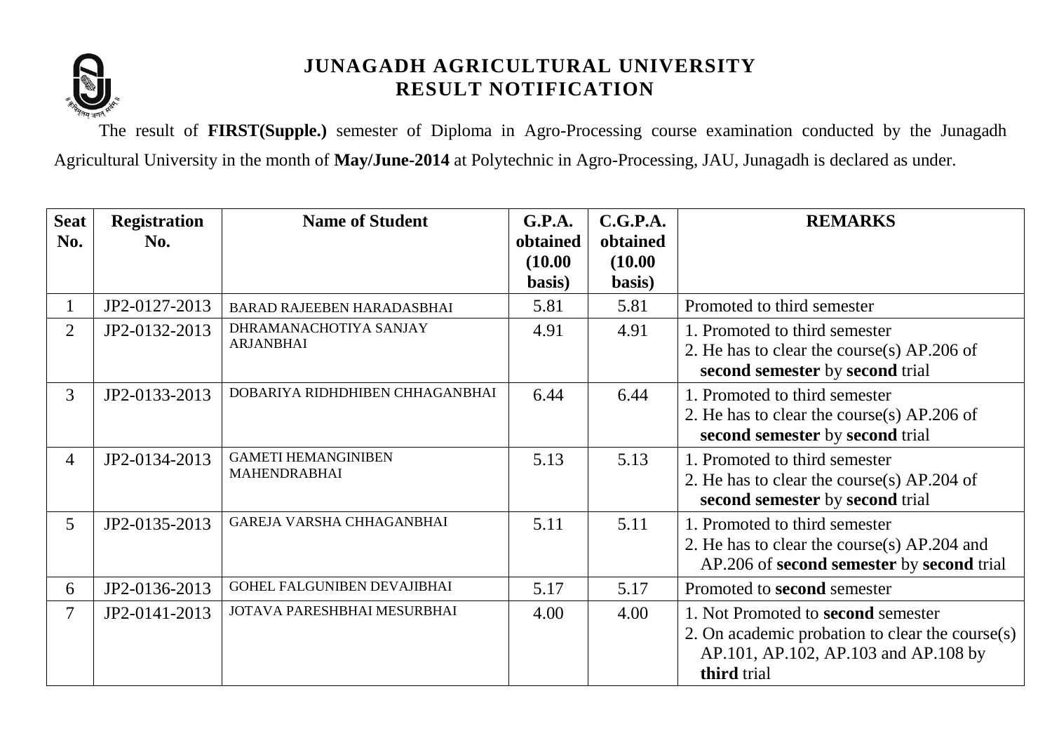# JUNAGADH AGRICULTURAL UNIVERSITY
## RESULT NOTIFICATION

The result of **FIRST(Supple.)** semester of Diploma in Agro-Processing course examination conducted by the Junagadh Agricultural University in the month of **May/June-2014** at Polytechnic in Agro-Processing, JAU, Junagadh is declared as under.

| Seat No. | Registration No. | Name of Student | G.P.A. obtained (10.00 basis) | C.G.P.A. obtained (10.00 basis) | REMARKS |
|---|---|---|---|---|---|
| 1 | JP2-0127-2013 | BARAD RAJEEBEN HARADASBHAI | 5.81 | 5.81 | Promoted to third semester |
| 2 | JP2-0132-2013 | DHRAMANACHOTIYA SANJAY ARJANBHAI | 4.91 | 4.91 | 1. Promoted to third semester<br>2. He has to clear the course(s) AP.206 of **second semester** by **second** trial |
| 3 | JP2-0133-2013 | DOBARIYA RIDHDHIBEN CHHAGANBHAI | 6.44 | 6.44 | 1. Promoted to third semester<br>2. He has to clear the course(s) AP.206 of **second semester** by **second** trial |
| 4 | JP2-0134-2013 | GAMETI HEMANGINIBEN MAHENDRABHAI | 5.13 | 5.13 | 1. Promoted to third semester<br>2. He has to clear the course(s) AP.204 of **second semester** by **second** trial |
| 5 | JP2-0135-2013 | GAREJA VARSHA CHHAGANBHAI | 5.11 | 5.11 | 1. Promoted to third semester<br>2. He has to clear the course(s) AP.204 and AP.206 of **second semester** by **second** trial |
| 6 | JP2-0136-2013 | GOHEL FALGUNIBEN DEVAJIBHAI | 5.17 | 5.17 | Promoted to **second** semester |
| 7 | JP2-0141-2013 | JOTAVA PARESHBHAI MESURBHAI | 4.00 | 4.00 | 1. Not Promoted to **second** semester<br>2. On academic probation to clear the course(s) AP.101, AP.102, AP.103 and AP.108 by **third** trial |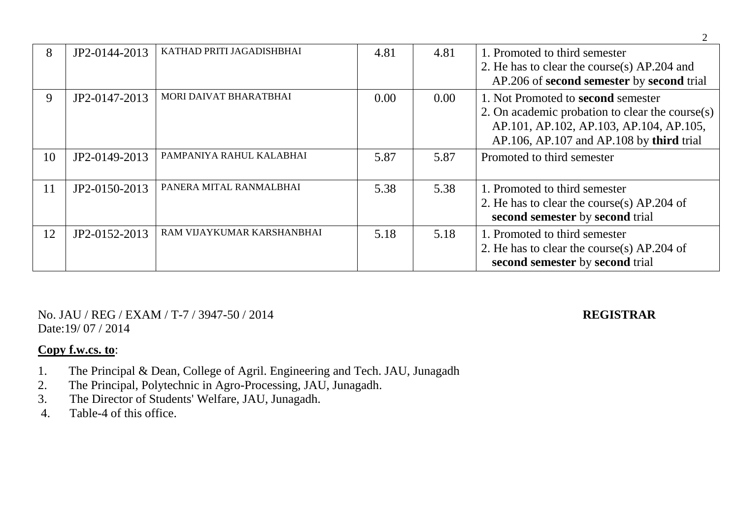| 8 | JP2-0144-2013 | KATHAD PRITI JAGADISHBHAI | 4.81 | 4.81 | 1. Promoted to third semester<br>2. He has to clear the course(s) AP.204 and AP.206 of **second semester** by **second** trial |
|---|---|---|---|---|---|
| 9 | JP2-0147-2013 | MORI DAIVAT BHARATBHAI | 0.00 | 0.00 | 1. Not Promoted to **second** semester<br>2. On academic probation to clear the course(s) AP.101, AP.102, AP.103, AP.104, AP.105, AP.106, AP.107 and AP.108 by **third** trial |
| 10 | JP2-0149-2013 | PAMPANIYA RAHUL KALABHAI | 5.87 | 5.87 | Promoted to third semester |
| 11 | JP2-0150-2013 | PANERA MITAL RANMALBHAI | 5.38 | 5.38 | 1. Promoted to third semester<br>2. He has to clear the course(s) AP.204 of **second semester** by **second** trial |
| 12 | JP2-0152-2013 | RAM VIJAYKUMAR KARSHANBHAI | 5.18 | 5.18 | 1. Promoted to third semester<br>2. He has to clear the course(s) AP.204 of **second semester** by **second** trial |

No. JAU / REG / EXAM / T-7 / 3947-50 / 2014

Date:19/ 07 / 2014

**REGISTRAR**

**Copy f.w.cs. to**:

1. The Principal & Dean, College of Agril. Engineering and Tech. JAU, Junagadh
2. The Principal, Polytechnic in Agro-Processing, JAU, Junagadh.
3. The Director of Students' Welfare, JAU, Junagadh.
4. Table-4 of this office.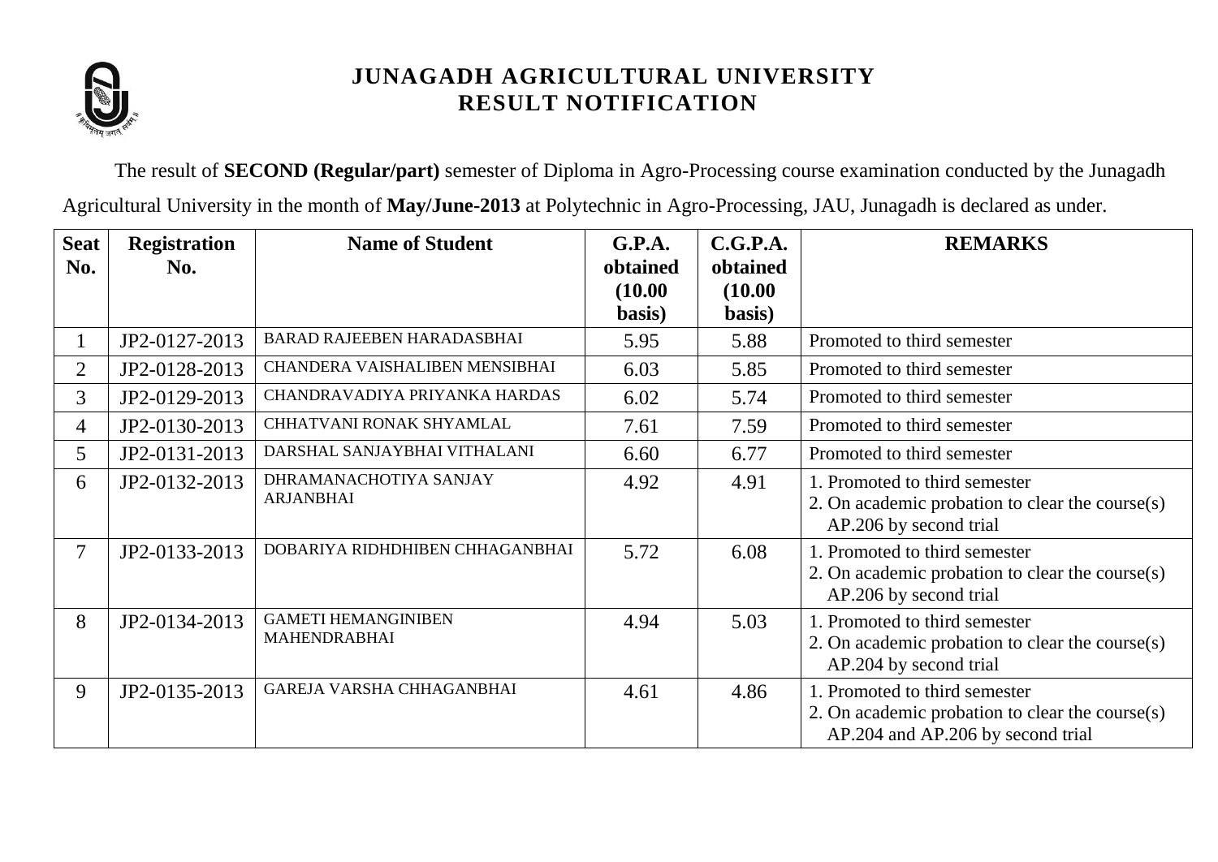# JUNAGADH AGRICULTURAL UNIVERSITY
## RESULT NOTIFICATION

The result of **SECOND (Regular/part)** semester of Diploma in Agro-Processing course examination conducted by the Junagadh Agricultural University in the month of **May/June-2013** at Polytechnic in Agro-Processing, JAU, Junagadh is declared as under.

| Seat No. | Registration No. | Name of Student | G.P.A. obtained (10.00 basis) | C.G.P.A. obtained (10.00 basis) | REMARKS |
|---|---|---|---|---|---|
| 1 | JP2-0127-2013 | BARAD RAJEEBEN HARADASBHAI | 5.95 | 5.88 | Promoted to third semester |
| 2 | JP2-0128-2013 | CHANDERA VAISHALIBEN MENSIBHAI | 6.03 | 5.85 | Promoted to third semester |
| 3 | JP2-0129-2013 | CHANDRAVADIYA PRIYANKA HARDAS | 6.02 | 5.74 | Promoted to third semester |
| 4 | JP2-0130-2013 | CHHATVANI RONAK SHYAMLAL | 7.61 | 7.59 | Promoted to third semester |
| 5 | JP2-0131-2013 | DARSHAL SANJAYBHAI VITHALANI | 6.60 | 6.77 | Promoted to third semester |
| 6 | JP2-0132-2013 | DHRAMANACHOTIYA SANJAY ARJANBHAI | 4.92 | 4.91 | 1. Promoted to third semester<br>2. On academic probation to clear the course(s) AP.206 by second trial |
| 7 | JP2-0133-2013 | DOBARIYA RIDHDHIBEN CHHAGANBHAI | 5.72 | 6.08 | 1. Promoted to third semester<br>2. On academic probation to clear the course(s) AP.206 by second trial |
| 8 | JP2-0134-2013 | GAMETI HEMANGINIBEN MAHENDRABHAI | 4.94 | 5.03 | 1. Promoted to third semester<br>2. On academic probation to clear the course(s) AP.204 by second trial |
| 9 | JP2-0135-2013 | GAREJA VARSHA CHHAGANBHAI | 4.61 | 4.86 | 1. Promoted to third semester<br>2. On academic probation to clear the course(s) AP.204 and AP.206 by second trial |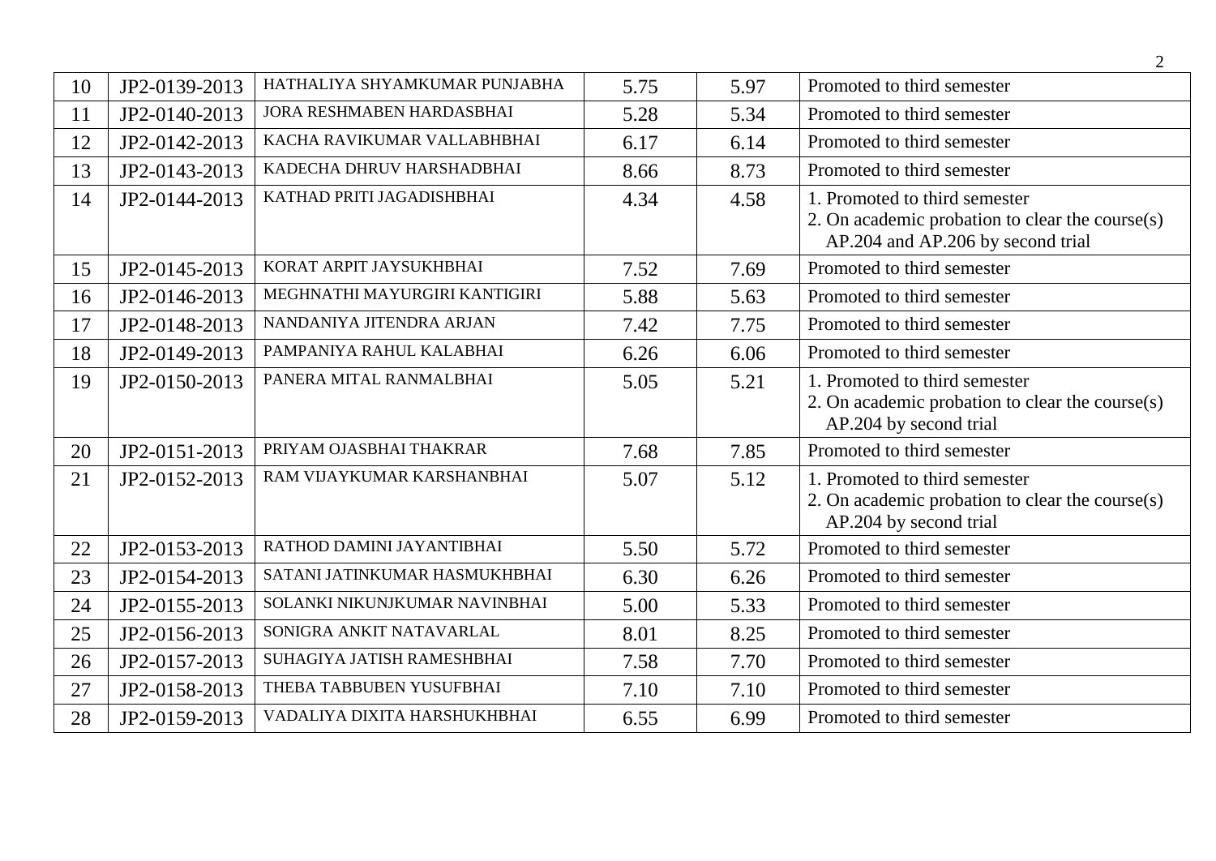| 10 | JP2-0139-2013 | HATHALIYA SHYAMKUMAR PUNJABHA | 5.75 | 5.97 | Promoted to third semester |
|---|---|---|---|---|---|
| 11 | JP2-0140-2013 | JORA RESHMABEN HARDASBHAI | 5.28 | 5.34 | Promoted to third semester |
| 12 | JP2-0142-2013 | KACHA RAVIKUMAR VALLABHBHAI | 6.17 | 6.14 | Promoted to third semester |
| 13 | JP2-0143-2013 | KADECHA DHRUV HARSHADBHAI | 8.66 | 8.73 | Promoted to third semester |
| 14 | JP2-0144-2013 | KATHAD PRITI JAGADISHBHAI | 4.34 | 4.58 | 1. Promoted to third semester<br>2. On academic probation to clear the course(s) AP.204 and AP.206 by second trial |
| 15 | JP2-0145-2013 | KORAT ARPIT JAYSUKHBHAI | 7.52 | 7.69 | Promoted to third semester |
| 16 | JP2-0146-2013 | MEGHNATHI MAYURGIRI KANTIGIRI | 5.88 | 5.63 | Promoted to third semester |
| 17 | JP2-0148-2013 | NANDANIYA JITENDRA ARJAN | 7.42 | 7.75 | Promoted to third semester |
| 18 | JP2-0149-2013 | PAMPANIYA RAHUL KALABHAI | 6.26 | 6.06 | Promoted to third semester |
| 19 | JP2-0150-2013 | PANERA MITAL RANMALBHAI | 5.05 | 5.21 | 1. Promoted to third semester<br>2. On academic probation to clear the course(s) AP.204 by second trial |
| 20 | JP2-0151-2013 | PRIYAM OJASBHAI THAKRAR | 7.68 | 7.85 | Promoted to third semester |
| 21 | JP2-0152-2013 | RAM VIJAYKUMAR KARSHANBHAI | 5.07 | 5.12 | 1. Promoted to third semester<br>2. On academic probation to clear the course(s) AP.204 by second trial |
| 22 | JP2-0153-2013 | RATHOD DAMINI JAYANTIBHAI | 5.50 | 5.72 | Promoted to third semester |
| 23 | JP2-0154-2013 | SATANI JATINKUMAR HASMUKHBHAI | 6.30 | 6.26 | Promoted to third semester |
| 24 | JP2-0155-2013 | SOLANKI NIKUNJKUMAR NAVINBHAI | 5.00 | 5.33 | Promoted to third semester |
| 25 | JP2-0156-2013 | SONIGRA ANKIT NATAVARLAL | 8.01 | 8.25 | Promoted to third semester |
| 26 | JP2-0157-2013 | SUHAGIYA JATISH RAMESHBHAI | 7.58 | 7.70 | Promoted to third semester |
| 27 | JP2-0158-2013 | THEBA TABBUBEN YUSUFBHAI | 7.10 | 7.10 | Promoted to third semester |
| 28 | JP2-0159-2013 | VADALIYA DIXITA HARSHUKHBHAI | 6.55 | 6.99 | Promoted to third semester |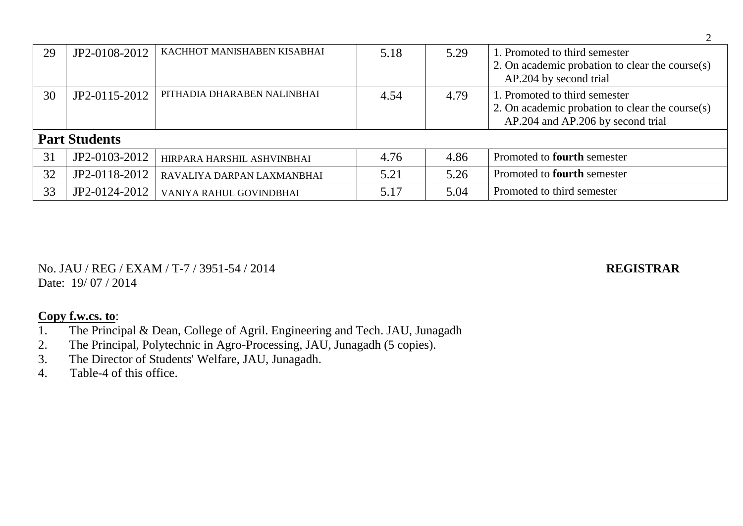| | | | | | |
|---|---|---|---|---|---|
| 29 | JP2-0108-2012 | KACHHOT MANISHABEN KISABHAI | 5.18 | 5.29 | 1. Promoted to third semester<br>2. On academic probation to clear the course(s) AP.204 by second trial |
| 30 | JP2-0115-2012 | PITHADIA DHARABEN NALINBHAI | 4.54 | 4.79 | 1. Promoted to third semester<br>2. On academic probation to clear the course(s) AP.204 and AP.206 by second trial |
| **Part Students** | | | | | |
| 31 | JP2-0103-2012 | HIRPARA HARSHIL ASHVINBHAI | 4.76 | 4.86 | Promoted to **fourth** semester |
| 32 | JP2-0118-2012 | RAVALIYA DARPAN LAXMANBHAI | 5.21 | 5.26 | Promoted to **fourth** semester |
| 33 | JP2-0124-2012 | VANIYA RAHUL GOVINDBHAI | 5.17 | 5.04 | Promoted to third semester |

No. JAU / REG / EXAM / T-7 / 3951-54 / 2014

Date: 19/ 07 / 2014

**REGISTRAR**

**Copy f.w.cs. to**:

1. The Principal & Dean, College of Agril. Engineering and Tech. JAU, Junagadh
2. The Principal, Polytechnic in Agro-Processing, JAU, Junagadh (5 copies).
3. The Director of Students' Welfare, JAU, Junagadh.
4. Table-4 of this office.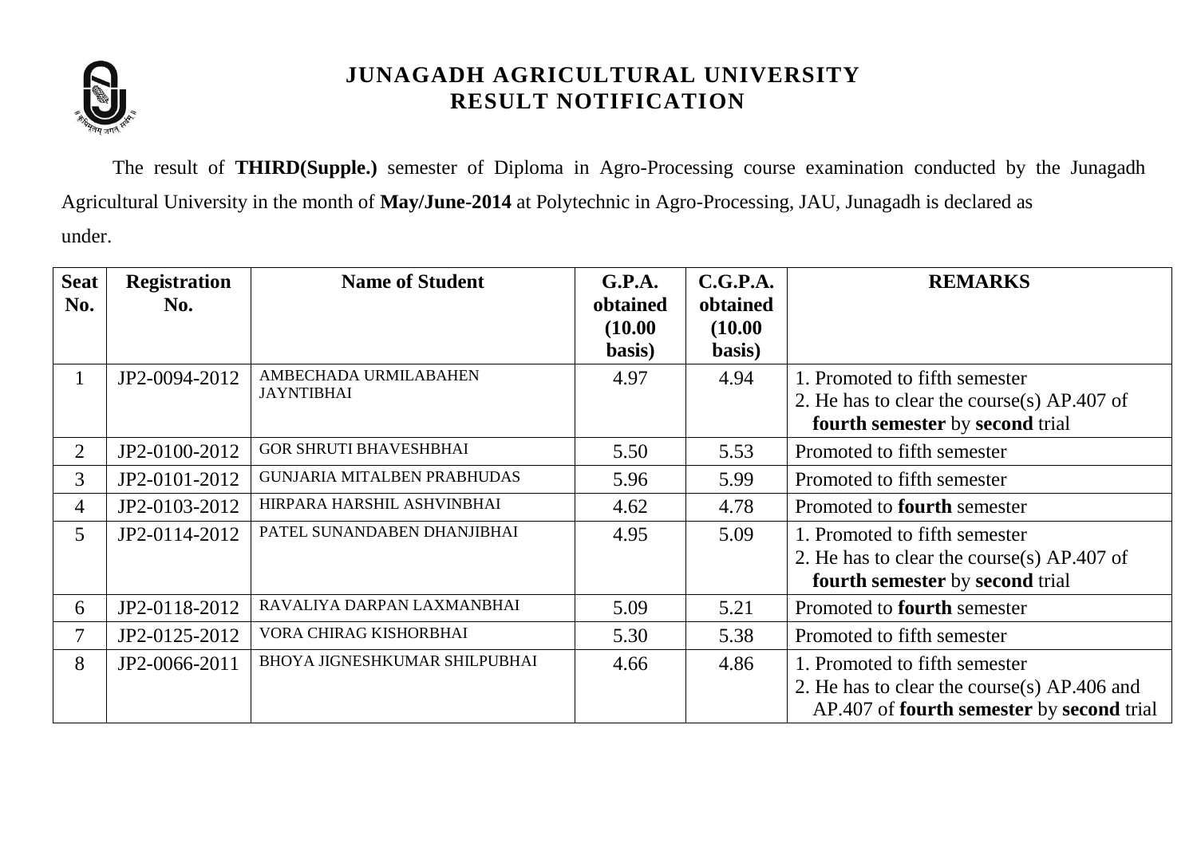# JUNAGADH AGRICULTURAL UNIVERSITY
## RESULT NOTIFICATION

The result of **THIRD(Supple.)** semester of Diploma in Agro-Processing course examination conducted by the Junagadh Agricultural University in the month of **May/June-2014** at Polytechnic in Agro-Processing, JAU, Junagadh is declared as under.

| Seat No. | Registration No. | Name of Student | G.P.A. obtained (10.00 basis) | C.G.P.A. obtained (10.00 basis) | REMARKS |
|---|---|---|---|---|---|
| 1 | JP2-0094-2012 | AMBECHADA URMILABAHEN JAYNTIBHAI | 4.97 | 4.94 | 1. Promoted to fifth semester<br>2. He has to clear the course(s) AP.407 of **fourth semester** by **second** trial |
| 2 | JP2-0100-2012 | GOR SHRUTI BHAVESHBHAI | 5.50 | 5.53 | Promoted to fifth semester |
| 3 | JP2-0101-2012 | GUNJARIA MITALBEN PRABHUDAS | 5.96 | 5.99 | Promoted to fifth semester |
| 4 | JP2-0103-2012 | HIRPARA HARSHIL ASHVINBHAI | 4.62 | 4.78 | Promoted to **fourth** semester |
| 5 | JP2-0114-2012 | PATEL SUNANDABEN DHANJIBHAI | 4.95 | 5.09 | 1. Promoted to fifth semester<br>2. He has to clear the course(s) AP.407 of **fourth semester** by **second** trial |
| 6 | JP2-0118-2012 | RAVALIYA DARPAN LAXMANBHAI | 5.09 | 5.21 | Promoted to **fourth** semester |
| 7 | JP2-0125-2012 | VORA CHIRAG KISHORBHAI | 5.30 | 5.38 | Promoted to fifth semester |
| 8 | JP2-0066-2011 | BHOYA JIGNESHKUMAR SHILPUBHAI | 4.66 | 4.86 | 1. Promoted to fifth semester<br>2. He has to clear the course(s) AP.406 and AP.407 of **fourth semester** by **second** trial |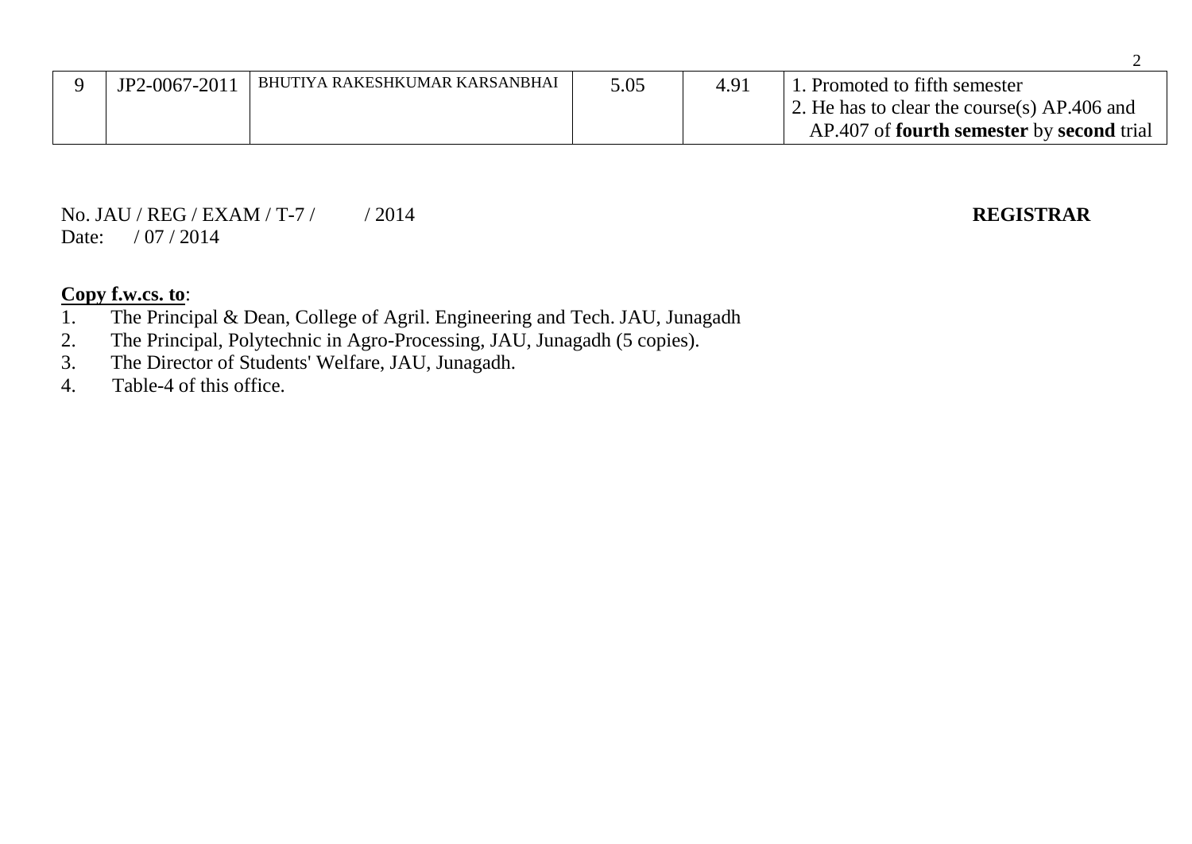| 9 | JP2-0067-2011 | BHUTIYA RAKESHKUMAR KARSANBHAI | 5.05 | 4.91 | 1. Promoted to fifth semester<br>2. He has to clear the course(s) AP.406 and AP.407 of **fourth semester** by **second** trial |
|---|---|---|---|---|---|

No. JAU / REG / EXAM / T-7 /          / 2014

Date:      / 07 / 2014

**REGISTRAR**

**Copy f.w.cs. to**:

1. The Principal & Dean, College of Agril. Engineering and Tech. JAU, Junagadh
2. The Principal, Polytechnic in Agro-Processing, JAU, Junagadh (5 copies).
3. The Director of Students' Welfare, JAU, Junagadh.
4. Table-4 of this office.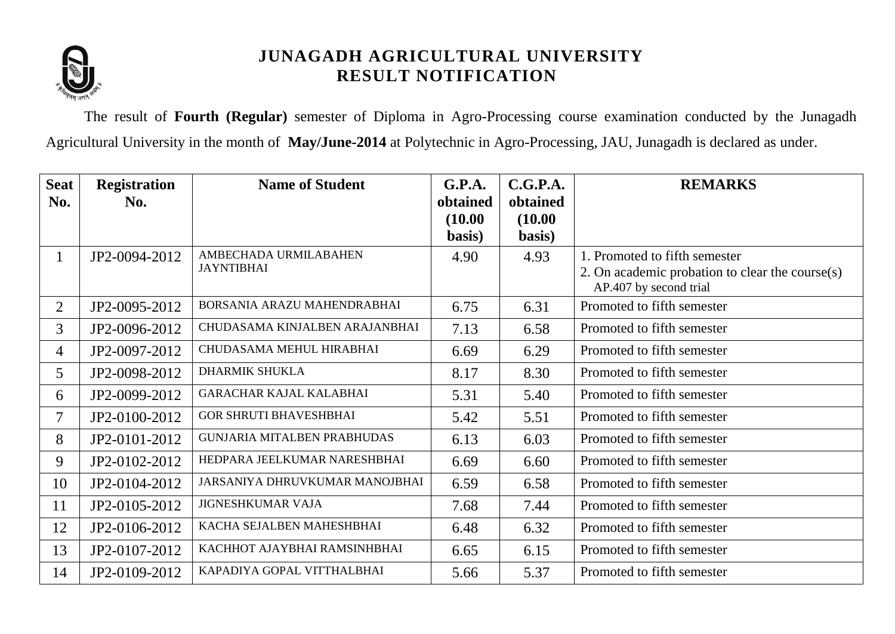# JUNAGADH AGRICULTURAL UNIVERSITY
## RESULT NOTIFICATION

The result of **Fourth (Regular)** semester of Diploma in Agro-Processing course examination conducted by the Junagadh Agricultural University in the month of **May/June-2014** at Polytechnic in Agro-Processing, JAU, Junagadh is declared as under.

| Seat No. | Registration No. | Name of Student | G.P.A. obtained (10.00 basis) | C.G.P.A. obtained (10.00 basis) | REMARKS |
|---|---|---|---|---|---|
| 1 | JP2-0094-2012 | AMBECHADA URMILABAHEN JAYNTIBHAI | 4.90 | 4.93 | 1. Promoted to fifth semester<br>2. On academic probation to clear the course(s) AP.407 by second trial |
| 2 | JP2-0095-2012 | BORSANIA ARAZU MAHENDRABHAI | 6.75 | 6.31 | Promoted to fifth semester |
| 3 | JP2-0096-2012 | CHUDASAMA KINJALBEN ARAJANBHAI | 7.13 | 6.58 | Promoted to fifth semester |
| 4 | JP2-0097-2012 | CHUDASAMA MEHUL HIRABHAI | 6.69 | 6.29 | Promoted to fifth semester |
| 5 | JP2-0098-2012 | DHARMIK SHUKLA | 8.17 | 8.30 | Promoted to fifth semester |
| 6 | JP2-0099-2012 | GARACHAR KAJAL KALABHAI | 5.31 | 5.40 | Promoted to fifth semester |
| 7 | JP2-0100-2012 | GOR SHRUTI BHAVESHBHAI | 5.42 | 5.51 | Promoted to fifth semester |
| 8 | JP2-0101-2012 | GUNJARIA MITALBEN PRABHUDAS | 6.13 | 6.03 | Promoted to fifth semester |
| 9 | JP2-0102-2012 | HEDPARA JEELKUMAR NARESHBHAI | 6.69 | 6.60 | Promoted to fifth semester |
| 10 | JP2-0104-2012 | JARSANIYA DHRUVKUMAR MANOJBHAI | 6.59 | 6.58 | Promoted to fifth semester |
| 11 | JP2-0105-2012 | JIGNESHKUMAR VAJA | 7.68 | 7.44 | Promoted to fifth semester |
| 12 | JP2-0106-2012 | KACHA SEJALBEN MAHESHBHAI | 6.48 | 6.32 | Promoted to fifth semester |
| 13 | JP2-0107-2012 | KACHHOT AJAYBHAI RAMSINHBHAI | 6.65 | 6.15 | Promoted to fifth semester |
| 14 | JP2-0109-2012 | KAPADIYA GOPAL VITTHALBHAI | 5.66 | 5.37 | Promoted to fifth semester |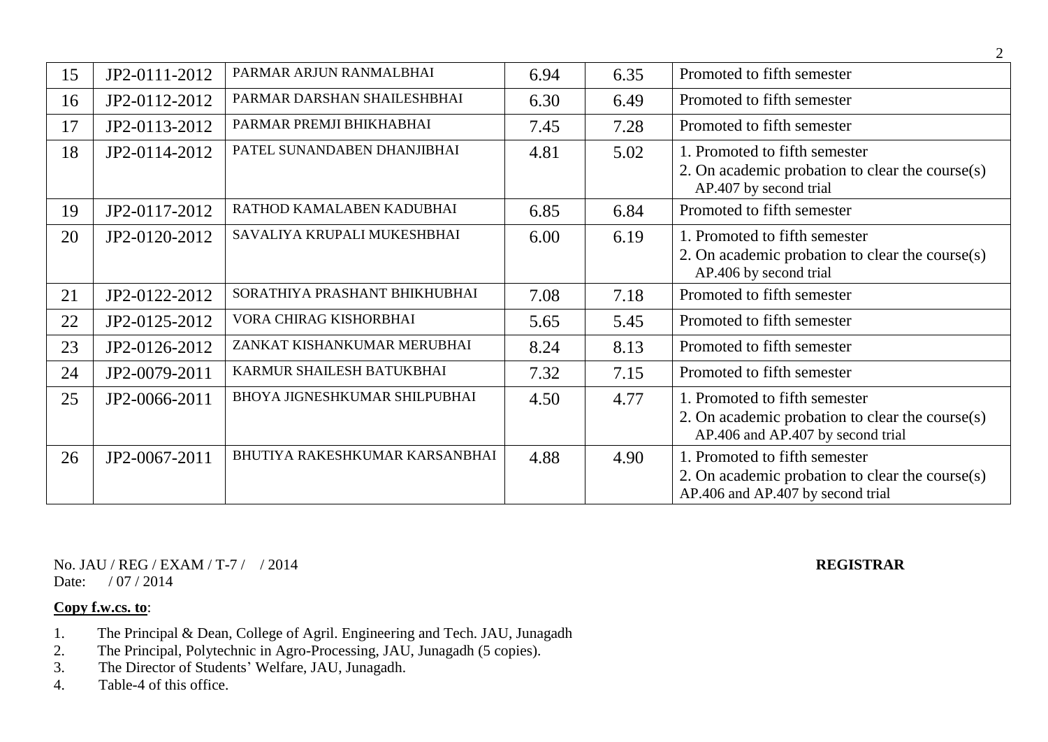| 15 | JP2-0111-2012 | PARMAR ARJUN RANMALBHAI | 6.94 | 6.35 | Promoted to fifth semester |
|---|---|---|---|---|---|
| 16 | JP2-0112-2012 | PARMAR DARSHAN SHAILESHBHAI | 6.30 | 6.49 | Promoted to fifth semester |
| 17 | JP2-0113-2012 | PARMAR PREMJI BHIKHABHAI | 7.45 | 7.28 | Promoted to fifth semester |
| 18 | JP2-0114-2012 | PATEL SUNANDABEN DHANJIBHAI | 4.81 | 5.02 | 1. Promoted to fifth semester<br>2. On academic probation to clear the course(s) AP.407 by second trial |
| 19 | JP2-0117-2012 | RATHOD KAMALABEN KADUBHAI | 6.85 | 6.84 | Promoted to fifth semester |
| 20 | JP2-0120-2012 | SAVALIYA KRUPALI MUKESHBHAI | 6.00 | 6.19 | 1. Promoted to fifth semester<br>2. On academic probation to clear the course(s) AP.406 by second trial |
| 21 | JP2-0122-2012 | SORATHIYA PRASHANT BHIKHUBHAI | 7.08 | 7.18 | Promoted to fifth semester |
| 22 | JP2-0125-2012 | VORA CHIRAG KISHORBHAI | 5.65 | 5.45 | Promoted to fifth semester |
| 23 | JP2-0126-2012 | ZANKAT KISHANKUMAR MERUBHAI | 8.24 | 8.13 | Promoted to fifth semester |
| 24 | JP2-0079-2011 | KARMUR SHAILESH BATUKBHAI | 7.32 | 7.15 | Promoted to fifth semester |
| 25 | JP2-0066-2011 | BHOYA JIGNESHKUMAR SHILPUBHAI | 4.50 | 4.77 | 1. Promoted to fifth semester<br>2. On academic probation to clear the course(s) AP.406 and AP.407 by second trial |
| 26 | JP2-0067-2011 | BHUTIYA RAKESHKUMAR KARSANBHAI | 4.88 | 4.90 | 1. Promoted to fifth semester<br>2. On academic probation to clear the course(s) AP.406 and AP.407 by second trial |

No. JAU / REG / EXAM / T-7 /    / 2014
Date:    / 07 / 2014

**REGISTRAR**

**Copy f.w.cs. to**:

1. The Principal & Dean, College of Agril. Engineering and Tech. JAU, Junagadh
2. The Principal, Polytechnic in Agro-Processing, JAU, Junagadh (5 copies).
3. The Director of Students' Welfare, JAU, Junagadh.
4. Table-4 of this office.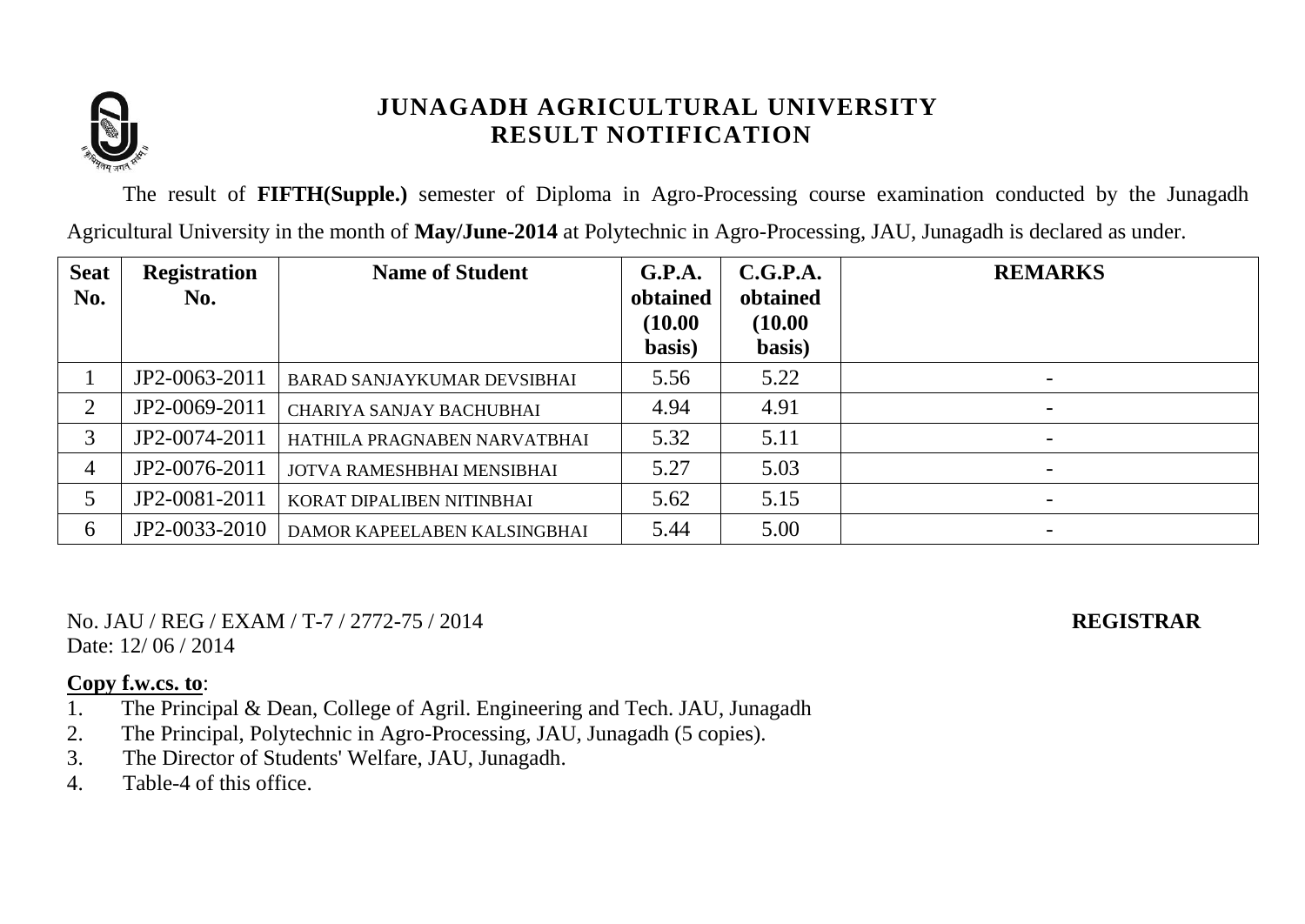# JUNAGADH AGRICULTURAL UNIVERSITY
## RESULT NOTIFICATION

The result of **FIFTH(Supple.)** semester of Diploma in Agro-Processing course examination conducted by the Junagadh Agricultural University in the month of **May/June-2014** at Polytechnic in Agro-Processing, JAU, Junagadh is declared as under.

| Seat No. | Registration No. | Name of Student | G.P.A. obtained (10.00 basis) | C.G.P.A. obtained (10.00 basis) | REMARKS |
|---|---|---|---|---|---|
| 1 | JP2-0063-2011 | BARAD SANJAYKUMAR DEVSIBHAI | 5.56 | 5.22 | - |
| 2 | JP2-0069-2011 | CHARIYA SANJAY BACHUBHAI | 4.94 | 4.91 | - |
| 3 | JP2-0074-2011 | HATHILA PRAGNABEN NARVATBHAI | 5.32 | 5.11 | - |
| 4 | JP2-0076-2011 | JOTVA RAMESHBHAI MENSIBHAI | 5.27 | 5.03 | - |
| 5 | JP2-0081-2011 | KORAT DIPALIBEN NITINBHAI | 5.62 | 5.15 | - |
| 6 | JP2-0033-2010 | DAMOR KAPEELABEN KALSINGBHAI | 5.44 | 5.00 | - |

No. JAU / REG / EXAM / T-7 / 2772-75 / 2014

Date: 12/ 06 / 2014

**REGISTRAR**

**Copy f.w.cs. to**:

1. The Principal & Dean, College of Agril. Engineering and Tech. JAU, Junagadh
2. The Principal, Polytechnic in Agro-Processing, JAU, Junagadh (5 copies).
3. The Director of Students' Welfare, JAU, Junagadh.
4. Table-4 of this office.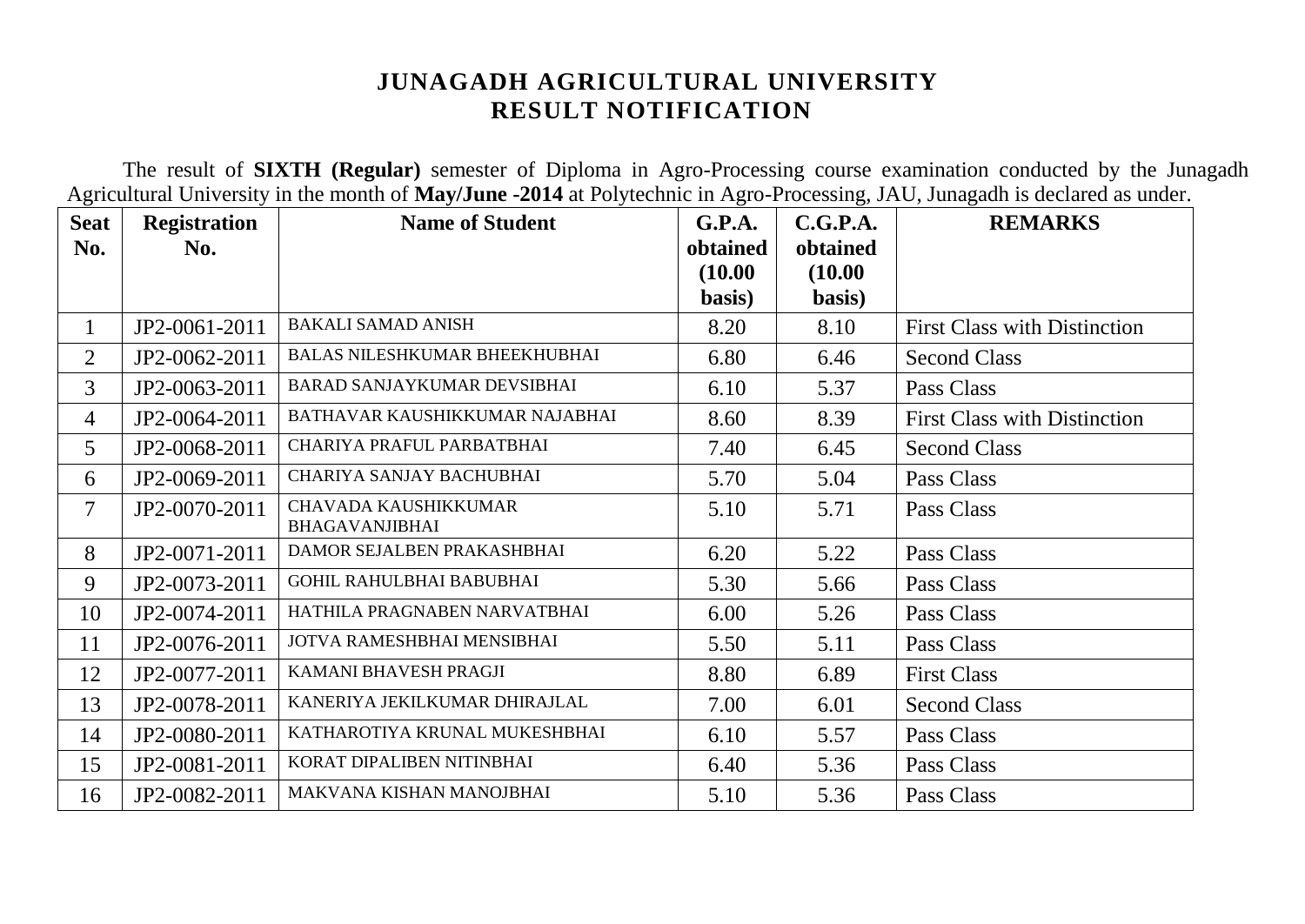# JUNAGADH AGRICULTURAL UNIVERSITY
## RESULT NOTIFICATION

The result of **SIXTH (Regular)** semester of Diploma in Agro-Processing course examination conducted by the Junagadh Agricultural University in the month of **May/June -2014** at Polytechnic in Agro-Processing, JAU, Junagadh is declared as under.

| Seat No. | Registration No. | Name of Student | G.P.A. obtained (10.00 basis) | C.G.P.A. obtained (10.00 basis) | REMARKS |
|---|---|---|---|---|---|
| 1 | JP2-0061-2011 | BAKALI SAMAD ANISH | 8.20 | 8.10 | First Class with Distinction |
| 2 | JP2-0062-2011 | BALAS NILESHKUMAR BHEEKHUBHAI | 6.80 | 6.46 | Second Class |
| 3 | JP2-0063-2011 | BARAD SANJAYKUMAR DEVSIBHAI | 6.10 | 5.37 | Pass Class |
| 4 | JP2-0064-2011 | BATHAVAR KAUSHIKKUMAR NAJABHAI | 8.60 | 8.39 | First Class with Distinction |
| 5 | JP2-0068-2011 | CHARIYA PRAFUL PARBATBHAI | 7.40 | 6.45 | Second Class |
| 6 | JP2-0069-2011 | CHARIYA SANJAY BACHUBHAI | 5.70 | 5.04 | Pass Class |
| 7 | JP2-0070-2011 | CHAVADA KAUSHIKKUMAR BHAGAVANJIBHAI | 5.10 | 5.71 | Pass Class |
| 8 | JP2-0071-2011 | DAMOR SEJALBEN PRAKASHBHAI | 6.20 | 5.22 | Pass Class |
| 9 | JP2-0073-2011 | GOHIL RAHULBHAI BABUBHAI | 5.30 | 5.66 | Pass Class |
| 10 | JP2-0074-2011 | HATHILA PRAGNABEN NARVATBHAI | 6.00 | 5.26 | Pass Class |
| 11 | JP2-0076-2011 | JOTVA RAMESHBHAI MENSIBHAI | 5.50 | 5.11 | Pass Class |
| 12 | JP2-0077-2011 | KAMANI BHAVESH PRAGJI | 8.80 | 6.89 | First Class |
| 13 | JP2-0078-2011 | KANERIYA JEKILKUMAR DHIRAJLAL | 7.00 | 6.01 | Second Class |
| 14 | JP2-0080-2011 | KATHAROTIYA KRUNAL MUKESHBHAI | 6.10 | 5.57 | Pass Class |
| 15 | JP2-0081-2011 | KORAT DIPALIBEN NITINBHAI | 6.40 | 5.36 | Pass Class |
| 16 | JP2-0082-2011 | MAKVANA KISHAN MANOJBHAI | 5.10 | 5.36 | Pass Class |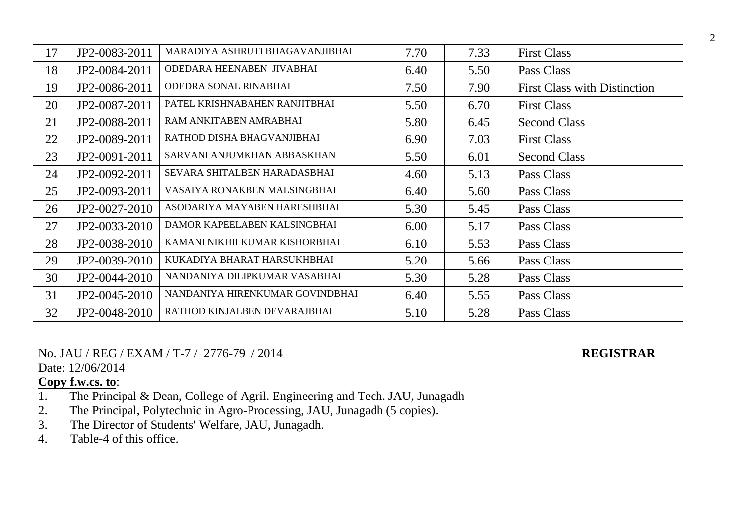| 17 | JP2-0083-2011 | MARADIYA ASHRUTI BHAGAVANJIBHAI | 7.70 | 7.33 | First Class |
|---|---|---|---|---|---|
| 18 | JP2-0084-2011 | ODEDARA HEENABEN JIVABHAI | 6.40 | 5.50 | Pass Class |
| 19 | JP2-0086-2011 | ODEDRA SONAL RINABHAI | 7.50 | 7.90 | First Class with Distinction |
| 20 | JP2-0087-2011 | PATEL KRISHNABAHEN RANJITBHAI | 5.50 | 6.70 | First Class |
| 21 | JP2-0088-2011 | RAM ANKITABEN AMRABHAI | 5.80 | 6.45 | Second Class |
| 22 | JP2-0089-2011 | RATHOD DISHA BHAGVANJIBHAI | 6.90 | 7.03 | First Class |
| 23 | JP2-0091-2011 | SARVANI ANJUMKHAN ABBASKHAN | 5.50 | 6.01 | Second Class |
| 24 | JP2-0092-2011 | SEVARA SHITALBEN HARADASBHAI | 4.60 | 5.13 | Pass Class |
| 25 | JP2-0093-2011 | VASAIYA RONAKBEN MALSINGBHAI | 6.40 | 5.60 | Pass Class |
| 26 | JP2-0027-2010 | ASODARIYA MAYABEN HARESHBHAI | 5.30 | 5.45 | Pass Class |
| 27 | JP2-0033-2010 | DAMOR KAPEELABEN KALSINGBHAI | 6.00 | 5.17 | Pass Class |
| 28 | JP2-0038-2010 | KAMANI NIKHILKUMAR KISHORBHAI | 6.10 | 5.53 | Pass Class |
| 29 | JP2-0039-2010 | KUKADIYA BHARAT HARSUKHBHAI | 5.20 | 5.66 | Pass Class |
| 30 | JP2-0044-2010 | NANDANIYA DILIPKUMAR VASABHAI | 5.30 | 5.28 | Pass Class |
| 31 | JP2-0045-2010 | NANDANIYA HIRENKUMAR GOVINDBHAI | 6.40 | 5.55 | Pass Class |
| 32 | JP2-0048-2010 | RATHOD KINJALBEN DEVARAJBHAI | 5.10 | 5.28 | Pass Class |

No. JAU / REG / EXAM / T-7 / 2776-79 / 2014

Date: 12/06/2014

**REGISTRAR**

**Copy f.w.cs. to**:

1. The Principal & Dean, College of Agril. Engineering and Tech. JAU, Junagadh
2. The Principal, Polytechnic in Agro-Processing, JAU, Junagadh (5 copies).
3. The Director of Students' Welfare, JAU, Junagadh.
4. Table-4 of this office.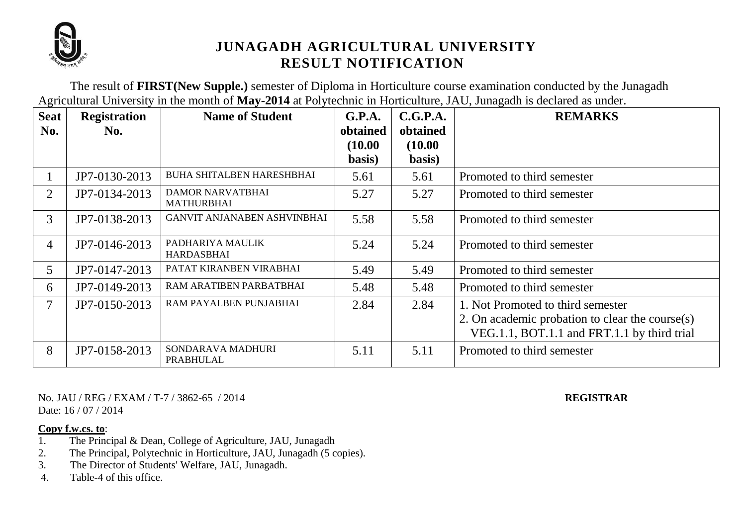# JUNAGADH AGRICULTURAL UNIVERSITY
## RESULT NOTIFICATION

The result of **FIRST(New Supple.)** semester of Diploma in Horticulture course examination conducted by the Junagadh Agricultural University in the month of **May-2014** at Polytechnic in Horticulture, JAU, Junagadh is declared as under.

| Seat No. | Registration No. | Name of Student | G.P.A. obtained (10.00 basis) | C.G.P.A. obtained (10.00 basis) | REMARKS |
|---|---|---|---|---|---|
| 1 | JP7-0130-2013 | BUHA SHITALBEN HARESHBHAI | 5.61 | 5.61 | Promoted to third semester |
| 2 | JP7-0134-2013 | DAMOR NARVATBHAI MATHURBHAI | 5.27 | 5.27 | Promoted to third semester |
| 3 | JP7-0138-2013 | GANVIT ANJANABEN ASHVINBHAI | 5.58 | 5.58 | Promoted to third semester |
| 4 | JP7-0146-2013 | PADHARIYA MAULIK HARDASBHAI | 5.24 | 5.24 | Promoted to third semester |
| 5 | JP7-0147-2013 | PATAT KIRANBEN VIRABHAI | 5.49 | 5.49 | Promoted to third semester |
| 6 | JP7-0149-2013 | RAM ARATIBEN PARBATBHAI | 5.48 | 5.48 | Promoted to third semester |
| 7 | JP7-0150-2013 | RAM PAYALBEN PUNJABHAI | 2.84 | 2.84 | 1. Not Promoted to third semester 2. On academic probation to clear the course(s) VEG.1.1, BOT.1.1 and FRT.1.1 by third trial |
| 8 | JP7-0158-2013 | SONDARAVA MADHURI PRABHULAL | 5.11 | 5.11 | Promoted to third semester |

No. JAU / REG / EXAM / T-7 / 3862-65 / 2014

Date: 16 / 07 / 2014

**REGISTRAR**

**Copy f.w.cs. to**:

1. The Principal & Dean, College of Agriculture, JAU, Junagadh
2. The Principal, Polytechnic in Horticulture, JAU, Junagadh (5 copies).
3. The Director of Students' Welfare, JAU, Junagadh.
4. Table-4 of this office.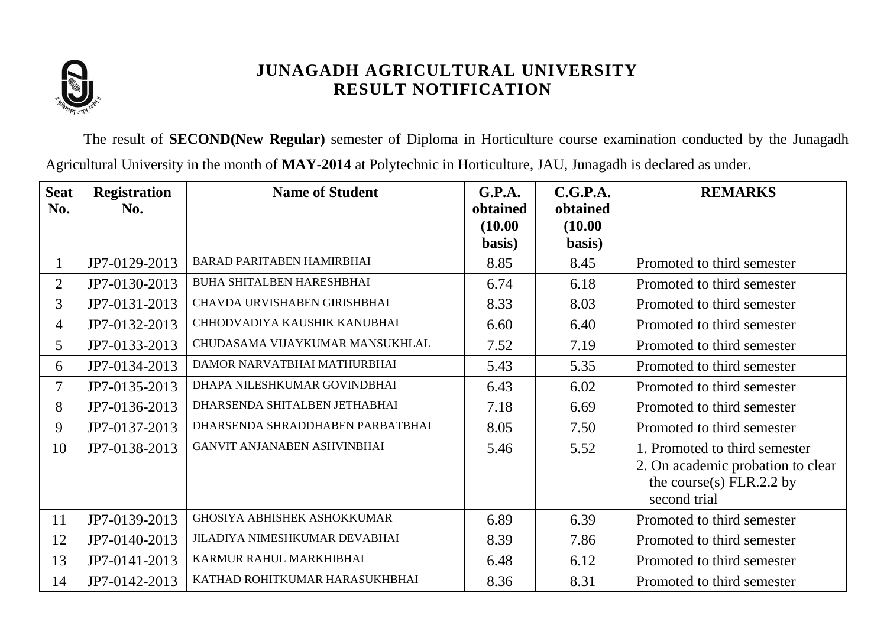# JUNAGADH AGRICULTURAL UNIVERSITY
## RESULT NOTIFICATION

The result of **SECOND(New Regular)** semester of Diploma in Horticulture course examination conducted by the Junagadh Agricultural University in the month of **MAY-2014** at Polytechnic in Horticulture, JAU, Junagadh is declared as under.

| Seat No. | Registration No. | Name of Student | G.P.A. obtained (10.00 basis) | C.G.P.A. obtained (10.00 basis) | REMARKS |
|---|---|---|---|---|---|
| 1 | JP7-0129-2013 | BARAD PARITABEN HAMIRBHAI | 8.85 | 8.45 | Promoted to third semester |
| 2 | JP7-0130-2013 | BUHA SHITALBEN HARESHBHAI | 6.74 | 6.18 | Promoted to third semester |
| 3 | JP7-0131-2013 | CHAVDA URVISHABEN GIRISHBHAI | 8.33 | 8.03 | Promoted to third semester |
| 4 | JP7-0132-2013 | CHHODVADIYA KAUSHIK KANUBHAI | 6.60 | 6.40 | Promoted to third semester |
| 5 | JP7-0133-2013 | CHUDASAMA VIJAYKUMAR MANSUKHLAL | 7.52 | 7.19 | Promoted to third semester |
| 6 | JP7-0134-2013 | DAMOR NARVATBHAI MATHURBHAI | 5.43 | 5.35 | Promoted to third semester |
| 7 | JP7-0135-2013 | DHAPA NILESHKUMAR GOVINDBHAI | 6.43 | 6.02 | Promoted to third semester |
| 8 | JP7-0136-2013 | DHARSENDA SHITALBEN JETHABHAI | 7.18 | 6.69 | Promoted to third semester |
| 9 | JP7-0137-2013 | DHARSENDA SHRADDHABEN PARBATBHAI | 8.05 | 7.50 | Promoted to third semester |
| 10 | JP7-0138-2013 | GANVIT ANJANABEN ASHVINBHAI | 5.46 | 5.52 | 1. Promoted to third semester 2. On academic probation to clear the course(s) FLR.2.2 by second trial |
| 11 | JP7-0139-2013 | GHOSIYA ABHISHEK ASHOKKUMAR | 6.89 | 6.39 | Promoted to third semester |
| 12 | JP7-0140-2013 | JILADIYA NIMESHKUMAR DEVABHAI | 8.39 | 7.86 | Promoted to third semester |
| 13 | JP7-0141-2013 | KARMUR RAHUL MARKHIBHAI | 6.48 | 6.12 | Promoted to third semester |
| 14 | JP7-0142-2013 | KATHAD ROHITKUMAR HARASUKHBHAI | 8.36 | 8.31 | Promoted to third semester |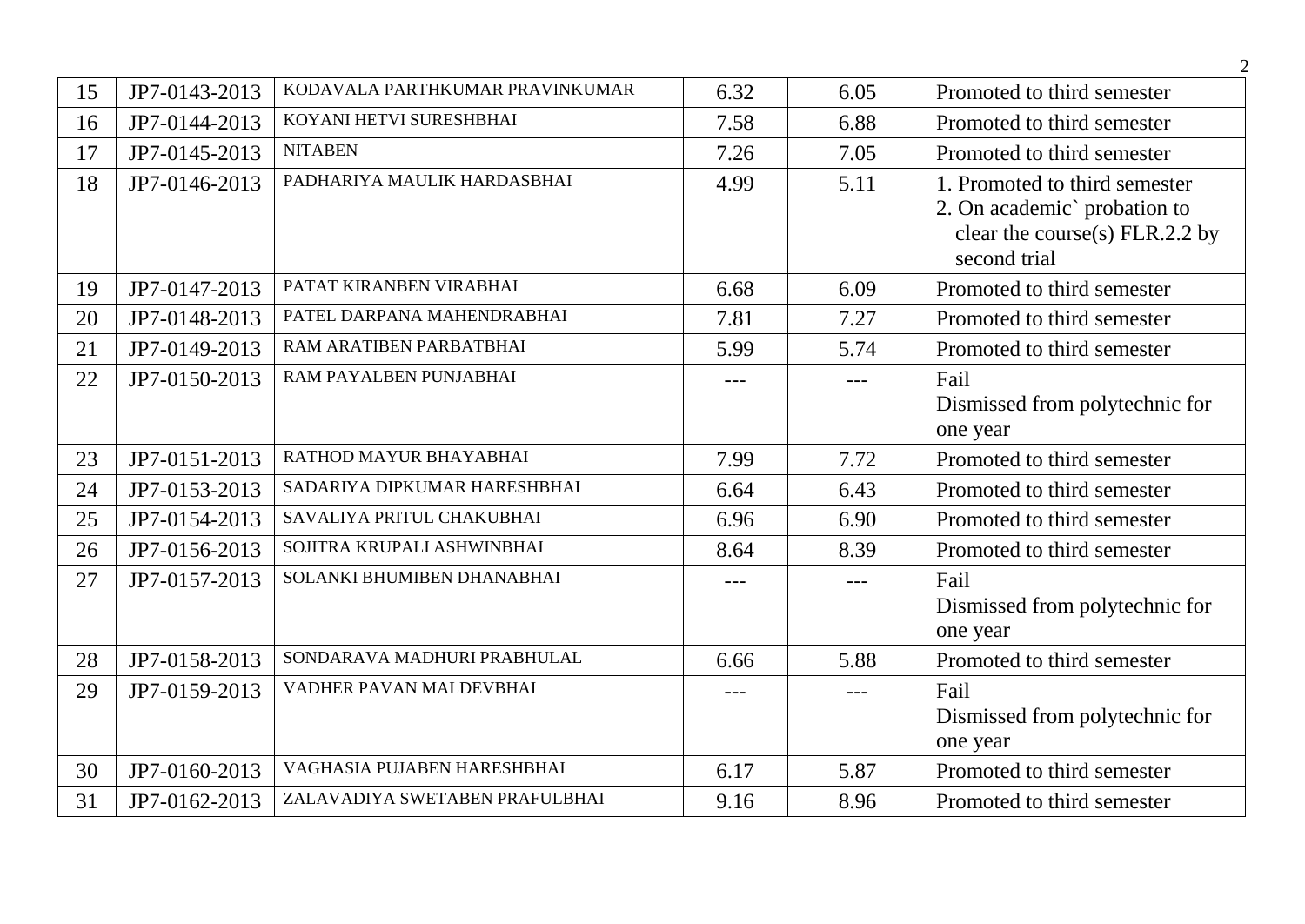| 15 | JP7-0143-2013 | KODAVALA PARTHKUMAR PRAVINKUMAR | 6.32 | 6.05 | Promoted to third semester |
|---|---|---|---|---|---|
| 16 | JP7-0144-2013 | KOYANI HETVI SURESHBHAI | 7.58 | 6.88 | Promoted to third semester |
| 17 | JP7-0145-2013 | NITABEN | 7.26 | 7.05 | Promoted to third semester |
| 18 | JP7-0146-2013 | PADHARIYA MAULIK HARDASBHAI | 4.99 | 5.11 | 1. Promoted to third semester<br>2. On academic` probation to clear the course(s) FLR.2.2 by second trial |
| 19 | JP7-0147-2013 | PATAT KIRANBEN VIRABHAI | 6.68 | 6.09 | Promoted to third semester |
| 20 | JP7-0148-2013 | PATEL DARPANA MAHENDRABHAI | 7.81 | 7.27 | Promoted to third semester |
| 21 | JP7-0149-2013 | RAM ARATIBEN PARBATBHAI | 5.99 | 5.74 | Promoted to third semester |
| 22 | JP7-0150-2013 | RAM PAYALBEN PUNJABHAI | --- | --- | Fail<br>Dismissed from polytechnic for one year |
| 23 | JP7-0151-2013 | RATHOD MAYUR BHAYABHAI | 7.99 | 7.72 | Promoted to third semester |
| 24 | JP7-0153-2013 | SADARIYA DIPKUMAR HARESHBHAI | 6.64 | 6.43 | Promoted to third semester |
| 25 | JP7-0154-2013 | SAVALIYA PRITUL CHAKUBHAI | 6.96 | 6.90 | Promoted to third semester |
| 26 | JP7-0156-2013 | SOJITRA KRUPALI ASHWINBHAI | 8.64 | 8.39 | Promoted to third semester |
| 27 | JP7-0157-2013 | SOLANKI BHUMIBEN DHANABHAI | --- | --- | Fail<br>Dismissed from polytechnic for one year |
| 28 | JP7-0158-2013 | SONDARAVA MADHURI PRABHULAL | 6.66 | 5.88 | Promoted to third semester |
| 29 | JP7-0159-2013 | VADHER PAVAN MALDEVBHAI | --- | --- | Fail<br>Dismissed from polytechnic for one year |
| 30 | JP7-0160-2013 | VAGHASIA PUJABEN HARESHBHAI | 6.17 | 5.87 | Promoted to third semester |
| 31 | JP7-0162-2013 | ZALAVADIYA SWETABEN PRAFULBHAI | 9.16 | 8.96 | Promoted to third semester |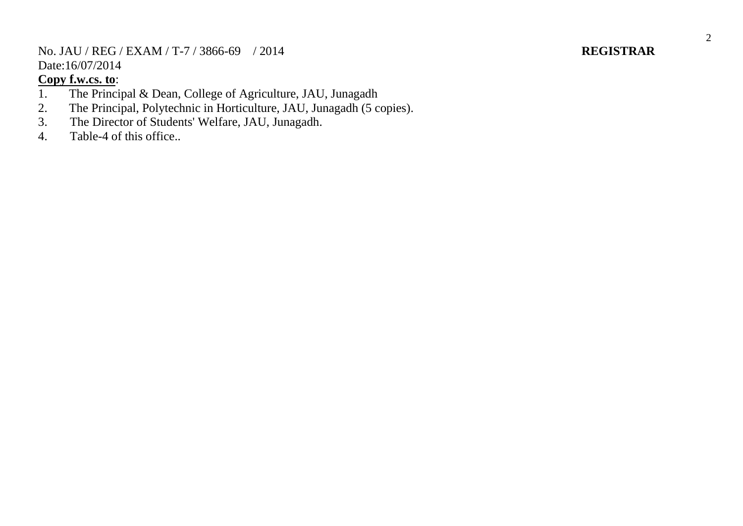No. JAU / REG / EXAM / T-7 / 3866-69 / 2014 **REGISTRAR**

Date:16/07/2014

**Copy f.w.cs. to**:

1. The Principal & Dean, College of Agriculture, JAU, Junagadh
2. The Principal, Polytechnic in Horticulture, JAU, Junagadh (5 copies).
3. The Director of Students' Welfare, JAU, Junagadh.
4. Table-4 of this office..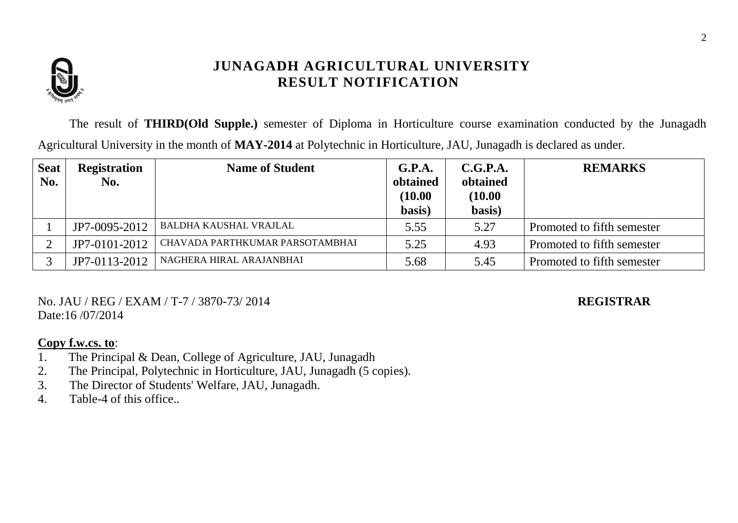# JUNAGADH AGRICULTURAL UNIVERSITY
## RESULT NOTIFICATION

The result of **THIRD(Old Supple.)** semester of Diploma in Horticulture course examination conducted by the Junagadh Agricultural University in the month of **MAY-2014** at Polytechnic in Horticulture, JAU, Junagadh is declared as under.

| Seat No. | Registration No. | Name of Student | G.P.A. obtained (10.00 basis) | C.G.P.A. obtained (10.00 basis) | REMARKS |
|---|---|---|---|---|---|
| 1 | JP7-0095-2012 | BALDHA KAUSHAL VRAJLAL | 5.55 | 5.27 | Promoted to fifth semester |
| 2 | JP7-0101-2012 | CHAVADA PARTHKUMAR PARSOTAMBHAI | 5.25 | 4.93 | Promoted to fifth semester |
| 3 | JP7-0113-2012 | NAGHERA HIRAL ARAJANBHAI | 5.68 | 5.45 | Promoted to fifth semester |

No. JAU / REG / EXAM / T-7 / 3870-73/ 2014
Date:16 /07/2014

**REGISTRAR**

**Copy f.w.cs. to**:

1. The Principal & Dean, College of Agriculture, JAU, Junagadh
2. The Principal, Polytechnic in Horticulture, JAU, Junagadh (5 copies).
3. The Director of Students' Welfare, JAU, Junagadh.
4. Table-4 of this office..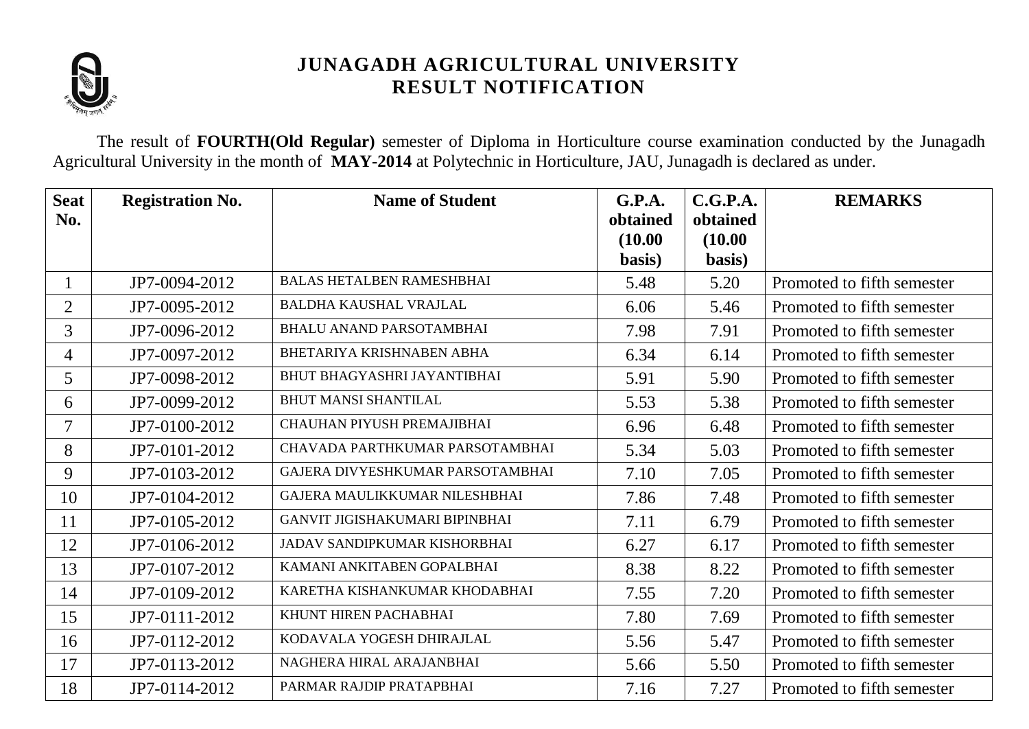# JUNAGADH AGRICULTURAL UNIVERSITY
## RESULT NOTIFICATION

The result of **FOURTH(Old Regular)** semester of Diploma in Horticulture course examination conducted by the Junagadh Agricultural University in the month of **MAY-2014** at Polytechnic in Horticulture, JAU, Junagadh is declared as under.

| Seat No. | Registration No. | Name of Student | G.P.A. obtained (10.00 basis) | C.G.P.A. obtained (10.00 basis) | REMARKS |
|---|---|---|---|---|---|
| 1 | JP7-0094-2012 | BALAS HETALBEN RAMESHBHAI | 5.48 | 5.20 | Promoted to fifth semester |
| 2 | JP7-0095-2012 | BALDHA KAUSHAL VRAJLAL | 6.06 | 5.46 | Promoted to fifth semester |
| 3 | JP7-0096-2012 | BHALU ANAND PARSOTAMBHAI | 7.98 | 7.91 | Promoted to fifth semester |
| 4 | JP7-0097-2012 | BHETARIYA KRISHNABEN ABHA | 6.34 | 6.14 | Promoted to fifth semester |
| 5 | JP7-0098-2012 | BHUT BHAGYASHRI JAYANTIBHAI | 5.91 | 5.90 | Promoted to fifth semester |
| 6 | JP7-0099-2012 | BHUT MANSI SHANTILAL | 5.53 | 5.38 | Promoted to fifth semester |
| 7 | JP7-0100-2012 | CHAUHAN PIYUSH PREMAJIBHAI | 6.96 | 6.48 | Promoted to fifth semester |
| 8 | JP7-0101-2012 | CHAVADA PARTHKUMAR PARSOTAMBHAI | 5.34 | 5.03 | Promoted to fifth semester |
| 9 | JP7-0103-2012 | GAJERA DIVYESHKUMAR PARSOTAMBHAI | 7.10 | 7.05 | Promoted to fifth semester |
| 10 | JP7-0104-2012 | GAJERA MAULIKKUMAR NILESHBHAI | 7.86 | 7.48 | Promoted to fifth semester |
| 11 | JP7-0105-2012 | GANVIT JIGISHAKUMARI BIPINBHAI | 7.11 | 6.79 | Promoted to fifth semester |
| 12 | JP7-0106-2012 | JADAV SANDIPKUMAR KISHORBHAI | 6.27 | 6.17 | Promoted to fifth semester |
| 13 | JP7-0107-2012 | KAMANI ANKITABEN GOPALBHAI | 8.38 | 8.22 | Promoted to fifth semester |
| 14 | JP7-0109-2012 | KARETHA KISHANKUMAR KHODABHAI | 7.55 | 7.20 | Promoted to fifth semester |
| 15 | JP7-0111-2012 | KHUNT HIREN PACHABHAI | 7.80 | 7.69 | Promoted to fifth semester |
| 16 | JP7-0112-2012 | KODAVALA YOGESH DHIRAJLAL | 5.56 | 5.47 | Promoted to fifth semester |
| 17 | JP7-0113-2012 | NAGHERA HIRAL ARAJANBHAI | 5.66 | 5.50 | Promoted to fifth semester |
| 18 | JP7-0114-2012 | PARMAR RAJDIP PRATAPBHAI | 7.16 | 7.27 | Promoted to fifth semester |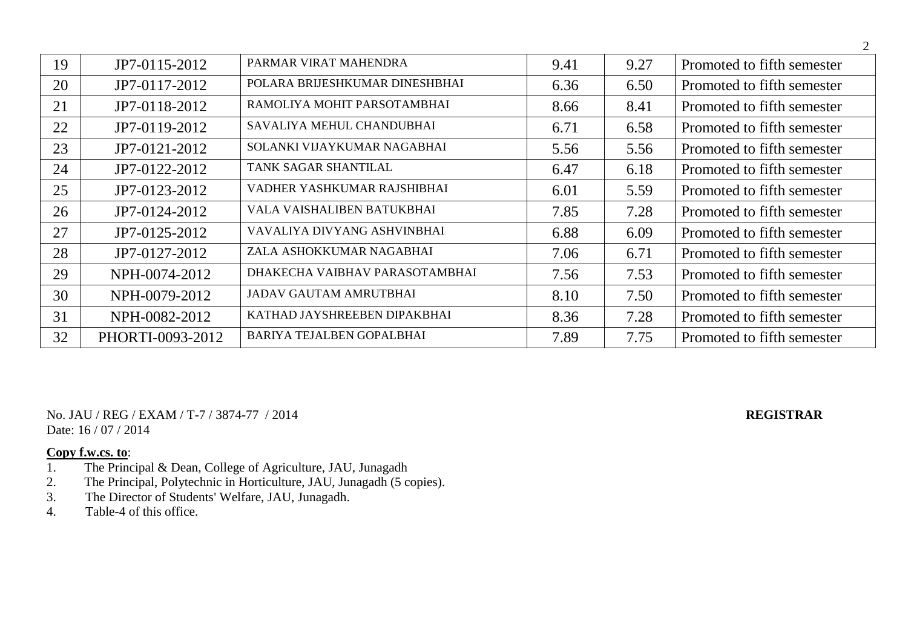| 19 | JP7-0115-2012 | PARMAR VIRAT MAHENDRA | 9.41 | 9.27 | Promoted to fifth semester |
|---|---|---|---|---|---|
| 20 | JP7-0117-2012 | POLARA BRIJESHKUMAR DINESHBHAI | 6.36 | 6.50 | Promoted to fifth semester |
| 21 | JP7-0118-2012 | RAMOLIYA MOHIT PARSOTAMBHAI | 8.66 | 8.41 | Promoted to fifth semester |
| 22 | JP7-0119-2012 | SAVALIYA MEHUL CHANDUBHAI | 6.71 | 6.58 | Promoted to fifth semester |
| 23 | JP7-0121-2012 | SOLANKI VIJAYKUMAR NAGABHAI | 5.56 | 5.56 | Promoted to fifth semester |
| 24 | JP7-0122-2012 | TANK SAGAR SHANTILAL | 6.47 | 6.18 | Promoted to fifth semester |
| 25 | JP7-0123-2012 | VADHER YASHKUMAR RAJSHIBHAI | 6.01 | 5.59 | Promoted to fifth semester |
| 26 | JP7-0124-2012 | VALA VAISHALIBEN BATUKBHAI | 7.85 | 7.28 | Promoted to fifth semester |
| 27 | JP7-0125-2012 | VAVALIYA DIVYANG ASHVINBHAI | 6.88 | 6.09 | Promoted to fifth semester |
| 28 | JP7-0127-2012 | ZALA ASHOKKUMAR NAGABHAI | 7.06 | 6.71 | Promoted to fifth semester |
| 29 | NPH-0074-2012 | DHAKECHA VAIBHAV PARASOTAMBHAI | 7.56 | 7.53 | Promoted to fifth semester |
| 30 | NPH-0079-2012 | JADAV GAUTAM AMRUTBHAI | 8.10 | 7.50 | Promoted to fifth semester |
| 31 | NPH-0082-2012 | KATHAD JAYSHREEBEN DIPAKBHAI | 8.36 | 7.28 | Promoted to fifth semester |
| 32 | PHORTI-0093-2012 | BARIYA TEJALBEN GOPALBHAI | 7.89 | 7.75 | Promoted to fifth semester |

No. JAU / REG / EXAM / T-7 / 3874-77 / 2014

Date: 16 / 07 / 2014

**REGISTRAR**

**Copy f.w.cs. to**:

1. The Principal & Dean, College of Agriculture, JAU, Junagadh
2. The Principal, Polytechnic in Horticulture, JAU, Junagadh (5 copies).
3. The Director of Students' Welfare, JAU, Junagadh.
4. Table-4 of this office.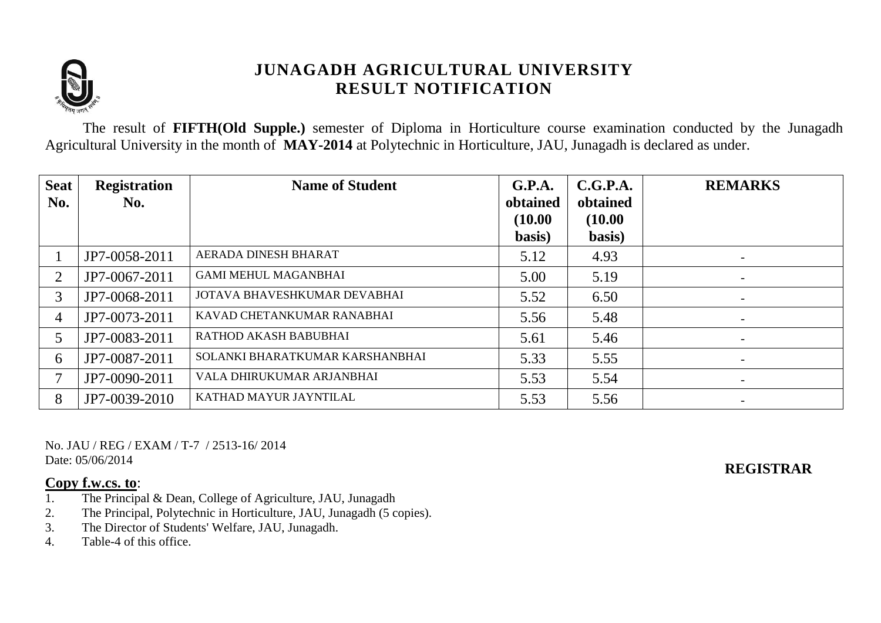# JUNAGADH AGRICULTURAL UNIVERSITY
## RESULT NOTIFICATION

The result of **FIFTH(Old Supple.)** semester of Diploma in Horticulture course examination conducted by the Junagadh Agricultural University in the month of **MAY-2014** at Polytechnic in Horticulture, JAU, Junagadh is declared as under.

| Seat No. | Registration No. | Name of Student | G.P.A. obtained (10.00 basis) | C.G.P.A. obtained (10.00 basis) | REMARKS |
|---|---|---|---|---|---|
| 1 | JP7-0058-2011 | AERADA DINESH BHARAT | 5.12 | 4.93 | - |
| 2 | JP7-0067-2011 | GAMI MEHUL MAGANBHAI | 5.00 | 5.19 | - |
| 3 | JP7-0068-2011 | JOTAVA BHAVESHKUMAR DEVABHAI | 5.52 | 6.50 | - |
| 4 | JP7-0073-2011 | KAVAD CHETANKUMAR RANABHAI | 5.56 | 5.48 | - |
| 5 | JP7-0083-2011 | RATHOD AKASH BABUBHAI | 5.61 | 5.46 | - |
| 6 | JP7-0087-2011 | SOLANKI BHARATKUMAR KARSHANBHAI | 5.33 | 5.55 | - |
| 7 | JP7-0090-2011 | VALA DHIRUKUMAR ARJANBHAI | 5.53 | 5.54 | - |
| 8 | JP7-0039-2010 | KATHAD MAYUR JAYNTILAL | 5.53 | 5.56 | - |

No. JAU / REG / EXAM / T-7 / 2513-16/ 2014
Date: 05/06/2014

**REGISTRAR**

**Copy f.w.cs. to**:

1. The Principal & Dean, College of Agriculture, JAU, Junagadh
2. The Principal, Polytechnic in Horticulture, JAU, Junagadh (5 copies).
3. The Director of Students' Welfare, JAU, Junagadh.
4. Table-4 of this office.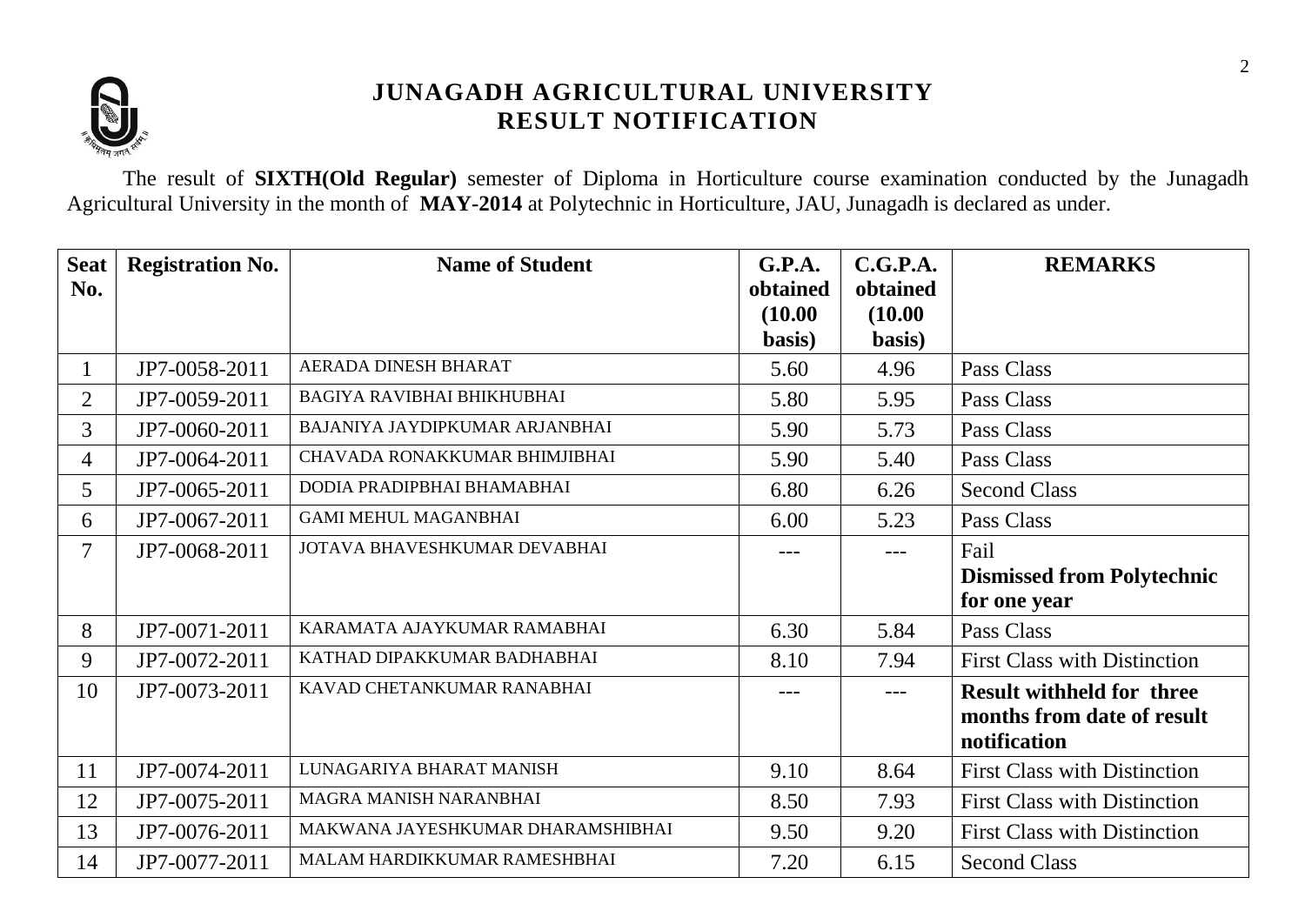# JUNAGADH AGRICULTURAL UNIVERSITY
## RESULT NOTIFICATION

The result of **SIXTH(Old Regular)** semester of Diploma in Horticulture course examination conducted by the Junagadh Agricultural University in the month of **MAY-2014** at Polytechnic in Horticulture, JAU, Junagadh is declared as under.

| Seat No. | Registration No. | Name of Student | G.P.A. obtained (10.00 basis) | C.G.P.A. obtained (10.00 basis) | REMARKS |
|---|---|---|---|---|---|
| 1 | JP7-0058-2011 | AERADA DINESH BHARAT | 5.60 | 4.96 | Pass Class |
| 2 | JP7-0059-2011 | BAGIYA RAVIBHAI BHIKHUBHAI | 5.80 | 5.95 | Pass Class |
| 3 | JP7-0060-2011 | BAJANIYA JAYDIPKUMAR ARJANBHAI | 5.90 | 5.73 | Pass Class |
| 4 | JP7-0064-2011 | CHAVADA RONAKKUMAR BHIMJIBHAI | 5.90 | 5.40 | Pass Class |
| 5 | JP7-0065-2011 | DODIA PRADIPBHAI BHAMABHAI | 6.80 | 6.26 | Second Class |
| 6 | JP7-0067-2011 | GAMI MEHUL MAGANBHAI | 6.00 | 5.23 | Pass Class |
| 7 | JP7-0068-2011 | JOTAVA BHAVESHKUMAR DEVABHAI | --- | --- | Fail **Dismissed from Polytechnic for one year** |
| 8 | JP7-0071-2011 | KARAMATA AJAYKUMAR RAMABHAI | 6.30 | 5.84 | Pass Class |
| 9 | JP7-0072-2011 | KATHAD DIPAKKUMAR BADHABHAI | 8.10 | 7.94 | First Class with Distinction |
| 10 | JP7-0073-2011 | KAVAD CHETANKUMAR RANABHAI | --- | --- | **Result withheld for three months from date of result notification** |
| 11 | JP7-0074-2011 | LUNAGARIYA BHARAT MANISH | 9.10 | 8.64 | First Class with Distinction |
| 12 | JP7-0075-2011 | MAGRA MANISH NARANBHAI | 8.50 | 7.93 | First Class with Distinction |
| 13 | JP7-0076-2011 | MAKWANA JAYESHKUMAR DHARAMSHIBHAI | 9.50 | 9.20 | First Class with Distinction |
| 14 | JP7-0077-2011 | MALAM HARDIKKUMAR RAMESHBHAI | 7.20 | 6.15 | Second Class |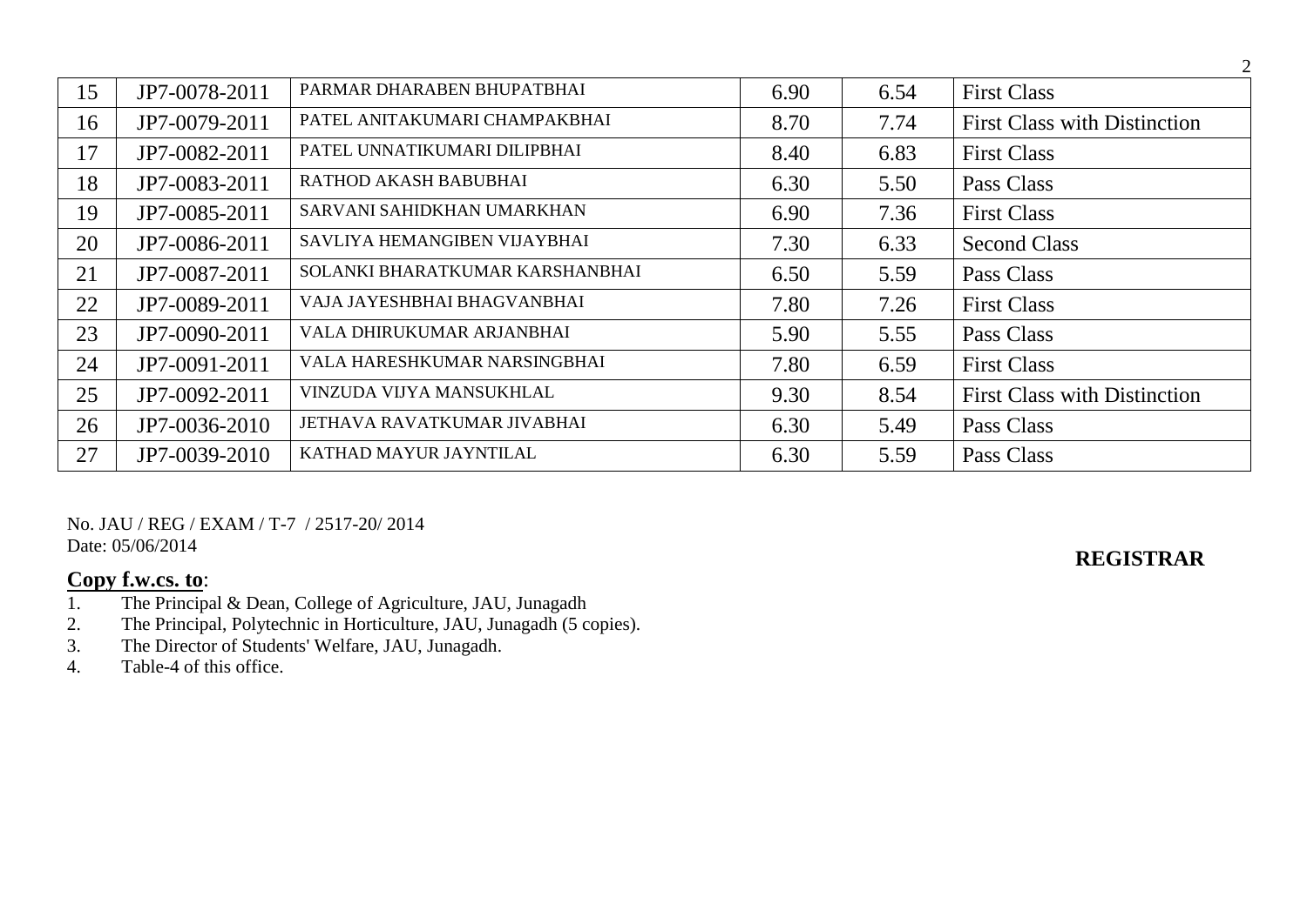| 15 | JP7-0078-2011 | PARMAR DHARABEN BHUPATBHAI | 6.90 | 6.54 | First Class |
|---|---|---|---|---|---|
| 16 | JP7-0079-2011 | PATEL ANITAKUMARI CHAMPAKBHAI | 8.70 | 7.74 | First Class with Distinction |
| 17 | JP7-0082-2011 | PATEL UNNATIKUMARI DILIPBHAI | 8.40 | 6.83 | First Class |
| 18 | JP7-0083-2011 | RATHOD AKASH BABUBHAI | 6.30 | 5.50 | Pass Class |
| 19 | JP7-0085-2011 | SARVANI SAHIDKHAN UMARKHAN | 6.90 | 7.36 | First Class |
| 20 | JP7-0086-2011 | SAVLIYA HEMANGIBEN VIJAYBHAI | 7.30 | 6.33 | Second Class |
| 21 | JP7-0087-2011 | SOLANKI BHARATKUMAR KARSHANBHAI | 6.50 | 5.59 | Pass Class |
| 22 | JP7-0089-2011 | VAJA JAYESHBHAI BHAGVANBHAI | 7.80 | 7.26 | First Class |
| 23 | JP7-0090-2011 | VALA DHIRUKUMAR ARJANBHAI | 5.90 | 5.55 | Pass Class |
| 24 | JP7-0091-2011 | VALA HARESHKUMAR NARSINGBHAI | 7.80 | 6.59 | First Class |
| 25 | JP7-0092-2011 | VINZUDA VIJYA MANSUKHLAL | 9.30 | 8.54 | First Class with Distinction |
| 26 | JP7-0036-2010 | JETHAVA RAVATKUMAR JIVABHAI | 6.30 | 5.49 | Pass Class |
| 27 | JP7-0039-2010 | KATHAD MAYUR JAYNTILAL | 6.30 | 5.59 | Pass Class |

No. JAU / REG / EXAM / T-7 / 2517-20/ 2014
Date: 05/06/2014

**REGISTRAR**

**Copy f.w.cs. to**:

1. The Principal & Dean, College of Agriculture, JAU, Junagadh
2. The Principal, Polytechnic in Horticulture, JAU, Junagadh (5 copies).
3. The Director of Students' Welfare, JAU, Junagadh.
4. Table-4 of this office.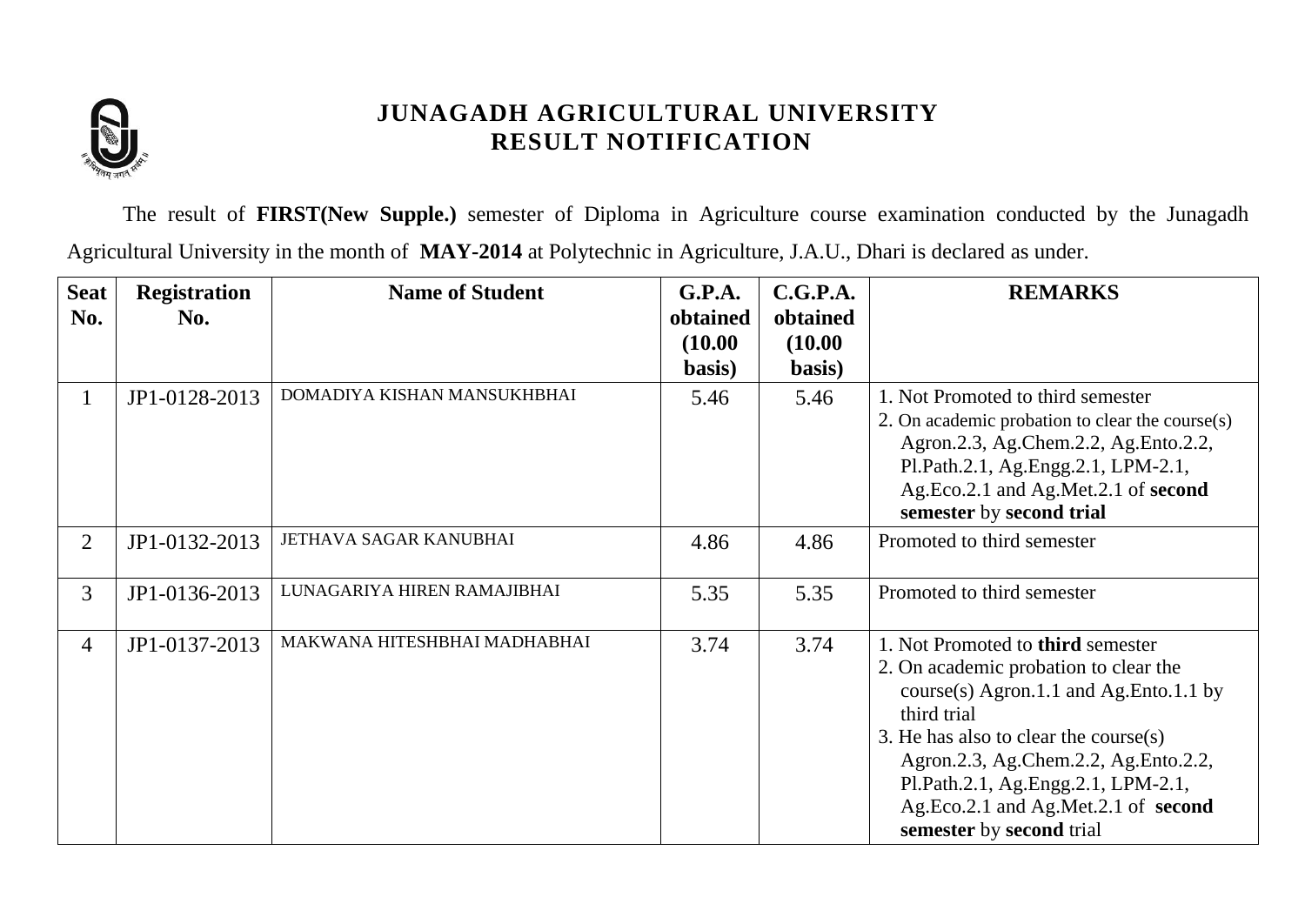# JUNAGADH AGRICULTURAL UNIVERSITY
## RESULT NOTIFICATION

The result of **FIRST(New Supple.)** semester of Diploma in Agriculture course examination conducted by the Junagadh Agricultural University in the month of **MAY-2014** at Polytechnic in Agriculture, J.A.U., Dhari is declared as under.

| Seat No. | Registration No. | Name of Student | G.P.A. obtained (10.00 basis) | C.G.P.A. obtained (10.00 basis) | REMARKS |
|---|---|---|---|---|---|
| 1 | JP1-0128-2013 | DOMADIYA KISHAN MANSUKHBHAI | 5.46 | 5.46 | 1. Not Promoted to third semester<br>2. On academic probation to clear the course(s) Agron.2.3, Ag.Chem.2.2, Ag.Ento.2.2, Pl.Path.2.1, Ag.Engg.2.1, LPM-2.1, Ag.Eco.2.1 and Ag.Met.2.1 of **second semester** by **second trial** |
| 2 | JP1-0132-2013 | JETHAVA SAGAR KANUBHAI | 4.86 | 4.86 | Promoted to third semester |
| 3 | JP1-0136-2013 | LUNAGARIYA HIREN RAMAJIBHAI | 5.35 | 5.35 | Promoted to third semester |
| 4 | JP1-0137-2013 | MAKWANA HITESHBHAI MADHABHAI | 3.74 | 3.74 | 1. Not Promoted to **third** semester<br>2. On academic probation to clear the course(s) Agron.1.1 and Ag.Ento.1.1 by third trial<br>3. He has also to clear the course(s) Agron.2.3, Ag.Chem.2.2, Ag.Ento.2.2, Pl.Path.2.1, Ag.Engg.2.1, LPM-2.1, Ag.Eco.2.1 and Ag.Met.2.1 of **second semester** by **second** trial |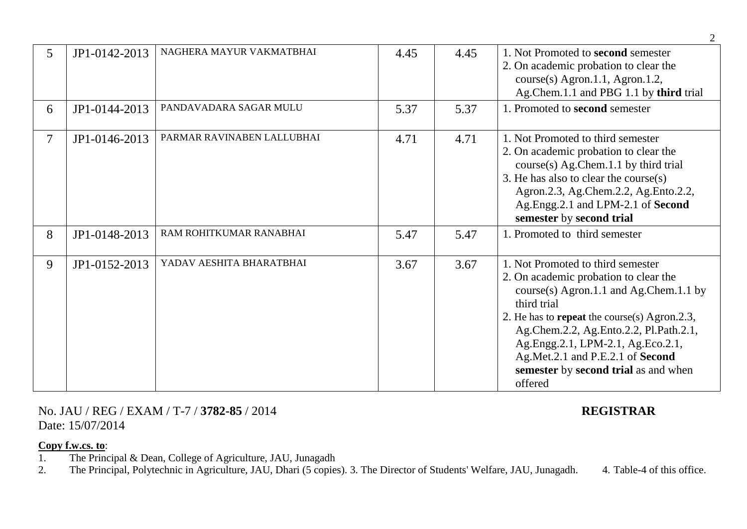| 5 | JP1-0142-2013 | NAGHERA MAYUR VAKMATBHAI | 4.45 | 4.45 | 1. Not Promoted to **second** semester<br>2. On academic probation to clear the course(s) Agron.1.1, Agron.1.2, Ag.Chem.1.1 and PBG 1.1 by **third** trial |
|---|---|---|---|---|---|
| 6 | JP1-0144-2013 | PANDAVADARA SAGAR MULU | 5.37 | 5.37 | 1. Promoted to **second** semester |
| 7 | JP1-0146-2013 | PARMAR RAVINABEN LALLUBHAI | 4.71 | 4.71 | 1. Not Promoted to third semester<br>2. On academic probation to clear the course(s) Ag.Chem.1.1 by third trial<br>3. He has also to clear the course(s) Agron.2.3, Ag.Chem.2.2, Ag.Ento.2.2, Ag.Engg.2.1 and LPM-2.1 of **Second semester** by **second trial** |
| 8 | JP1-0148-2013 | RAM ROHITKUMAR RANABHAI | 5.47 | 5.47 | 1. Promoted to third semester |
| 9 | JP1-0152-2013 | YADAV AESHITA BHARATBHAI | 3.67 | 3.67 | 1. Not Promoted to third semester<br>2. On academic probation to clear the course(s) Agron.1.1 and Ag.Chem.1.1 by third trial<br>2. He has to **repeat** the course(s) Agron.2.3, Ag.Chem.2.2, Ag.Ento.2.2, Pl.Path.2.1, Ag.Engg.2.1, LPM-2.1, Ag.Eco.2.1, Ag.Met.2.1 and P.E.2.1 of **Second semester** by **second trial** as and when offered |

No. JAU / REG / EXAM / T-7 / **3782-85** / 2014

Date: 15/07/2014

**REGISTRAR**

**Copy f.w.cs. to**:

1. The Principal & Dean, College of Agriculture, JAU, Junagadh
2. The Principal, Polytechnic in Agriculture, JAU, Dhari (5 copies). 3. The Director of Students' Welfare, JAU, Junagadh. 4. Table-4 of this office.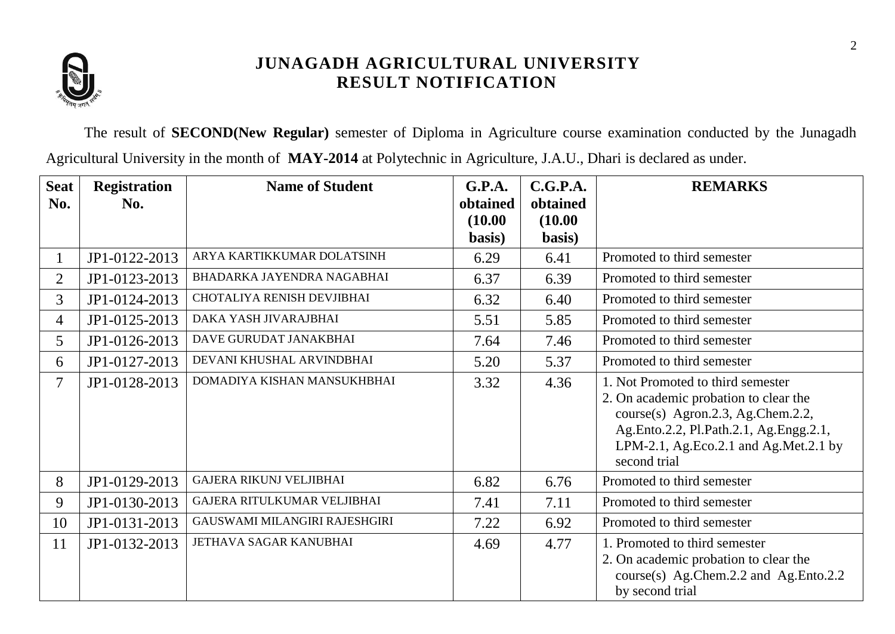# JUNAGADH AGRICULTURAL UNIVERSITY
## RESULT NOTIFICATION

The result of **SECOND(New Regular)** semester of Diploma in Agriculture course examination conducted by the Junagadh Agricultural University in the month of **MAY-2014** at Polytechnic in Agriculture, J.A.U., Dhari is declared as under.

| Seat No. | Registration No. | Name of Student | G.P.A. obtained (10.00 basis) | C.G.P.A. obtained (10.00 basis) | REMARKS |
|---|---|---|---|---|---|
| 1 | JP1-0122-2013 | ARYA KARTIKKUMAR DOLATSINH | 6.29 | 6.41 | Promoted to third semester |
| 2 | JP1-0123-2013 | BHADARKA JAYENDRA NAGABHAI | 6.37 | 6.39 | Promoted to third semester |
| 3 | JP1-0124-2013 | CHOTALIYA RENISH DEVJIBHAI | 6.32 | 6.40 | Promoted to third semester |
| 4 | JP1-0125-2013 | DAKA YASH JIVARAJBHAI | 5.51 | 5.85 | Promoted to third semester |
| 5 | JP1-0126-2013 | DAVE GURUDAT JANAKBHAI | 7.64 | 7.46 | Promoted to third semester |
| 6 | JP1-0127-2013 | DEVANI KHUSHAL ARVINDBHAI | 5.20 | 5.37 | Promoted to third semester |
| 7 | JP1-0128-2013 | DOMADIYA KISHAN MANSUKHBHAI | 3.32 | 4.36 | 1. Not Promoted to third semester<br>2. On academic probation to clear the course(s) Agron.2.3, Ag.Chem.2.2, Ag.Ento.2.2, Pl.Path.2.1, Ag.Engg.2.1, LPM-2.1, Ag.Eco.2.1 and Ag.Met.2.1 by second trial |
| 8 | JP1-0129-2013 | GAJERA RIKUNJ VELJIBHAI | 6.82 | 6.76 | Promoted to third semester |
| 9 | JP1-0130-2013 | GAJERA RITULKUMAR VELJIBHAI | 7.41 | 7.11 | Promoted to third semester |
| 10 | JP1-0131-2013 | GAUSWAMI MILANGIRI RAJESHGIRI | 7.22 | 6.92 | Promoted to third semester |
| 11 | JP1-0132-2013 | JETHAVA SAGAR KANUBHAI | 4.69 | 4.77 | 1. Promoted to third semester<br>2. On academic probation to clear the course(s) Ag.Chem.2.2 and Ag.Ento.2.2 by second trial |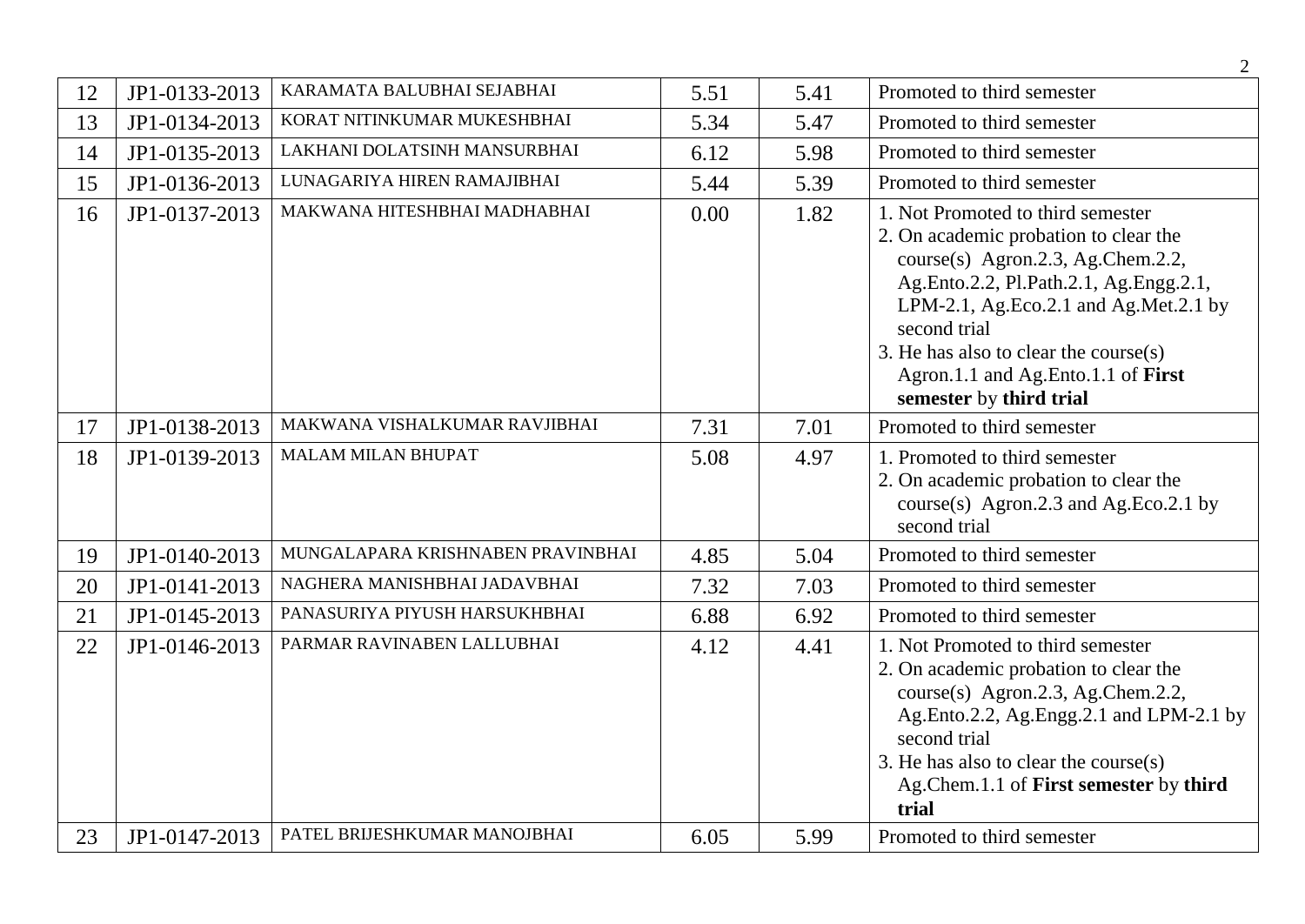| 12 | JP1-0133-2013 | KARAMATA BALUBHAI SEJABHAI | 5.51 | 5.41 | Promoted to third semester |
|---|---|---|---|---|---|
| 13 | JP1-0134-2013 | KORAT NITINKUMAR MUKESHBHAI | 5.34 | 5.47 | Promoted to third semester |
| 14 | JP1-0135-2013 | LAKHANI DOLATSINH MANSURBHAI | 6.12 | 5.98 | Promoted to third semester |
| 15 | JP1-0136-2013 | LUNAGARIYA HIREN RAMAJIBHAI | 5.44 | 5.39 | Promoted to third semester |
| 16 | JP1-0137-2013 | MAKWANA HITESHBHAI MADHABHAI | 0.00 | 1.82 | 1. Not Promoted to third semester<br>2. On academic probation to clear the course(s) Agron.2.3, Ag.Chem.2.2, Ag.Ento.2.2, Pl.Path.2.1, Ag.Engg.2.1, LPM-2.1, Ag.Eco.2.1 and Ag.Met.2.1 by second trial<br>3. He has also to clear the course(s) Agron.1.1 and Ag.Ento.1.1 of **First semester** by **third trial** |
| 17 | JP1-0138-2013 | MAKWANA VISHALKUMAR RAVJIBHAI | 7.31 | 7.01 | Promoted to third semester |
| 18 | JP1-0139-2013 | MALAM MILAN BHUPAT | 5.08 | 4.97 | 1. Promoted to third semester<br>2. On academic probation to clear the course(s) Agron.2.3 and Ag.Eco.2.1 by second trial |
| 19 | JP1-0140-2013 | MUNGALAPARA KRISHNABEN PRAVINBHAI | 4.85 | 5.04 | Promoted to third semester |
| 20 | JP1-0141-2013 | NAGHERA MANISHBHAI JADAVBHAI | 7.32 | 7.03 | Promoted to third semester |
| 21 | JP1-0145-2013 | PANASURIYA PIYUSH HARSUKHBHAI | 6.88 | 6.92 | Promoted to third semester |
| 22 | JP1-0146-2013 | PARMAR RAVINABEN LALLUBHAI | 4.12 | 4.41 | 1. Not Promoted to third semester<br>2. On academic probation to clear the course(s) Agron.2.3, Ag.Chem.2.2, Ag.Ento.2.2, Ag.Engg.2.1 and LPM-2.1 by second trial<br>3. He has also to clear the course(s) Ag.Chem.1.1 of **First semester** by **third trial** |
| 23 | JP1-0147-2013 | PATEL BRIJESHKUMAR MANOJBHAI | 6.05 | 5.99 | Promoted to third semester |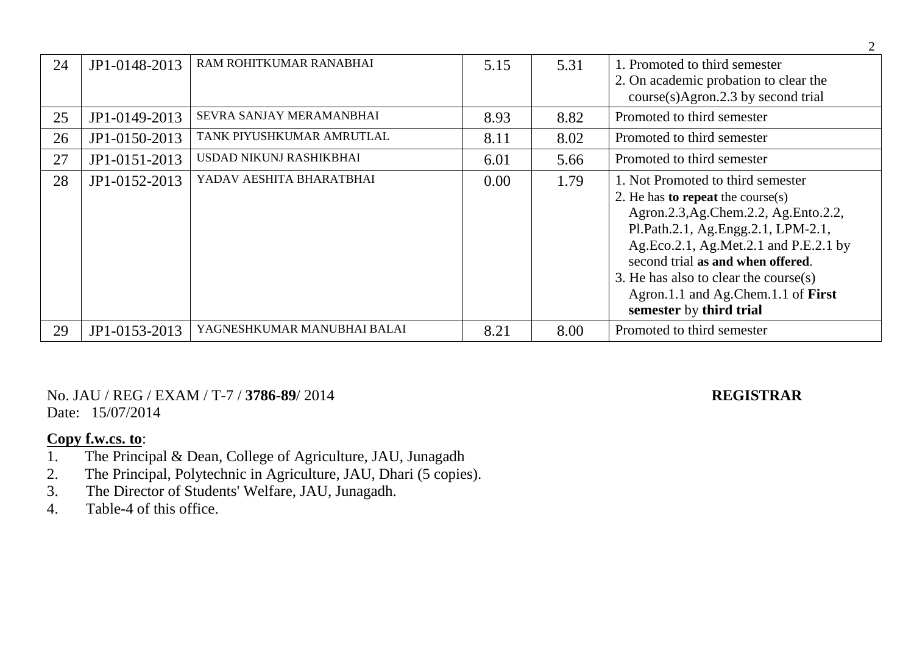| 24 | JP1-0148-2013 | RAM ROHITKUMAR RANABHAI | 5.15 | 5.31 | 1. Promoted to third semester<br>2. On academic probation to clear the course(s)Agron.2.3 by second trial |
|---|---|---|---|---|---|
| 25 | JP1-0149-2013 | SEVRA SANJAY MERAMANBHAI | 8.93 | 8.82 | Promoted to third semester |
| 26 | JP1-0150-2013 | TANK PIYUSHKUMAR AMRUTLAL | 8.11 | 8.02 | Promoted to third semester |
| 27 | JP1-0151-2013 | USDAD NIKUNJ RASHIKBHAI | 6.01 | 5.66 | Promoted to third semester |
| 28 | JP1-0152-2013 | YADAV AESHITA BHARATBHAI | 0.00 | 1.79 | 1. Not Promoted to third semester<br>2. He has **to repeat** the course(s) Agron.2.3,Ag.Chem.2.2, Ag.Ento.2.2, Pl.Path.2.1, Ag.Engg.2.1, LPM-2.1, Ag.Eco.2.1, Ag.Met.2.1 and P.E.2.1 by second trial **as and when offered**.<br>3. He has also to clear the course(s) Agron.1.1 and Ag.Chem.1.1 of **First semester** by **third trial** |
| 29 | JP1-0153-2013 | YAGNESHKUMAR MANUBHAI BALAI | 8.21 | 8.00 | Promoted to third semester |

No. JAU / REG / EXAM / T-7 / **3786-89**/ 2014 **REGISTRAR**
Date: 15/07/2014

**Copy f.w.cs. to**:
1. The Principal & Dean, College of Agriculture, JAU, Junagadh
2. The Principal, Polytechnic in Agriculture, JAU, Dhari (5 copies).
3. The Director of Students' Welfare, JAU, Junagadh.
4. Table-4 of this office.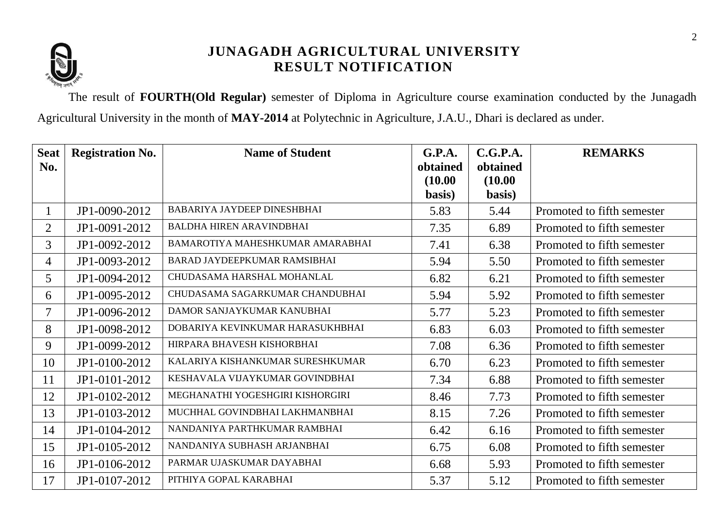# JUNAGADH AGRICULTURAL UNIVERSITY
## RESULT NOTIFICATION

The result of **FOURTH(Old Regular)** semester of Diploma in Agriculture course examination conducted by the Junagadh Agricultural University in the month of **MAY-2014** at Polytechnic in Agriculture, J.A.U., Dhari is declared as under.

| Seat No. | Registration No. | Name of Student | G.P.A. obtained (10.00 basis) | C.G.P.A. obtained (10.00 basis) | REMARKS |
|---|---|---|---|---|---|
| 1 | JP1-0090-2012 | BABARIYA JAYDEEP DINESHBHAI | 5.83 | 5.44 | Promoted to fifth semester |
| 2 | JP1-0091-2012 | BALDHA HIREN ARAVINDBHAI | 7.35 | 6.89 | Promoted to fifth semester |
| 3 | JP1-0092-2012 | BAMAROTIYA MAHESHKUMAR AMARABHAI | 7.41 | 6.38 | Promoted to fifth semester |
| 4 | JP1-0093-2012 | BARAD JAYDEEPKUMAR RAMSIBHAI | 5.94 | 5.50 | Promoted to fifth semester |
| 5 | JP1-0094-2012 | CHUDASAMA HARSHAL MOHANLAL | 6.82 | 6.21 | Promoted to fifth semester |
| 6 | JP1-0095-2012 | CHUDASAMA SAGARKUMAR CHANDUBHAI | 5.94 | 5.92 | Promoted to fifth semester |
| 7 | JP1-0096-2012 | DAMOR SANJAYKUMAR KANUBHAI | 5.77 | 5.23 | Promoted to fifth semester |
| 8 | JP1-0098-2012 | DOBARIYA KEVINKUMAR HARASUKHBHAI | 6.83 | 6.03 | Promoted to fifth semester |
| 9 | JP1-0099-2012 | HIRPARA BHAVESH KISHORBHAI | 7.08 | 6.36 | Promoted to fifth semester |
| 10 | JP1-0100-2012 | KALARIYA KISHANKUMAR SURESHKUMAR | 6.70 | 6.23 | Promoted to fifth semester |
| 11 | JP1-0101-2012 | KESHAVALA VIJAYKUMAR GOVINDBHAI | 7.34 | 6.88 | Promoted to fifth semester |
| 12 | JP1-0102-2012 | MEGHANATHI YOGESHGIRI KISHORGIRI | 8.46 | 7.73 | Promoted to fifth semester |
| 13 | JP1-0103-2012 | MUCHHAL GOVINDBHAI LAKHMANBHAI | 8.15 | 7.26 | Promoted to fifth semester |
| 14 | JP1-0104-2012 | NANDANIYA PARTHKUMAR RAMBHAI | 6.42 | 6.16 | Promoted to fifth semester |
| 15 | JP1-0105-2012 | NANDANIYA SUBHASH ARJANBHAI | 6.75 | 6.08 | Promoted to fifth semester |
| 16 | JP1-0106-2012 | PARMAR UJASKUMAR DAYABHAI | 6.68 | 5.93 | Promoted to fifth semester |
| 17 | JP1-0107-2012 | PITHIYA GOPAL KARABHAI | 5.37 | 5.12 | Promoted to fifth semester |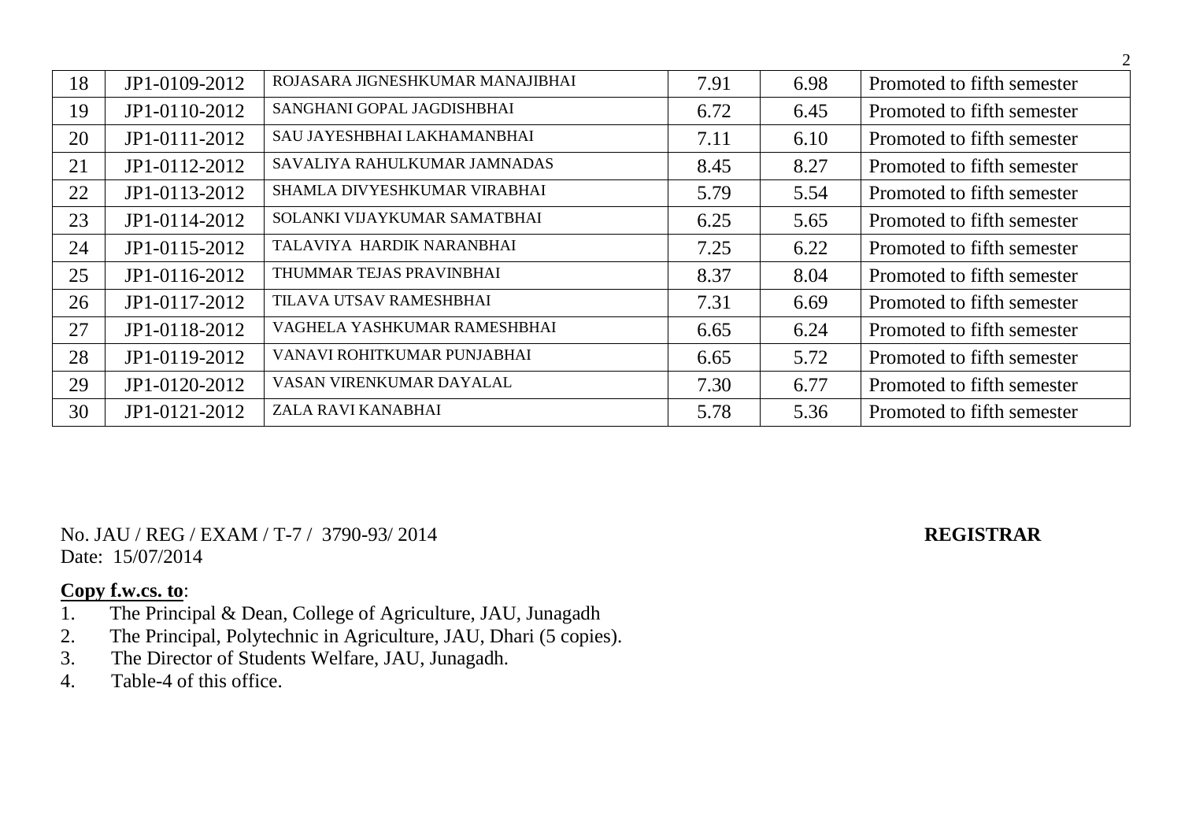| 18 | JP1-0109-2012 | ROJASARA JIGNESHKUMAR MANAJIBHAI | 7.91 | 6.98 | Promoted to fifth semester |
|---|---|---|---|---|---|
| 19 | JP1-0110-2012 | SANGHANI GOPAL JAGDISHBHAI | 6.72 | 6.45 | Promoted to fifth semester |
| 20 | JP1-0111-2012 | SAU JAYESHBHAI LAKHAMANBHAI | 7.11 | 6.10 | Promoted to fifth semester |
| 21 | JP1-0112-2012 | SAVALIYA RAHULKUMAR JAMNADAS | 8.45 | 8.27 | Promoted to fifth semester |
| 22 | JP1-0113-2012 | SHAMLA DIVYESHKUMAR VIRABHAI | 5.79 | 5.54 | Promoted to fifth semester |
| 23 | JP1-0114-2012 | SOLANKI VIJAYKUMAR SAMATBHAI | 6.25 | 5.65 | Promoted to fifth semester |
| 24 | JP1-0115-2012 | TALAVIYA HARDIK NARANBHAI | 7.25 | 6.22 | Promoted to fifth semester |
| 25 | JP1-0116-2012 | THUMMAR TEJAS PRAVINBHAI | 8.37 | 8.04 | Promoted to fifth semester |
| 26 | JP1-0117-2012 | TILAVA UTSAV RAMESHBHAI | 7.31 | 6.69 | Promoted to fifth semester |
| 27 | JP1-0118-2012 | VAGHELA YASHKUMAR RAMESHBHAI | 6.65 | 6.24 | Promoted to fifth semester |
| 28 | JP1-0119-2012 | VANAVI ROHITKUMAR PUNJABHAI | 6.65 | 5.72 | Promoted to fifth semester |
| 29 | JP1-0120-2012 | VASAN VIRENKUMAR DAYALAL | 7.30 | 6.77 | Promoted to fifth semester |
| 30 | JP1-0121-2012 | ZALA RAVI KANABHAI | 5.78 | 5.36 | Promoted to fifth semester |

No. JAU / REG / EXAM / T-7 / 3790-93/ 2014 **REGISTRAR**
Date: 15/07/2014

**Copy f.w.cs. to**:

1. The Principal & Dean, College of Agriculture, JAU, Junagadh
2. The Principal, Polytechnic in Agriculture, JAU, Dhari (5 copies).
3. The Director of Students Welfare, JAU, Junagadh.
4. Table-4 of this office.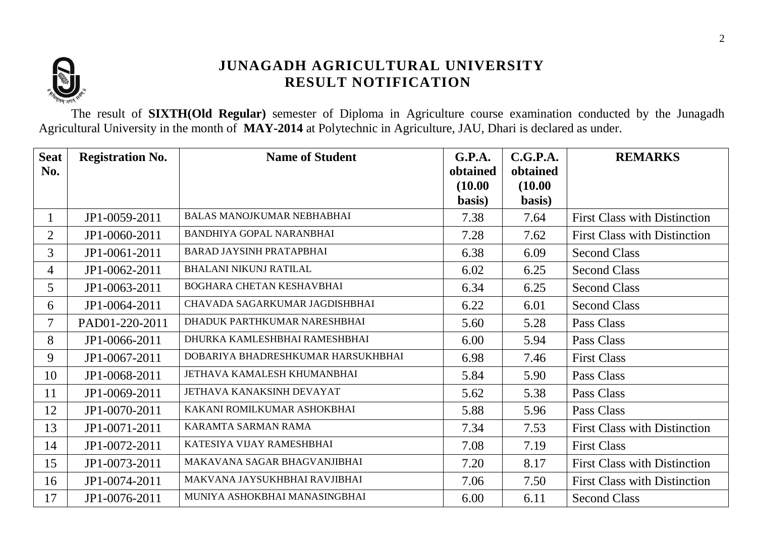# JUNAGADH AGRICULTURAL UNIVERSITY
## RESULT NOTIFICATION

The result of **SIXTH(Old Regular)** semester of Diploma in Agriculture course examination conducted by the Junagadh Agricultural University in the month of **MAY-2014** at Polytechnic in Agriculture, JAU, Dhari is declared as under.

| Seat No. | Registration No. | Name of Student | G.P.A. obtained (10.00 basis) | C.G.P.A. obtained (10.00 basis) | REMARKS |
|---|---|---|---|---|---|
| 1 | JP1-0059-2011 | BALAS MANOJKUMAR NEBHABHAI | 7.38 | 7.64 | First Class with Distinction |
| 2 | JP1-0060-2011 | BANDHIYA GOPAL NARANBHAI | 7.28 | 7.62 | First Class with Distinction |
| 3 | JP1-0061-2011 | BARAD JAYSINH PRATAPBHAI | 6.38 | 6.09 | Second Class |
| 4 | JP1-0062-2011 | BHALANI NIKUNJ RATILAL | 6.02 | 6.25 | Second Class |
| 5 | JP1-0063-2011 | BOGHARA CHETAN KESHAVBHAI | 6.34 | 6.25 | Second Class |
| 6 | JP1-0064-2011 | CHAVADA SAGARKUMAR JAGDISHBHAI | 6.22 | 6.01 | Second Class |
| 7 | PAD01-220-2011 | DHADUK PARTHKUMAR NARESHBHAI | 5.60 | 5.28 | Pass Class |
| 8 | JP1-0066-2011 | DHURKA KAMLESHBHAI RAMESHBHAI | 6.00 | 5.94 | Pass Class |
| 9 | JP1-0067-2011 | DOBARIYA BHADRESHKUMAR HARSUKHBHAI | 6.98 | 7.46 | First Class |
| 10 | JP1-0068-2011 | JETHAVA KAMALESH KHUMANBHAI | 5.84 | 5.90 | Pass Class |
| 11 | JP1-0069-2011 | JETHAVA KANAKSINH DEVAYAT | 5.62 | 5.38 | Pass Class |
| 12 | JP1-0070-2011 | KAKANI ROMILKUMAR ASHOKBHAI | 5.88 | 5.96 | Pass Class |
| 13 | JP1-0071-2011 | KARAMTA SARMAN RAMA | 7.34 | 7.53 | First Class with Distinction |
| 14 | JP1-0072-2011 | KATESIYA VIJAY RAMESHBHAI | 7.08 | 7.19 | First Class |
| 15 | JP1-0073-2011 | MAKAVANA SAGAR BHAGVANJIBHAI | 7.20 | 8.17 | First Class with Distinction |
| 16 | JP1-0074-2011 | MAKVANA JAYSUKHBHAI RAVJIBHAI | 7.06 | 7.50 | First Class with Distinction |
| 17 | JP1-0076-2011 | MUNIYA ASHOKBHAI MANASINGBHAI | 6.00 | 6.11 | Second Class |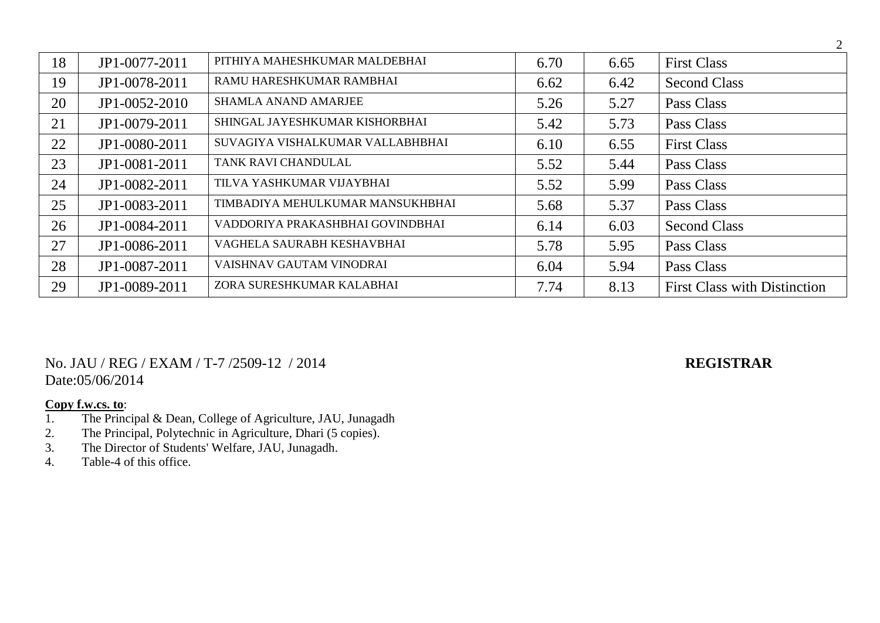| 18 | JP1-0077-2011 | PITHIYA MAHESHKUMAR MALDEBHAI | 6.70 | 6.65 | First Class |
|---|---|---|---|---|---|
| 19 | JP1-0078-2011 | RAMU HARESHKUMAR RAMBHAI | 6.62 | 6.42 | Second Class |
| 20 | JP1-0052-2010 | SHAMLA ANAND AMARJEE | 5.26 | 5.27 | Pass Class |
| 21 | JP1-0079-2011 | SHINGAL JAYESHKUMAR KISHORBHAI | 5.42 | 5.73 | Pass Class |
| 22 | JP1-0080-2011 | SUVAGIYA VISHALKUMAR VALLABHBHAI | 6.10 | 6.55 | First Class |
| 23 | JP1-0081-2011 | TANK RAVI CHANDULAL | 5.52 | 5.44 | Pass Class |
| 24 | JP1-0082-2011 | TILVA YASHKUMAR VIJAYBHAI | 5.52 | 5.99 | Pass Class |
| 25 | JP1-0083-2011 | TIMBADIYA MEHULKUMAR MANSUKHBHAI | 5.68 | 5.37 | Pass Class |
| 26 | JP1-0084-2011 | VADDORIYA PRAKASHBHAI GOVINDBHAI | 6.14 | 6.03 | Second Class |
| 27 | JP1-0086-2011 | VAGHELA SAURABH KESHAVBHAI | 5.78 | 5.95 | Pass Class |
| 28 | JP1-0087-2011 | VAISHNAV GAUTAM VINODRAI | 6.04 | 5.94 | Pass Class |
| 29 | JP1-0089-2011 | ZORA SURESHKUMAR KALABHAI | 7.74 | 8.13 | First Class with Distinction |

No. JAU / REG / EXAM / T-7 /2509-12 / 2014

Date:05/06/2014

**REGISTRAR**

**Copy f.w.cs. to**:

1. The Principal & Dean, College of Agriculture, JAU, Junagadh
2. The Principal, Polytechnic in Agriculture, Dhari (5 copies).
3. The Director of Students' Welfare, JAU, Junagadh.
4. Table-4 of this office.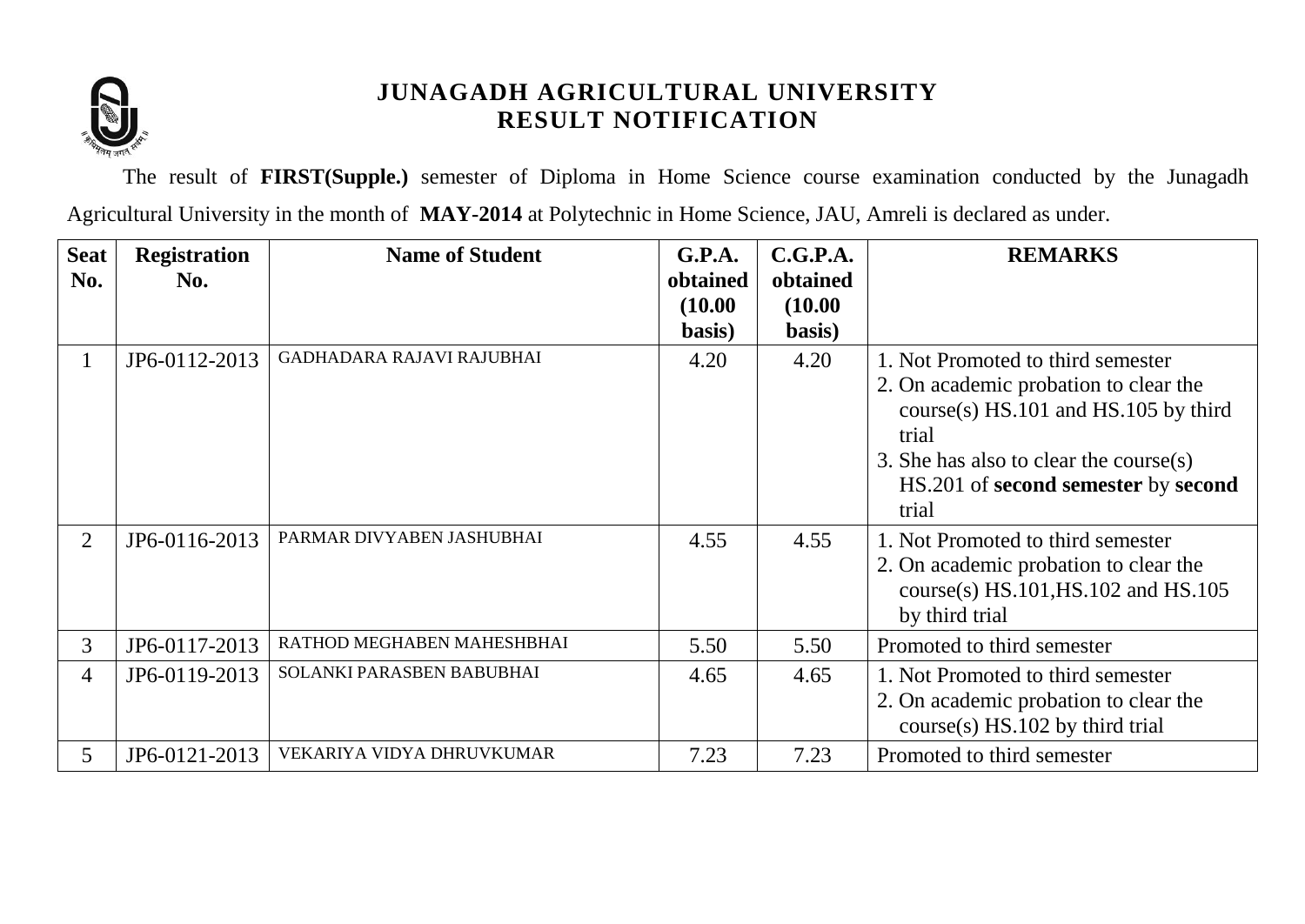# JUNAGADH AGRICULTURAL UNIVERSITY
## RESULT NOTIFICATION

The result of **FIRST(Supple.)** semester of Diploma in Home Science course examination conducted by the Junagadh Agricultural University in the month of **MAY-2014** at Polytechnic in Home Science, JAU, Amreli is declared as under.

| Seat No. | Registration No. | Name of Student | G.P.A. obtained (10.00 basis) | C.G.P.A. obtained (10.00 basis) | REMARKS |
|---|---|---|---|---|---|
| 1 | JP6-0112-2013 | GADHADARA RAJAVI RAJUBHAI | 4.20 | 4.20 | 1. Not Promoted to third semester<br>2. On academic probation to clear the course(s) HS.101 and HS.105 by third trial<br>3. She has also to clear the course(s) HS.201 of **second semester** by **second** trial |
| 2 | JP6-0116-2013 | PARMAR DIVYABEN JASHUBHAI | 4.55 | 4.55 | 1. Not Promoted to third semester<br>2. On academic probation to clear the course(s) HS.101,HS.102 and HS.105 by third trial |
| 3 | JP6-0117-2013 | RATHOD MEGHABEN MAHESHBHAI | 5.50 | 5.50 | Promoted to third semester |
| 4 | JP6-0119-2013 | SOLANKI PARASBEN BABUBHAI | 4.65 | 4.65 | 1. Not Promoted to third semester<br>2. On academic probation to clear the course(s) HS.102 by third trial |
| 5 | JP6-0121-2013 | VEKARIYA VIDYA DHRUVKUMAR | 7.23 | 7.23 | Promoted to third semester |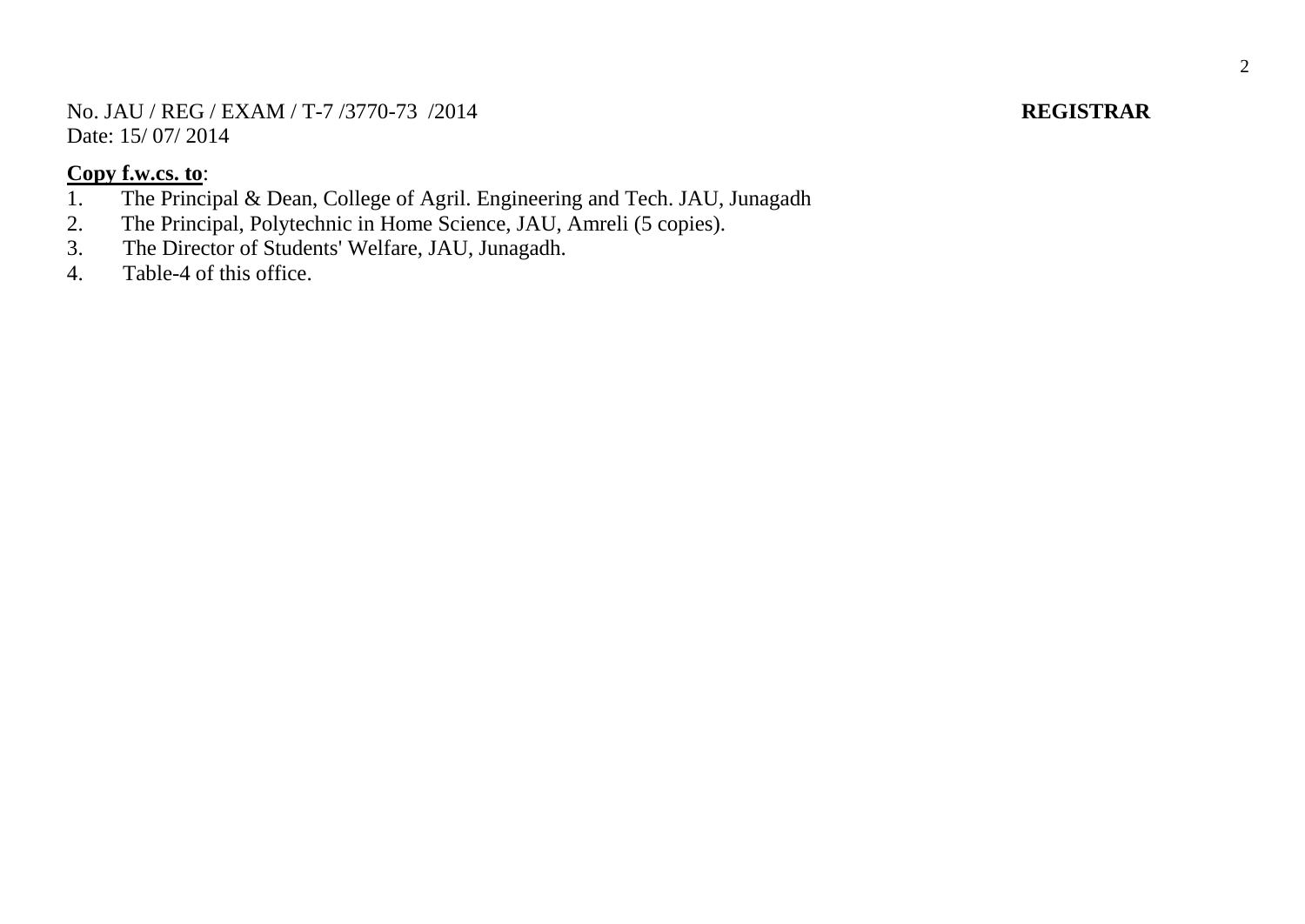No. JAU / REG / EXAM / T-7 /3770-73 /2014 **REGISTRAR**
Date: 15/ 07/ 2014

**Copy f.w.cs. to**:

1. The Principal & Dean, College of Agril. Engineering and Tech. JAU, Junagadh
2. The Principal, Polytechnic in Home Science, JAU, Amreli (5 copies).
3. The Director of Students' Welfare, JAU, Junagadh.
4. Table-4 of this office.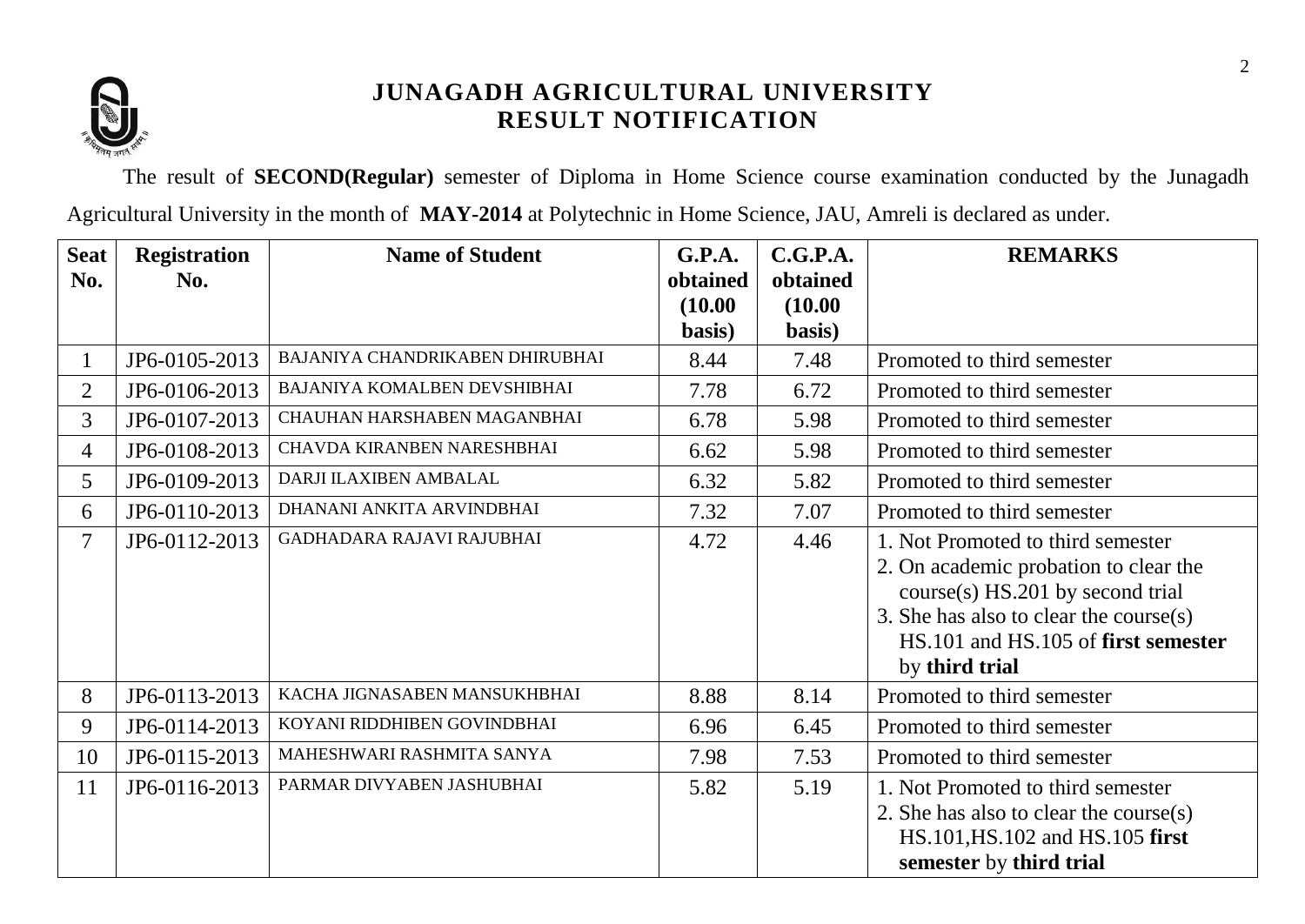# JUNAGADH AGRICULTURAL UNIVERSITY
## RESULT NOTIFICATION

The result of **SECOND(Regular)** semester of Diploma in Home Science course examination conducted by the Junagadh Agricultural University in the month of **MAY-2014** at Polytechnic in Home Science, JAU, Amreli is declared as under.

| Seat No. | Registration No. | Name of Student | G.P.A. obtained (10.00 basis) | C.G.P.A. obtained (10.00 basis) | REMARKS |
|---|---|---|---|---|---|
| 1 | JP6-0105-2013 | BAJANIYA CHANDRIKABEN DHIRUBHAI | 8.44 | 7.48 | Promoted to third semester |
| 2 | JP6-0106-2013 | BAJANIYA KOMALBEN DEVSHIBHAI | 7.78 | 6.72 | Promoted to third semester |
| 3 | JP6-0107-2013 | CHAUHAN HARSHABEN MAGANBHAI | 6.78 | 5.98 | Promoted to third semester |
| 4 | JP6-0108-2013 | CHAVDA KIRANBEN NARESHBHAI | 6.62 | 5.98 | Promoted to third semester |
| 5 | JP6-0109-2013 | DARJI ILAXIBEN AMBALAL | 6.32 | 5.82 | Promoted to third semester |
| 6 | JP6-0110-2013 | DHANANI ANKITA ARVINDBHAI | 7.32 | 7.07 | Promoted to third semester |
| 7 | JP6-0112-2013 | GADHADARA RAJAVI RAJUBHAI | 4.72 | 4.46 | 1. Not Promoted to third semester<br>2. On academic probation to clear the course(s) HS.201 by second trial<br>3. She has also to clear the course(s) HS.101 and HS.105 of **first semester** by **third trial** |
| 8 | JP6-0113-2013 | KACHA JIGNASABEN MANSUKHBHAI | 8.88 | 8.14 | Promoted to third semester |
| 9 | JP6-0114-2013 | KOYANI RIDDHIBEN GOVINDBHAI | 6.96 | 6.45 | Promoted to third semester |
| 10 | JP6-0115-2013 | MAHESHWARI RASHMITA SANYA | 7.98 | 7.53 | Promoted to third semester |
| 11 | JP6-0116-2013 | PARMAR DIVYABEN JASHUBHAI | 5.82 | 5.19 | 1. Not Promoted to third semester<br>2. She has also to clear the course(s) HS.101,HS.102 and HS.105 **first semester** by **third trial** |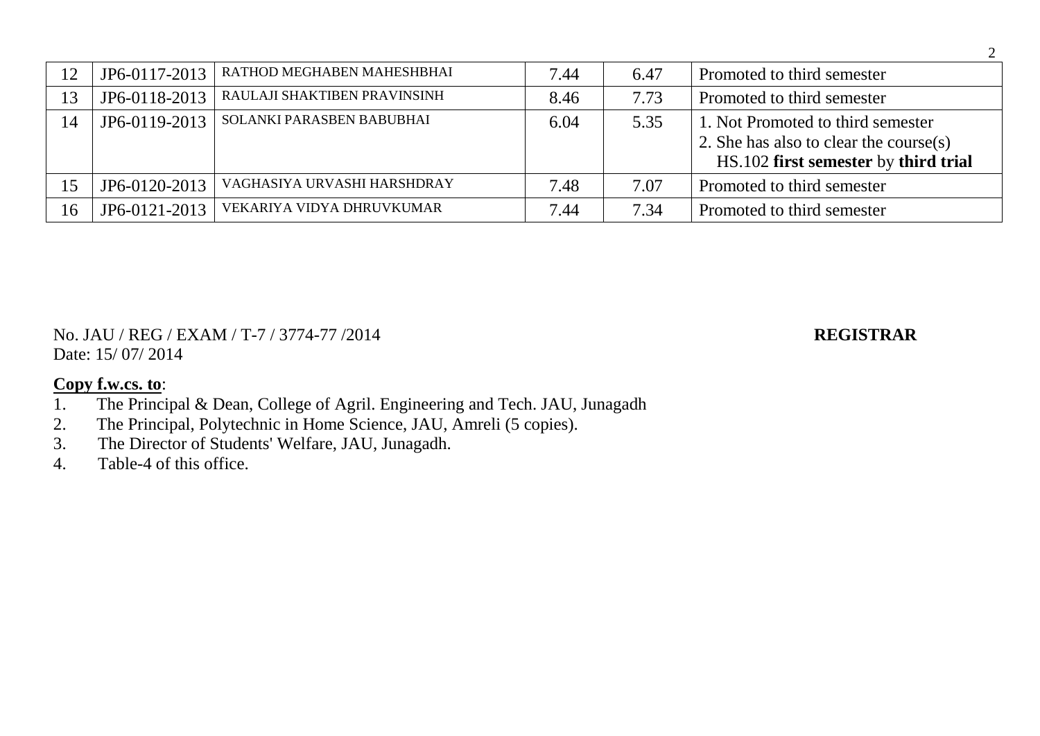| | | | | | |
|---|---|---|---|---|---|
| 12 | JP6-0117-2013 | RATHOD MEGHABEN MAHESHBHAI | 7.44 | 6.47 | Promoted to third semester |
| 13 | JP6-0118-2013 | RAULAJI SHAKTIBEN PRAVINSINH | 8.46 | 7.73 | Promoted to third semester |
| 14 | JP6-0119-2013 | SOLANKI PARASBEN BABUBHAI | 6.04 | 5.35 | 1. Not Promoted to third semester<br>2. She has also to clear the course(s) HS.102 **first semester** by **third trial** |
| 15 | JP6-0120-2013 | VAGHASIYA URVASHI HARSHDRAY | 7.48 | 7.07 | Promoted to third semester |
| 16 | JP6-0121-2013 | VEKARIYA VIDYA DHRUVKUMAR | 7.44 | 7.34 | Promoted to third semester |

No. JAU / REG / EXAM / T-7 / 3774-77 /2014

**REGISTRAR**

Date: 15/ 07/ 2014

**Copy f.w.cs. to**:

1. The Principal & Dean, College of Agril. Engineering and Tech. JAU, Junagadh
2. The Principal, Polytechnic in Home Science, JAU, Amreli (5 copies).
3. The Director of Students' Welfare, JAU, Junagadh.
4. Table-4 of this office.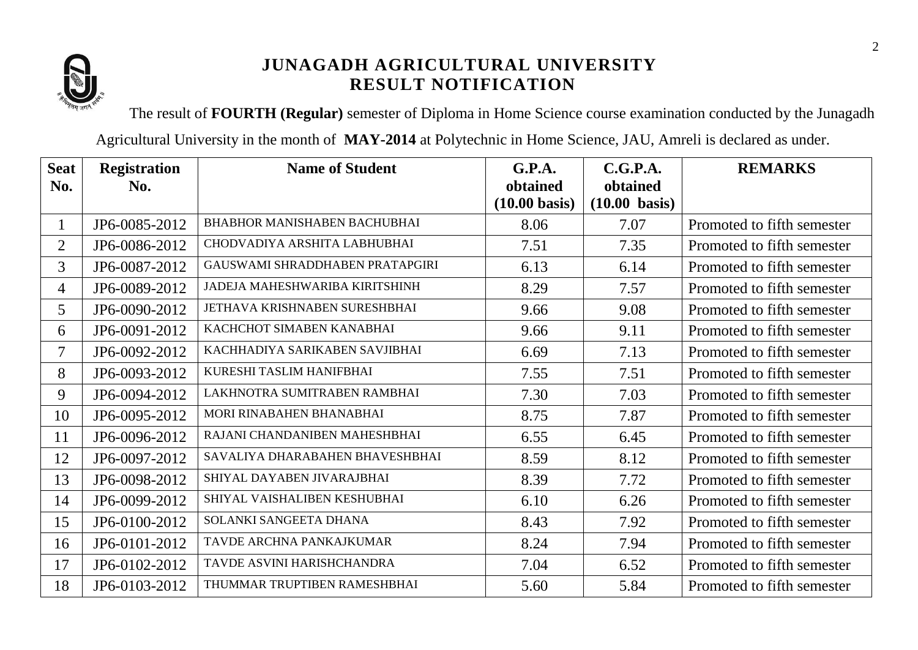# JUNAGADH AGRICULTURAL UNIVERSITY
## RESULT NOTIFICATION

The result of **FOURTH (Regular)** semester of Diploma in Home Science course examination conducted by the Junagadh Agricultural University in the month of **MAY-2014** at Polytechnic in Home Science, JAU, Amreli is declared as under.

| Seat No. | Registration No. | Name of Student | G.P.A. obtained (10.00 basis) | C.G.P.A. obtained (10.00 basis) | REMARKS |
|---|---|---|---|---|---|
| 1 | JP6-0085-2012 | BHABHOR MANISHABEN BACHUBHAI | 8.06 | 7.07 | Promoted to fifth semester |
| 2 | JP6-0086-2012 | CHODVADIYA ARSHITA LABHUBHAI | 7.51 | 7.35 | Promoted to fifth semester |
| 3 | JP6-0087-2012 | GAUSWAMI SHRADDHABEN PRATAPGIRI | 6.13 | 6.14 | Promoted to fifth semester |
| 4 | JP6-0089-2012 | JADEJA MAHESHWARIBA KIRITSHINH | 8.29 | 7.57 | Promoted to fifth semester |
| 5 | JP6-0090-2012 | JETHAVA KRISHNABEN SURESHBHAI | 9.66 | 9.08 | Promoted to fifth semester |
| 6 | JP6-0091-2012 | KACHCHOT SIMABEN KANABHAI | 9.66 | 9.11 | Promoted to fifth semester |
| 7 | JP6-0092-2012 | KACHHADIYA SARIKABEN SAVJIBHAI | 6.69 | 7.13 | Promoted to fifth semester |
| 8 | JP6-0093-2012 | KURESHI TASLIM HANIFBHAI | 7.55 | 7.51 | Promoted to fifth semester |
| 9 | JP6-0094-2012 | LAKHNOTRA SUMITRABEN RAMBHAI | 7.30 | 7.03 | Promoted to fifth semester |
| 10 | JP6-0095-2012 | MORI RINABAHEN BHANABHAI | 8.75 | 7.87 | Promoted to fifth semester |
| 11 | JP6-0096-2012 | RAJANI CHANDANIBEN MAHESHBHAI | 6.55 | 6.45 | Promoted to fifth semester |
| 12 | JP6-0097-2012 | SAVALIYA DHARABAHEN BHAVESHBHAI | 8.59 | 8.12 | Promoted to fifth semester |
| 13 | JP6-0098-2012 | SHIYAL DAYABEN JIVARAJBHAI | 8.39 | 7.72 | Promoted to fifth semester |
| 14 | JP6-0099-2012 | SHIYAL VAISHALIBEN KESHUBHAI | 6.10 | 6.26 | Promoted to fifth semester |
| 15 | JP6-0100-2012 | SOLANKI SANGEETA DHANA | 8.43 | 7.92 | Promoted to fifth semester |
| 16 | JP6-0101-2012 | TAVDE ARCHNA PANKAJKUMAR | 8.24 | 7.94 | Promoted to fifth semester |
| 17 | JP6-0102-2012 | TAVDE ASVINI HARISHCHANDRA | 7.04 | 6.52 | Promoted to fifth semester |
| 18 | JP6-0103-2012 | THUMMAR TRUPTIBEN RAMESHBHAI | 5.60 | 5.84 | Promoted to fifth semester |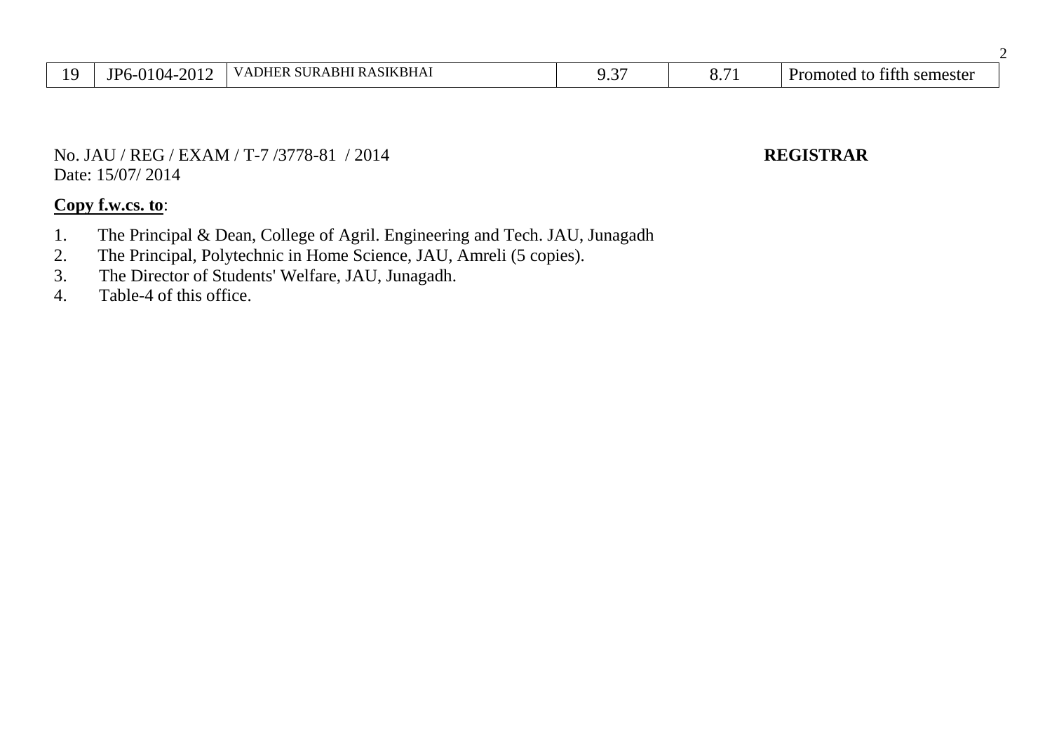| 19 | JP6-0104-2012 | VADHER SURABHI RASIKBHAI | 9.37 | 8.71 | Promoted to fifth semester |
|---|---|---|---|---|---|

No. JAU / REG / EXAM / T-7 /3778-81 / 2014

Date: 15/07/ 2014

**REGISTRAR**

**Copy f.w.cs. to**:

1. The Principal & Dean, College of Agril. Engineering and Tech. JAU, Junagadh
2. The Principal, Polytechnic in Home Science, JAU, Amreli (5 copies).
3. The Director of Students' Welfare, JAU, Junagadh.
4. Table-4 of this office.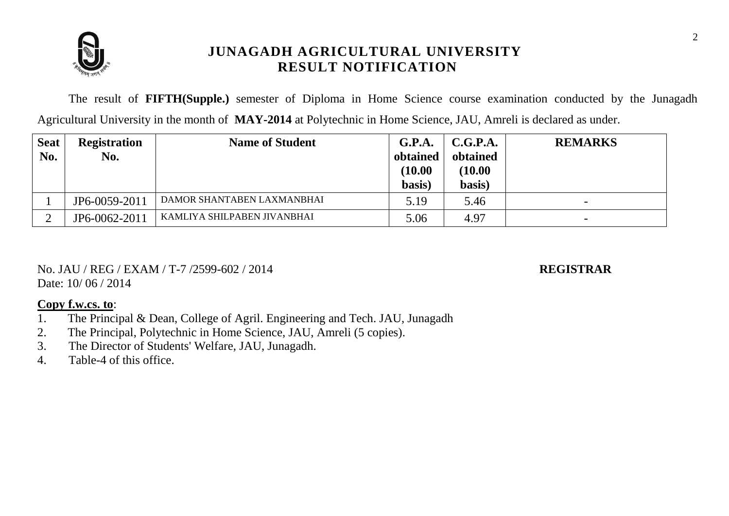# JUNAGADH AGRICULTURAL UNIVERSITY
## RESULT NOTIFICATION

The result of **FIFTH(Supple.)** semester of Diploma in Home Science course examination conducted by the Junagadh Agricultural University in the month of **MAY-2014** at Polytechnic in Home Science, JAU, Amreli is declared as under.

| Seat No. | Registration No. | Name of Student | G.P.A. obtained (10.00 basis) | C.G.P.A. obtained (10.00 basis) | REMARKS |
|---|---|---|---|---|---|
| 1 | JP6-0059-2011 | DAMOR SHANTABEN LAXMANBHAI | 5.19 | 5.46 | - |
| 2 | JP6-0062-2011 | KAMLIYA SHILPABEN JIVANBHAI | 5.06 | 4.97 | - |

No. JAU / REG / EXAM / T-7 /2599-602 / 2014

Date: 10/ 06 / 2014

**REGISTRAR**

**Copy f.w.cs. to**:
1. The Principal & Dean, College of Agril. Engineering and Tech. JAU, Junagadh
2. The Principal, Polytechnic in Home Science, JAU, Amreli (5 copies).
3. The Director of Students' Welfare, JAU, Junagadh.
4. Table-4 of this office.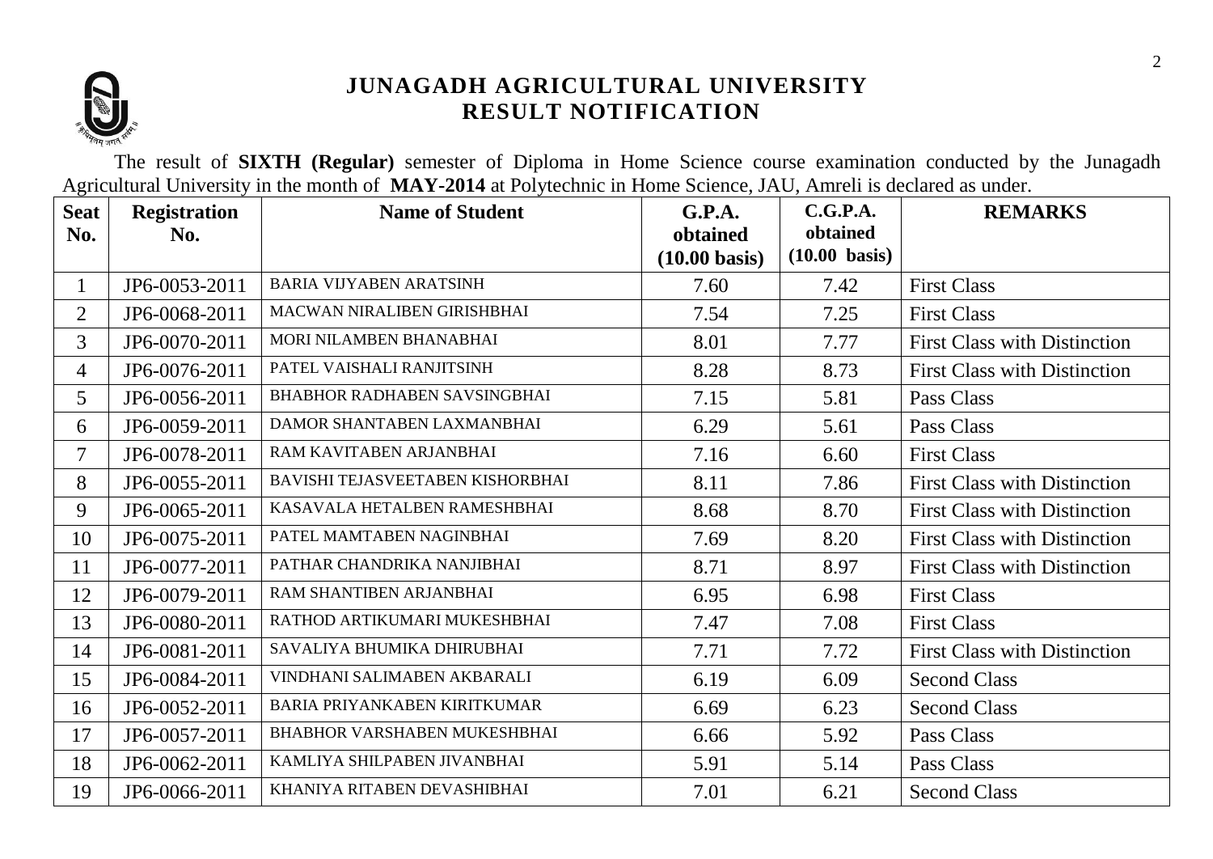# JUNAGADH AGRICULTURAL UNIVERSITY
## RESULT NOTIFICATION

The result of **SIXTH (Regular)** semester of Diploma in Home Science course examination conducted by the Junagadh Agricultural University in the month of **MAY-2014** at Polytechnic in Home Science, JAU, Amreli is declared as under.

| Seat No. | Registration No. | Name of Student | G.P.A. obtained (10.00 basis) | C.G.P.A. obtained (10.00 basis) | REMARKS |
|---|---|---|---|---|---|
| 1 | JP6-0053-2011 | BARIA VIJYABEN ARATSINH | 7.60 | 7.42 | First Class |
| 2 | JP6-0068-2011 | MACWAN NIRALIBEN GIRISHBHAI | 7.54 | 7.25 | First Class |
| 3 | JP6-0070-2011 | MORI NILAMBEN BHANABHAI | 8.01 | 7.77 | First Class with Distinction |
| 4 | JP6-0076-2011 | PATEL VAISHALI RANJITSINH | 8.28 | 8.73 | First Class with Distinction |
| 5 | JP6-0056-2011 | BHABHOR RADHABEN SAVSINGBHAI | 7.15 | 5.81 | Pass Class |
| 6 | JP6-0059-2011 | DAMOR SHANTABEN LAXMANBHAI | 6.29 | 5.61 | Pass Class |
| 7 | JP6-0078-2011 | RAM KAVITABEN ARJANBHAI | 7.16 | 6.60 | First Class |
| 8 | JP6-0055-2011 | BAVISHI TEJASVEETABEN KISHORBHAI | 8.11 | 7.86 | First Class with Distinction |
| 9 | JP6-0065-2011 | KASAVALA HETALBEN RAMESHBHAI | 8.68 | 8.70 | First Class with Distinction |
| 10 | JP6-0075-2011 | PATEL MAMTABEN NAGINBHAI | 7.69 | 8.20 | First Class with Distinction |
| 11 | JP6-0077-2011 | PATHAR CHANDRIKA NANJIBHAI | 8.71 | 8.97 | First Class with Distinction |
| 12 | JP6-0079-2011 | RAM SHANTIBEN ARJANBHAI | 6.95 | 6.98 | First Class |
| 13 | JP6-0080-2011 | RATHOD ARTIKUMARI MUKESHBHAI | 7.47 | 7.08 | First Class |
| 14 | JP6-0081-2011 | SAVALIYA BHUMIKA DHIRUBHAI | 7.71 | 7.72 | First Class with Distinction |
| 15 | JP6-0084-2011 | VINDHANI SALIMABEN AKBARALI | 6.19 | 6.09 | Second Class |
| 16 | JP6-0052-2011 | BARIA PRIYANKABEN KIRITKUMAR | 6.69 | 6.23 | Second Class |
| 17 | JP6-0057-2011 | BHABHOR VARSHABEN MUKESHBHAI | 6.66 | 5.92 | Pass Class |
| 18 | JP6-0062-2011 | KAMLIYA SHILPABEN JIVANBHAI | 5.91 | 5.14 | Pass Class |
| 19 | JP6-0066-2011 | KHANIYA RITABEN DEVASHIBHAI | 7.01 | 6.21 | Second Class |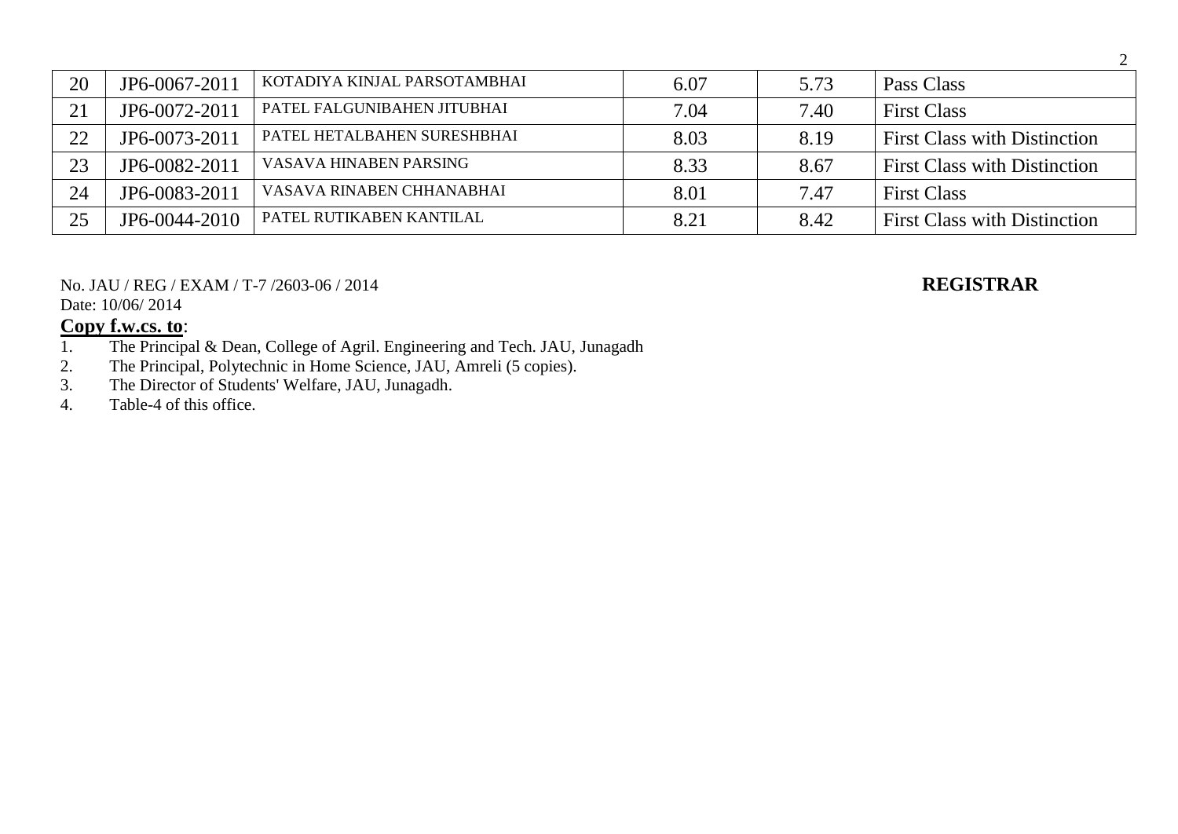| 20 | JP6-0067-2011 | KOTADIYA KINJAL PARSOTAMBHAI | 6.07 | 5.73 | Pass Class |
|---|---|---|---|---|---|
| 21 | JP6-0072-2011 | PATEL FALGUNIBAHEN JITUBHAI | 7.04 | 7.40 | First Class |
| 22 | JP6-0073-2011 | PATEL HETALBAHEN SURESHBHAI | 8.03 | 8.19 | First Class with Distinction |
| 23 | JP6-0082-2011 | VASAVA HINABEN PARSING | 8.33 | 8.67 | First Class with Distinction |
| 24 | JP6-0083-2011 | VASAVA RINABEN CHHANABHAI | 8.01 | 7.47 | First Class |
| 25 | JP6-0044-2010 | PATEL RUTIKABEN KANTILAL | 8.21 | 8.42 | First Class with Distinction |

No. JAU / REG / EXAM / T-7 /2603-06 / 2014

**REGISTRAR**

Date: 10/06/ 2014

**Copy f.w.cs. to**:

1. The Principal & Dean, College of Agril. Engineering and Tech. JAU, Junagadh
2. The Principal, Polytechnic in Home Science, JAU, Amreli (5 copies).
3. The Director of Students' Welfare, JAU, Junagadh.
4. Table-4 of this office.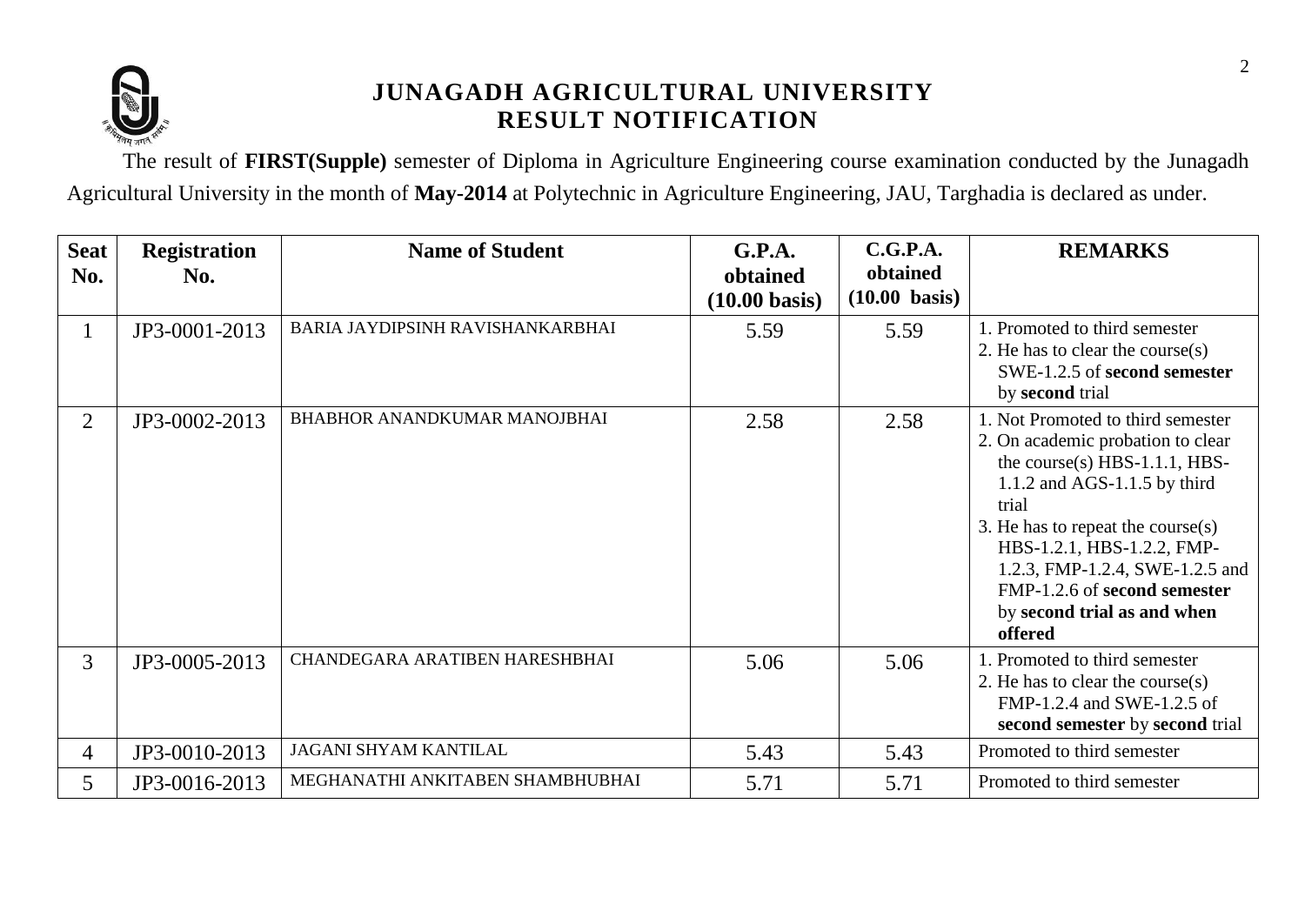# JUNAGADH AGRICULTURAL UNIVERSITY
## RESULT NOTIFICATION

The result of **FIRST(Supple)** semester of Diploma in Agriculture Engineering course examination conducted by the Junagadh Agricultural University in the month of **May-2014** at Polytechnic in Agriculture Engineering, JAU, Targhadia is declared as under.

| Seat No. | Registration No. | Name of Student | G.P.A. obtained (10.00 basis) | C.G.P.A. obtained (10.00 basis) | REMARKS |
|---|---|---|---|---|---|
| 1 | JP3-0001-2013 | BARIA JAYDIPSINH RAVISHANKARBHAI | 5.59 | 5.59 | 1. Promoted to third semester<br>2. He has to clear the course(s) SWE-1.2.5 of **second semester** by **second** trial |
| 2 | JP3-0002-2013 | BHABHOR ANANDKUMAR MANOJBHAI | 2.58 | 2.58 | 1. Not Promoted to third semester<br>2. On academic probation to clear the course(s) HBS-1.1.1, HBS-1.1.2 and AGS-1.1.5 by third trial<br>3. He has to repeat the course(s) HBS-1.2.1, HBS-1.2.2, FMP-1.2.3, FMP-1.2.4, SWE-1.2.5 and FMP-1.2.6 of **second semester** by **second trial as and when offered** |
| 3 | JP3-0005-2013 | CHANDEGARA ARATIBEN HARESHBHAI | 5.06 | 5.06 | 1. Promoted to third semester<br>2. He has to clear the course(s) FMP-1.2.4 and SWE-1.2.5 of **second semester** by **second** trial |
| 4 | JP3-0010-2013 | JAGANI SHYAM KANTILAL | 5.43 | 5.43 | Promoted to third semester |
| 5 | JP3-0016-2013 | MEGHANATHI ANKITABEN SHAMBHUBHAI | 5.71 | 5.71 | Promoted to third semester |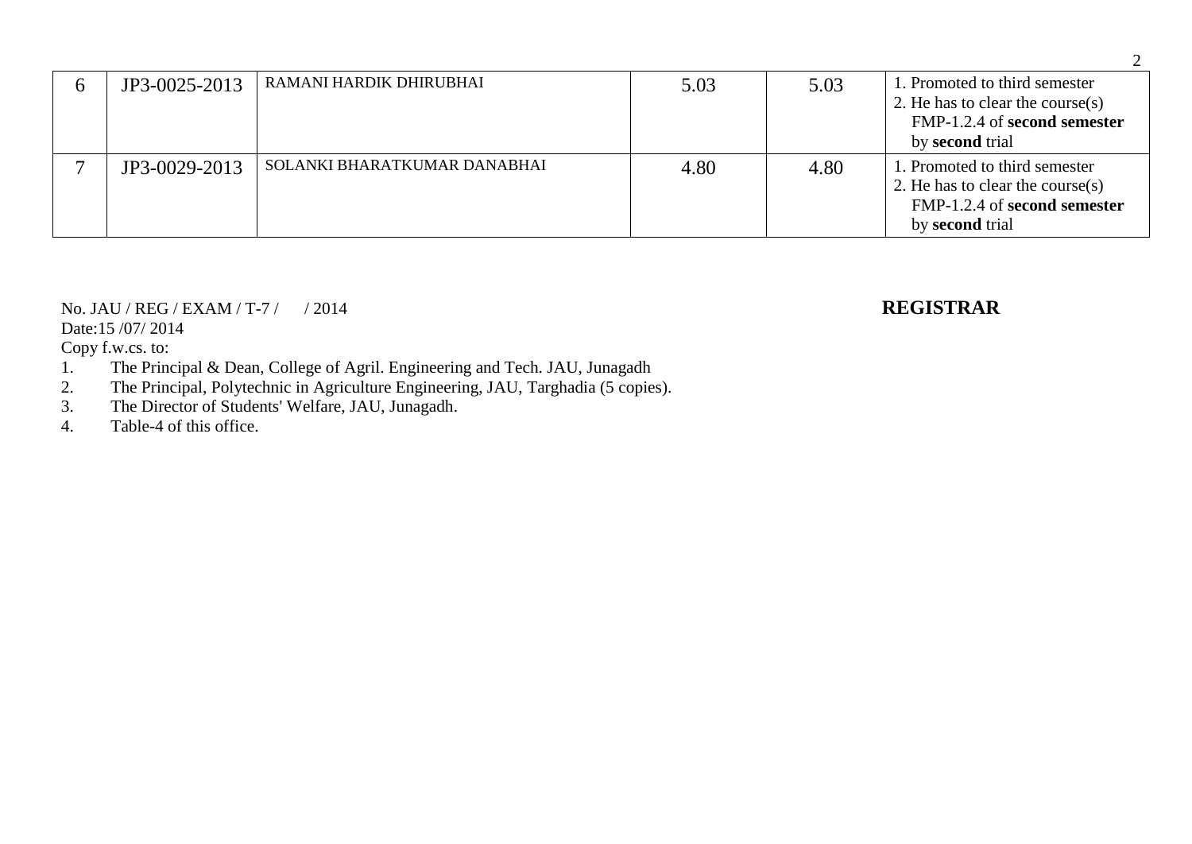| 6 | JP3-0025-2013 | RAMANI HARDIK DHIRUBHAI | 5.03 | 5.03 | 1. Promoted to third semester<br>2. He has to clear the course(s) FMP-1.2.4 of **second semester** by **second** trial |
|---|---|---|---|---|---|
| 7 | JP3-0029-2013 | SOLANKI BHARATKUMAR DANABHAI | 4.80 | 4.80 | 1. Promoted to third semester<br>2. He has to clear the course(s) FMP-1.2.4 of **second semester** by **second** trial |

No. JAU / REG / EXAM / T-7 /      / 2014

**REGISTRAR**

Date:15 /07/ 2014

Copy f.w.cs. to:

1. The Principal & Dean, College of Agril. Engineering and Tech. JAU, Junagadh
2. The Principal, Polytechnic in Agriculture Engineering, JAU, Targhadia (5 copies).
3. The Director of Students' Welfare, JAU, Junagadh.
4. Table-4 of this office.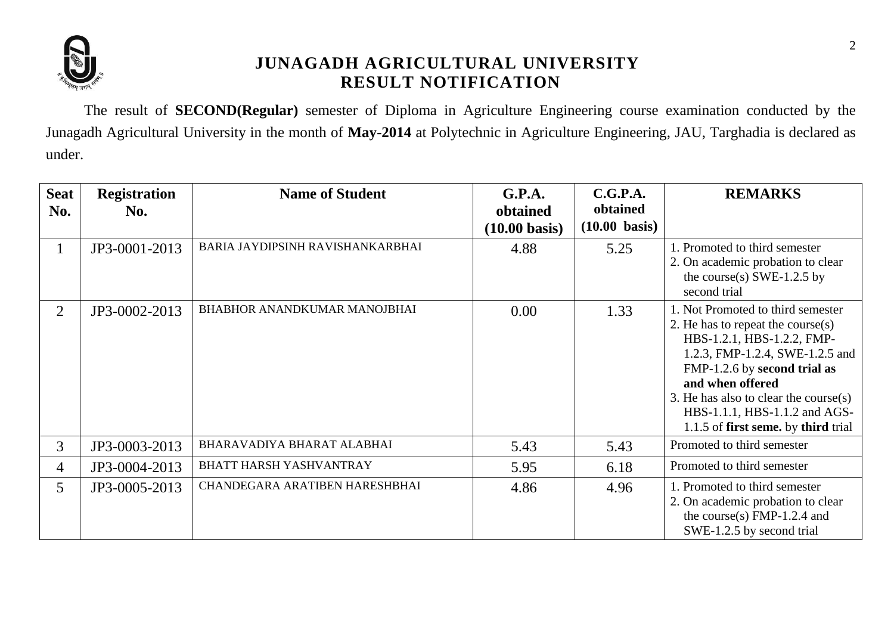# JUNAGADH AGRICULTURAL UNIVERSITY
## RESULT NOTIFICATION

The result of **SECOND(Regular)** semester of Diploma in Agriculture Engineering course examination conducted by the Junagadh Agricultural University in the month of **May-2014** at Polytechnic in Agriculture Engineering, JAU, Targhadia is declared as under.

| Seat No. | Registration No. | Name of Student | G.P.A. obtained (10.00 basis) | C.G.P.A. obtained (10.00 basis) | REMARKS |
|---|---|---|---|---|---|
| 1 | JP3-0001-2013 | BARIA JAYDIPSINH RAVISHANKARBHAI | 4.88 | 5.25 | 1. Promoted to third semester<br>2. On academic probation to clear the course(s) SWE-1.2.5 by second trial |
| 2 | JP3-0002-2013 | BHABHOR ANANDKUMAR MANOJBHAI | 0.00 | 1.33 | 1. Not Promoted to third semester<br>2. He has to repeat the course(s) HBS-1.2.1, HBS-1.2.2, FMP-1.2.3, FMP-1.2.4, SWE-1.2.5 and FMP-1.2.6 by **second trial as and when offered**<br>3. He has also to clear the course(s) HBS-1.1.1, HBS-1.1.2 and AGS-1.1.5 of **first seme.** by **third** trial |
| 3 | JP3-0003-2013 | BHARAVADIYA BHARAT ALABHAI | 5.43 | 5.43 | Promoted to third semester |
| 4 | JP3-0004-2013 | BHATT HARSH YASHVANTRAY | 5.95 | 6.18 | Promoted to third semester |
| 5 | JP3-0005-2013 | CHANDEGARA ARATIBEN HARESHBHAI | 4.86 | 4.96 | 1. Promoted to third semester<br>2. On academic probation to clear the course(s) FMP-1.2.4 and SWE-1.2.5 by second trial |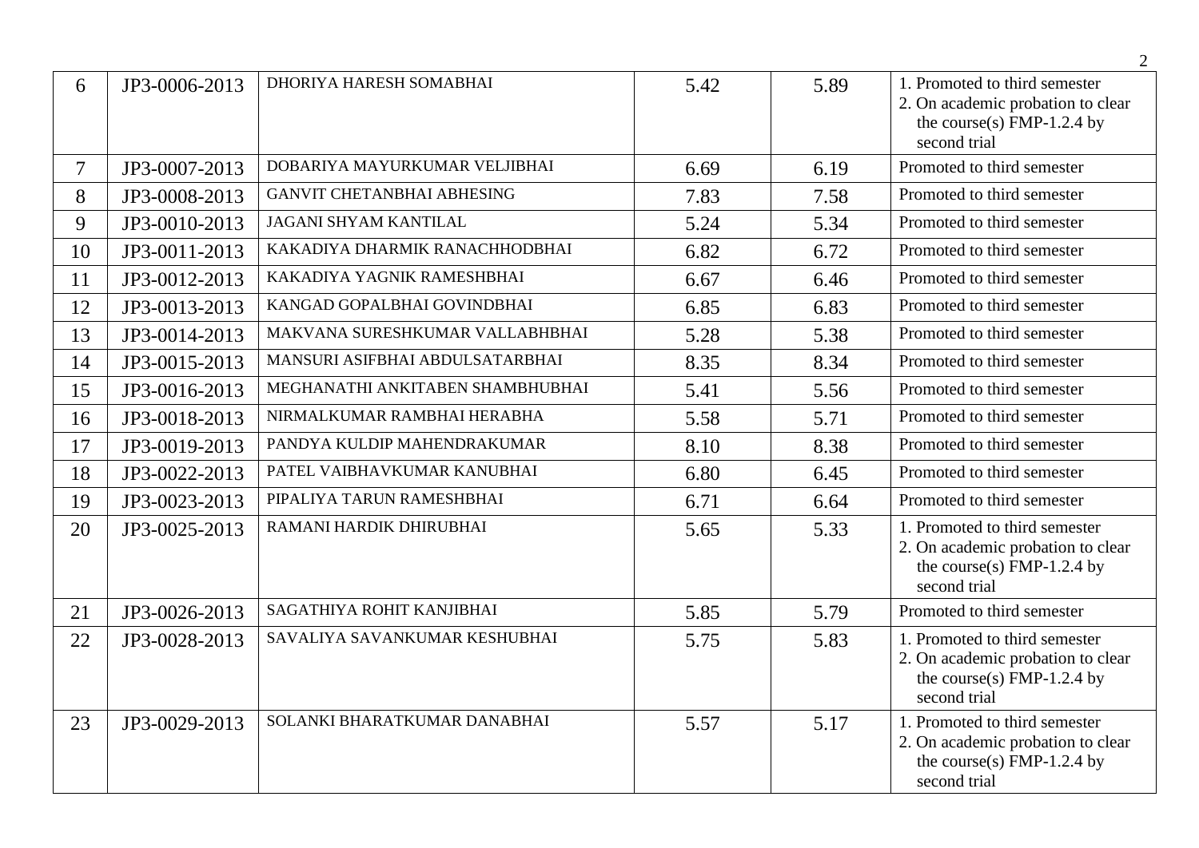| 6 | JP3-0006-2013 | DHORIYA HARESH SOMABHAI | 5.42 | 5.89 | 1. Promoted to third semester 2. On academic probation to clear the course(s) FMP-1.2.4 by second trial |
|---|---|---|---|---|---|
| 7 | JP3-0007-2013 | DOBARIYA MAYURKUMAR VELJIBHAI | 6.69 | 6.19 | Promoted to third semester |
| 8 | JP3-0008-2013 | GANVIT CHETANBHAI ABHESING | 7.83 | 7.58 | Promoted to third semester |
| 9 | JP3-0010-2013 | JAGANI SHYAM KANTILAL | 5.24 | 5.34 | Promoted to third semester |
| 10 | JP3-0011-2013 | KAKADIYA DHARMIK RANACHHODBHAI | 6.82 | 6.72 | Promoted to third semester |
| 11 | JP3-0012-2013 | KAKADIYA YAGNIK RAMESHBHAI | 6.67 | 6.46 | Promoted to third semester |
| 12 | JP3-0013-2013 | KANGAD GOPALBHAI GOVINDBHAI | 6.85 | 6.83 | Promoted to third semester |
| 13 | JP3-0014-2013 | MAKVANA SURESHKUMAR VALLABHBHAI | 5.28 | 5.38 | Promoted to third semester |
| 14 | JP3-0015-2013 | MANSURI ASIFBHAI ABDULSATARBHAI | 8.35 | 8.34 | Promoted to third semester |
| 15 | JP3-0016-2013 | MEGHANATHI ANKITABEN SHAMBHUBHAI | 5.41 | 5.56 | Promoted to third semester |
| 16 | JP3-0018-2013 | NIRMALKUMAR RAMBHAI HERABHA | 5.58 | 5.71 | Promoted to third semester |
| 17 | JP3-0019-2013 | PANDYA KULDIP MAHENDRAKUMAR | 8.10 | 8.38 | Promoted to third semester |
| 18 | JP3-0022-2013 | PATEL VAIBHAVKUMAR KANUBHAI | 6.80 | 6.45 | Promoted to third semester |
| 19 | JP3-0023-2013 | PIPALIYA TARUN RAMESHBHAI | 6.71 | 6.64 | Promoted to third semester |
| 20 | JP3-0025-2013 | RAMANI HARDIK DHIRUBHAI | 5.65 | 5.33 | 1. Promoted to third semester 2. On academic probation to clear the course(s) FMP-1.2.4 by second trial |
| 21 | JP3-0026-2013 | SAGATHIYA ROHIT KANJIBHAI | 5.85 | 5.79 | Promoted to third semester |
| 22 | JP3-0028-2013 | SAVALIYA SAVANKUMAR KESHUBHAI | 5.75 | 5.83 | 1. Promoted to third semester 2. On academic probation to clear the course(s) FMP-1.2.4 by second trial |
| 23 | JP3-0029-2013 | SOLANKI BHARATKUMAR DANABHAI | 5.57 | 5.17 | 1. Promoted to third semester 2. On academic probation to clear the course(s) FMP-1.2.4 by second trial |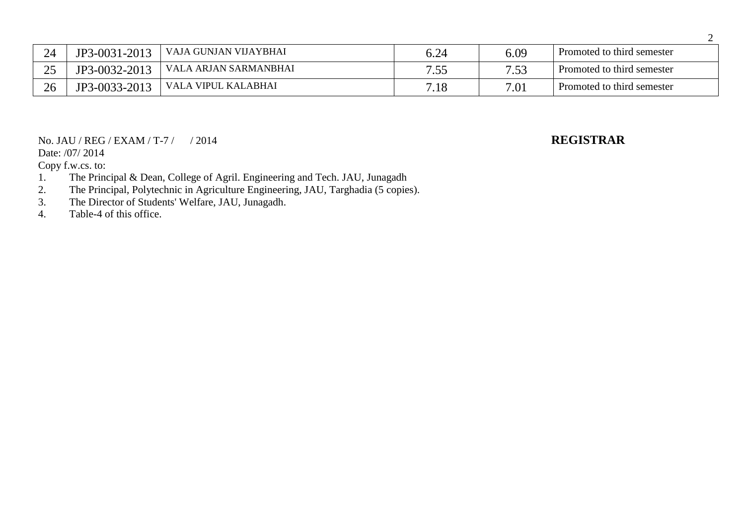| 24 | JP3-0031-2013 | VAJA GUNJAN VIJAYBHAI | 6.24 | 6.09 | Promoted to third semester |
|---|---|---|---|---|---|
| 25 | JP3-0032-2013 | VALA ARJAN SARMANBHAI | 7.55 | 7.53 | Promoted to third semester |
| 26 | JP3-0033-2013 | VALA VIPUL KALABHAI | 7.18 | 7.01 | Promoted to third semester |

No. JAU / REG / EXAM / T-7 /      / 2014

**REGISTRAR**

Date: /07/ 2014

Copy f.w.cs. to:

1. The Principal & Dean, College of Agril. Engineering and Tech. JAU, Junagadh
2. The Principal, Polytechnic in Agriculture Engineering, JAU, Targhadia (5 copies).
3. The Director of Students' Welfare, JAU, Junagadh.
4. Table-4 of this office.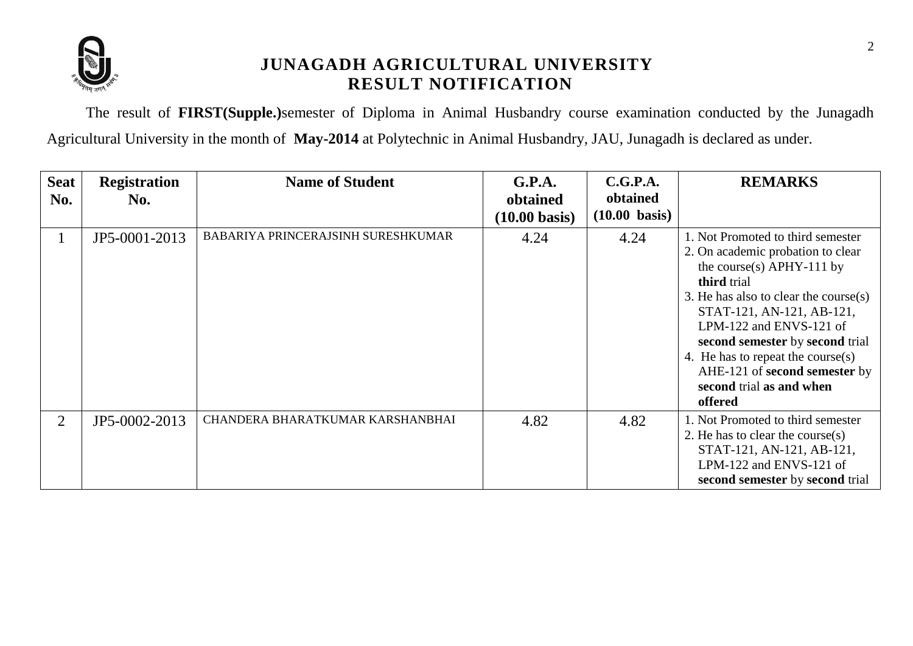# JUNAGADH AGRICULTURAL UNIVERSITY
## RESULT NOTIFICATION

The result of **FIRST(Supple.)**semester of Diploma in Animal Husbandry course examination conducted by the Junagadh Agricultural University in the month of **May-2014** at Polytechnic in Animal Husbandry, JAU, Junagadh is declared as under.

| Seat No. | Registration No. | Name of Student | G.P.A. obtained (10.00 basis) | C.G.P.A. obtained (10.00 basis) | REMARKS |
|---|---|---|---|---|---|
| 1 | JP5-0001-2013 | BABARIYA PRINCERAJSINH SURESHKUMAR | 4.24 | 4.24 | 1. Not Promoted to third semester<br>2. On academic probation to clear the course(s) APHY-111 by **third** trial<br>3. He has also to clear the course(s) STAT-121, AN-121, AB-121, LPM-122 and ENVS-121 of **second semester** by **second** trial<br>4. He has to repeat the course(s) AHE-121 of **second semester** by **second** trial **as and when offered** |
| 2 | JP5-0002-2013 | CHANDERA BHARATKUMAR KARSHANBHAI | 4.82 | 4.82 | 1. Not Promoted to third semester<br>2. He has to clear the course(s) STAT-121, AN-121, AB-121, LPM-122 and ENVS-121 of **second semester** by **second** trial |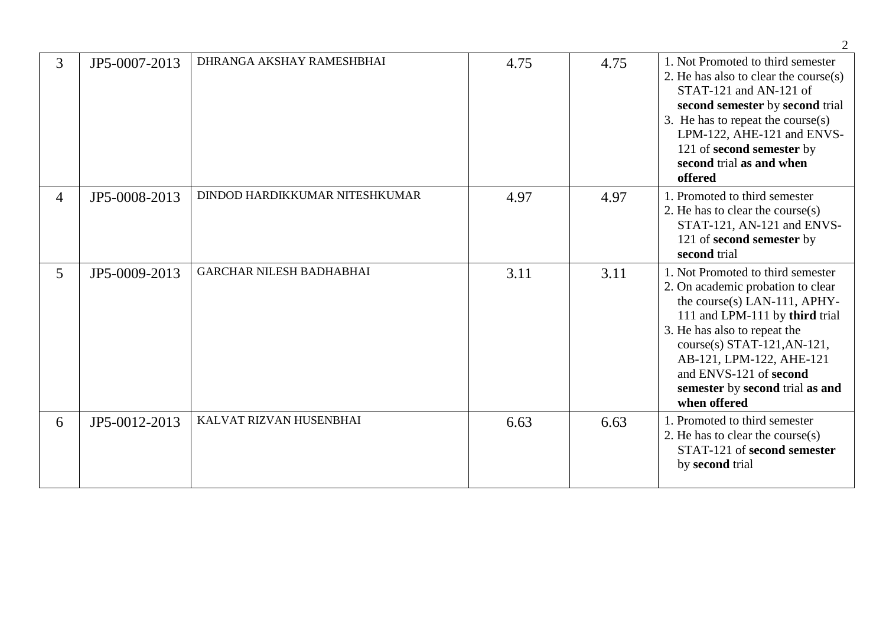| 3 | JP5-0007-2013 | DHRANGA AKSHAY RAMESHBHAI | 4.75 | 4.75 | 1. Not Promoted to third semester<br>2. He has also to clear the course(s) STAT-121 and AN-121 of **second semester** by **second** trial<br>3. He has to repeat the course(s) LPM-122, AHE-121 and ENVS-121 of **second semester** by **second** trial **as and when offered** |
|---|---|---|---|---|---|
| 4 | JP5-0008-2013 | DINDOD HARDIKKUMAR NITESHKUMAR | 4.97 | 4.97 | 1. Promoted to third semester<br>2. He has to clear the course(s) STAT-121, AN-121 and ENVS-121 of **second semester** by **second** trial |
| 5 | JP5-0009-2013 | GARCHAR NILESH BADHABHAI | 3.11 | 3.11 | 1. Not Promoted to third semester<br>2. On academic probation to clear the course(s) LAN-111, APHY-111 and LPM-111 by **third** trial<br>3. He has also to repeat the course(s) STAT-121,AN-121, AB-121, LPM-122, AHE-121 and ENVS-121 of **second semester** by **second** trial **as and when offered** |
| 6 | JP5-0012-2013 | KALVAT RIZVAN HUSENBHAI | 6.63 | 6.63 | 1. Promoted to third semester<br>2. He has to clear the course(s) STAT-121 of **second semester** by **second** trial |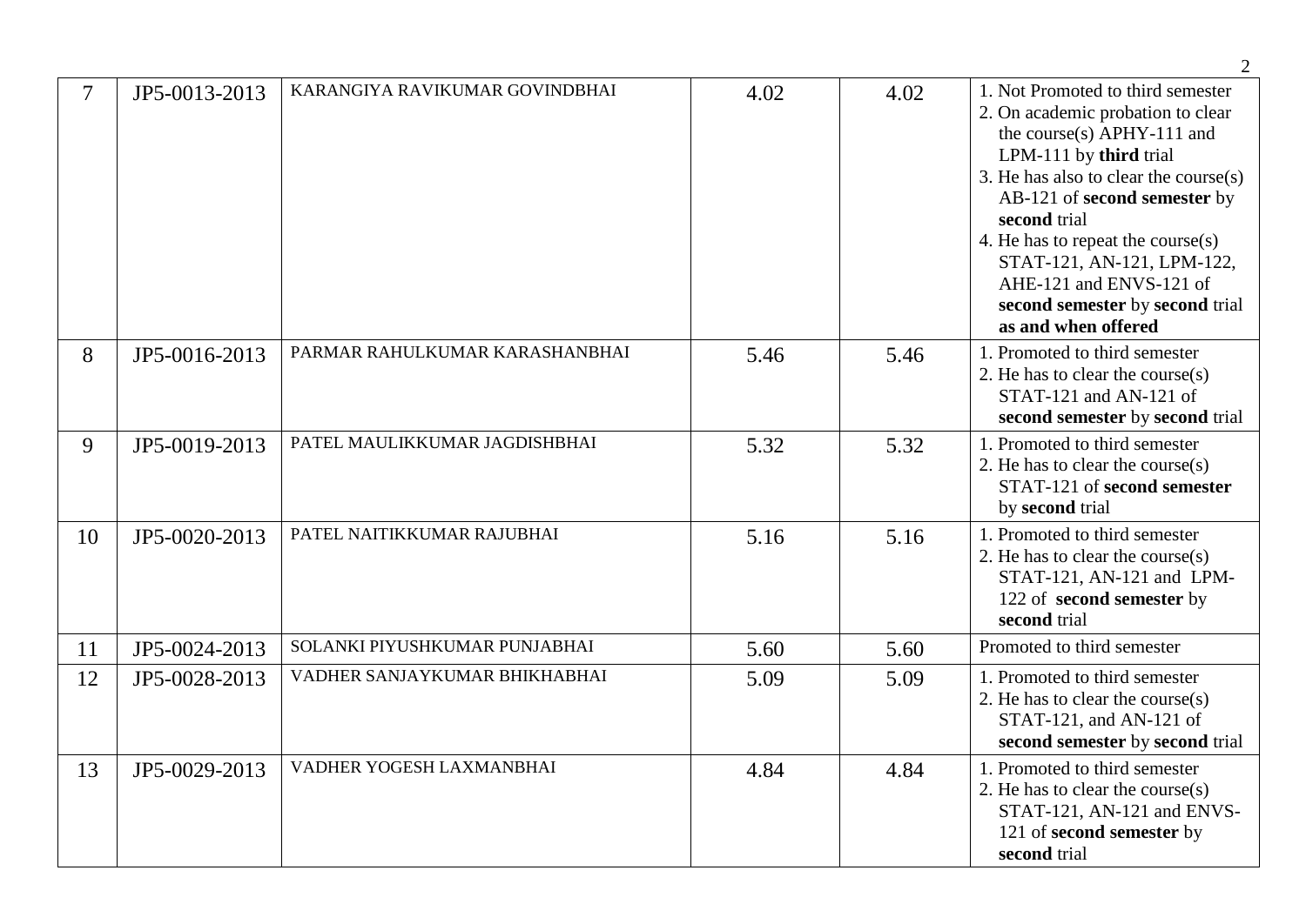| 7 | JP5-0013-2013 | KARANGIYA RAVIKUMAR GOVINDBHAI | 4.02 | 4.02 | 1. Not Promoted to third semester<br>2. On academic probation to clear the course(s) APHY-111 and LPM-111 by **third** trial<br>3. He has also to clear the course(s) AB-121 of **second semester** by **second** trial<br>4. He has to repeat the course(s) STAT-121, AN-121, LPM-122, AHE-121 and ENVS-121 of **second semester** by **second** trial **as and when offered** |
|---|---|---|---|---|---|
| 8 | JP5-0016-2013 | PARMAR RAHULKUMAR KARASHANBHAI | 5.46 | 5.46 | 1. Promoted to third semester<br>2. He has to clear the course(s) STAT-121 and AN-121 of **second semester** by **second** trial |
| 9 | JP5-0019-2013 | PATEL MAULIKKUMAR JAGDISHBHAI | 5.32 | 5.32 | 1. Promoted to third semester<br>2. He has to clear the course(s) STAT-121 of **second semester** by **second** trial |
| 10 | JP5-0020-2013 | PATEL NAITIKKUMAR RAJUBHAI | 5.16 | 5.16 | 1. Promoted to third semester<br>2. He has to clear the course(s) STAT-121, AN-121 and LPM-122 of **second semester** by **second** trial |
| 11 | JP5-0024-2013 | SOLANKI PIYUSHKUMAR PUNJABHAI | 5.60 | 5.60 | Promoted to third semester |
| 12 | JP5-0028-2013 | VADHER SANJAYKUMAR BHIKHABHAI | 5.09 | 5.09 | 1. Promoted to third semester<br>2. He has to clear the course(s) STAT-121, and AN-121 of **second semester** by **second** trial |
| 13 | JP5-0029-2013 | VADHER YOGESH LAXMANBHAI | 4.84 | 4.84 | 1. Promoted to third semester<br>2. He has to clear the course(s) STAT-121, AN-121 and ENVS-121 of **second semester** by **second** trial |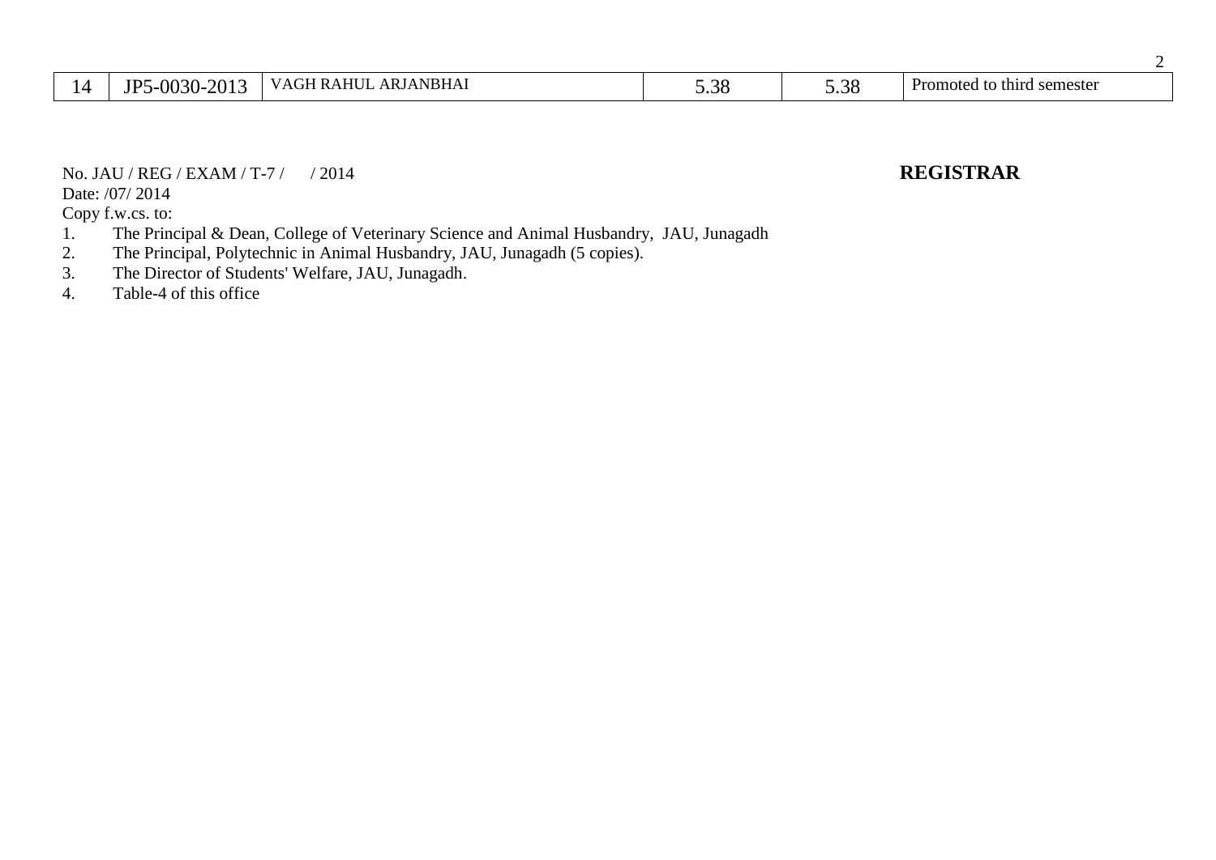| 14 | JP5-0030-2013 | VAGH RAHUL ARJANBHAI | 5.38 | 5.38 | Promoted to third semester |
|---|---|---|---|---|---|

No. JAU / REG / EXAM / T-7 /      / 2014

**REGISTRAR**

Date: /07/ 2014

Copy f.w.cs. to:

1. The Principal & Dean, College of Veterinary Science and Animal Husbandry,  JAU, Junagadh
2. The Principal, Polytechnic in Animal Husbandry, JAU, Junagadh (5 copies).
3. The Director of Students' Welfare, JAU, Junagadh.
4. Table-4 of this office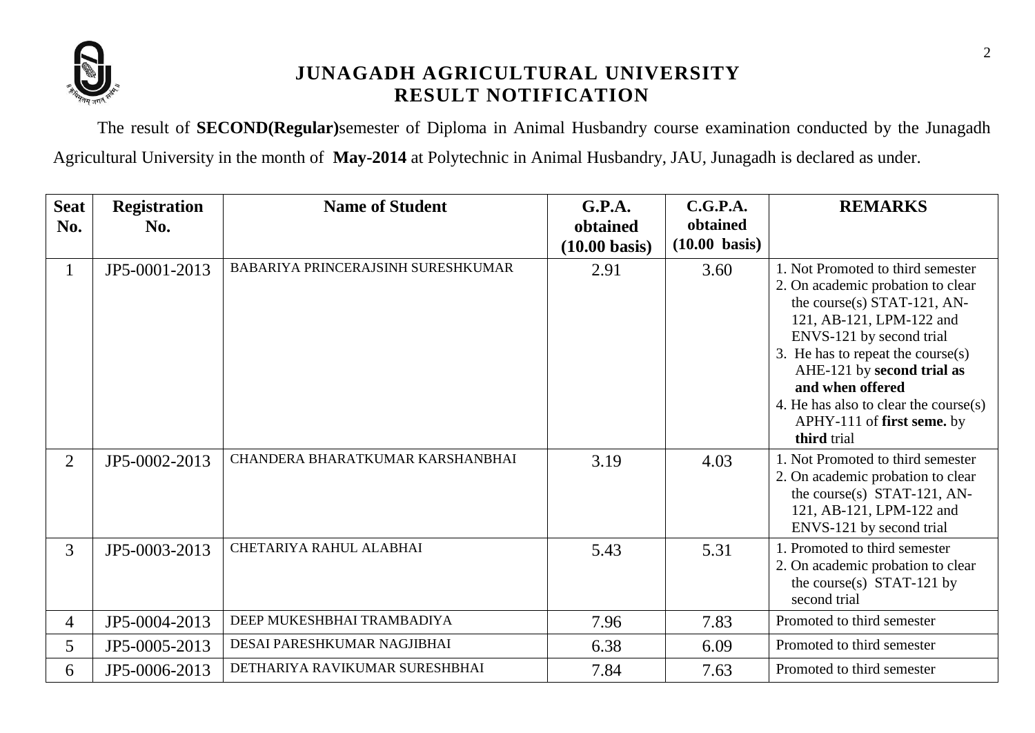# JUNAGADH AGRICULTURAL UNIVERSITY
## RESULT NOTIFICATION

The result of **SECOND(Regular)**semester of Diploma in Animal Husbandry course examination conducted by the Junagadh Agricultural University in the month of **May-2014** at Polytechnic in Animal Husbandry, JAU, Junagadh is declared as under.

| Seat No. | Registration No. | Name of Student | G.P.A. obtained (10.00 basis) | C.G.P.A. obtained (10.00 basis) | REMARKS |
|---|---|---|---|---|---|
| 1 | JP5-0001-2013 | BABARIYA PRINCERAJSINH SURESHKUMAR | 2.91 | 3.60 | 1. Not Promoted to third semester<br>2. On academic probation to clear the course(s) STAT-121, AN-121, AB-121, LPM-122 and ENVS-121 by second trial<br>3. He has to repeat the course(s) AHE-121 by **second trial as and when offered**<br>4. He has also to clear the course(s) APHY-111 of **first seme.** by **third** trial |
| 2 | JP5-0002-2013 | CHANDERA BHARATKUMAR KARSHANBHAI | 3.19 | 4.03 | 1. Not Promoted to third semester<br>2. On academic probation to clear the course(s) STAT-121, AN-121, AB-121, LPM-122 and ENVS-121 by second trial |
| 3 | JP5-0003-2013 | CHETARIYA RAHUL ALABHAI | 5.43 | 5.31 | 1. Promoted to third semester<br>2. On academic probation to clear the course(s) STAT-121 by second trial |
| 4 | JP5-0004-2013 | DEEP MUKESHBHAI TRAMBADIYA | 7.96 | 7.83 | Promoted to third semester |
| 5 | JP5-0005-2013 | DESAI PARESHKUMAR NAGJIBHAI | 6.38 | 6.09 | Promoted to third semester |
| 6 | JP5-0006-2013 | DETHARIYA RAVIKUMAR SURESHBHAI | 7.84 | 7.63 | Promoted to third semester |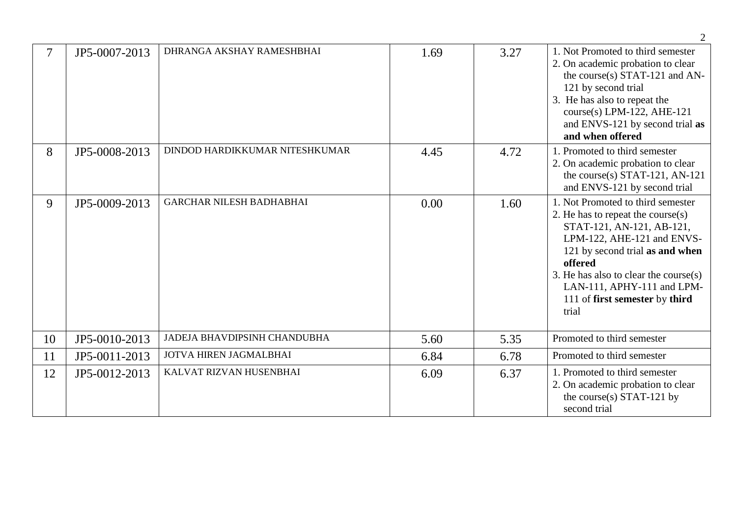| | | | | | |
|---|---|---|---|---|---|
| 7 | JP5-0007-2013 | DHRANGA AKSHAY RAMESHBHAI | 1.69 | 3.27 | 1. Not Promoted to third semester<br>2. On academic probation to clear the course(s) STAT-121 and AN-121 by second trial<br>3. He has also to repeat the course(s) LPM-122, AHE-121 and ENVS-121 by second trial **as and when offered** |
| 8 | JP5-0008-2013 | DINDOD HARDIKKUMAR NITESHKUMAR | 4.45 | 4.72 | 1. Promoted to third semester<br>2. On academic probation to clear the course(s) STAT-121, AN-121 and ENVS-121 by second trial |
| 9 | JP5-0009-2013 | GARCHAR NILESH BADHABHAI | 0.00 | 1.60 | 1. Not Promoted to third semester<br>2. He has to repeat the course(s) STAT-121, AN-121, AB-121, LPM-122, AHE-121 and ENVS-121 by second trial **as and when offered**<br>3. He has also to clear the course(s) LAN-111, APHY-111 and LPM-111 of **first semester** by **third** trial |
| 10 | JP5-0010-2013 | JADEJA BHAVDIPSINH CHANDUBHA | 5.60 | 5.35 | Promoted to third semester |
| 11 | JP5-0011-2013 | JOTVA HIREN JAGMALBHAI | 6.84 | 6.78 | Promoted to third semester |
| 12 | JP5-0012-2013 | KALVAT RIZVAN HUSENBHAI | 6.09 | 6.37 | 1. Promoted to third semester<br>2. On academic probation to clear the course(s) STAT-121 by second trial |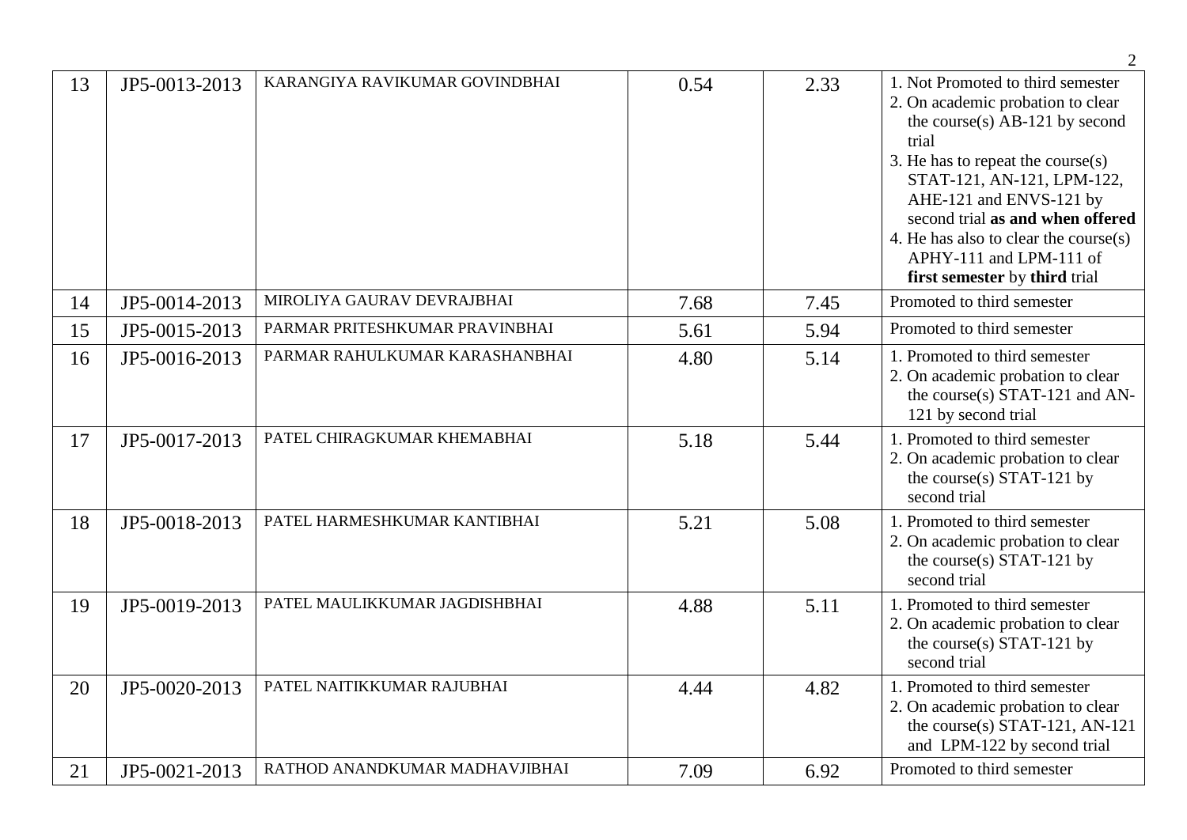| 13 | JP5-0013-2013 | KARANGIYA RAVIKUMAR GOVINDBHAI | 0.54 | 2.33 | 1. Not Promoted to third semester<br>2. On academic probation to clear the course(s) AB-121 by second trial<br>3. He has to repeat the course(s) STAT-121, AN-121, LPM-122, AHE-121 and ENVS-121 by second trial **as and when offered**<br>4. He has also to clear the course(s) APHY-111 and LPM-111 of **first semester** by **third** trial |
|---|---|---|---|---|---|
| 14 | JP5-0014-2013 | MIROLIYA GAURAV DEVRAJBHAI | 7.68 | 7.45 | Promoted to third semester |
| 15 | JP5-0015-2013 | PARMAR PRITESHKUMAR PRAVINBHAI | 5.61 | 5.94 | Promoted to third semester |
| 16 | JP5-0016-2013 | PARMAR RAHULKUMAR KARASHANBHAI | 4.80 | 5.14 | 1. Promoted to third semester<br>2. On academic probation to clear the course(s) STAT-121 and AN-121 by second trial |
| 17 | JP5-0017-2013 | PATEL CHIRAGKUMAR KHEMABHAI | 5.18 | 5.44 | 1. Promoted to third semester<br>2. On academic probation to clear the course(s) STAT-121 by second trial |
| 18 | JP5-0018-2013 | PATEL HARMESHKUMAR KANTIBHAI | 5.21 | 5.08 | 1. Promoted to third semester<br>2. On academic probation to clear the course(s) STAT-121 by second trial |
| 19 | JP5-0019-2013 | PATEL MAULIKKUMAR JAGDISHBHAI | 4.88 | 5.11 | 1. Promoted to third semester<br>2. On academic probation to clear the course(s) STAT-121 by second trial |
| 20 | JP5-0020-2013 | PATEL NAITIKKUMAR RAJUBHAI | 4.44 | 4.82 | 1. Promoted to third semester<br>2. On academic probation to clear the course(s) STAT-121, AN-121 and LPM-122 by second trial |
| 21 | JP5-0021-2013 | RATHOD ANANDKUMAR MADHAVJIBHAI | 7.09 | 6.92 | Promoted to third semester |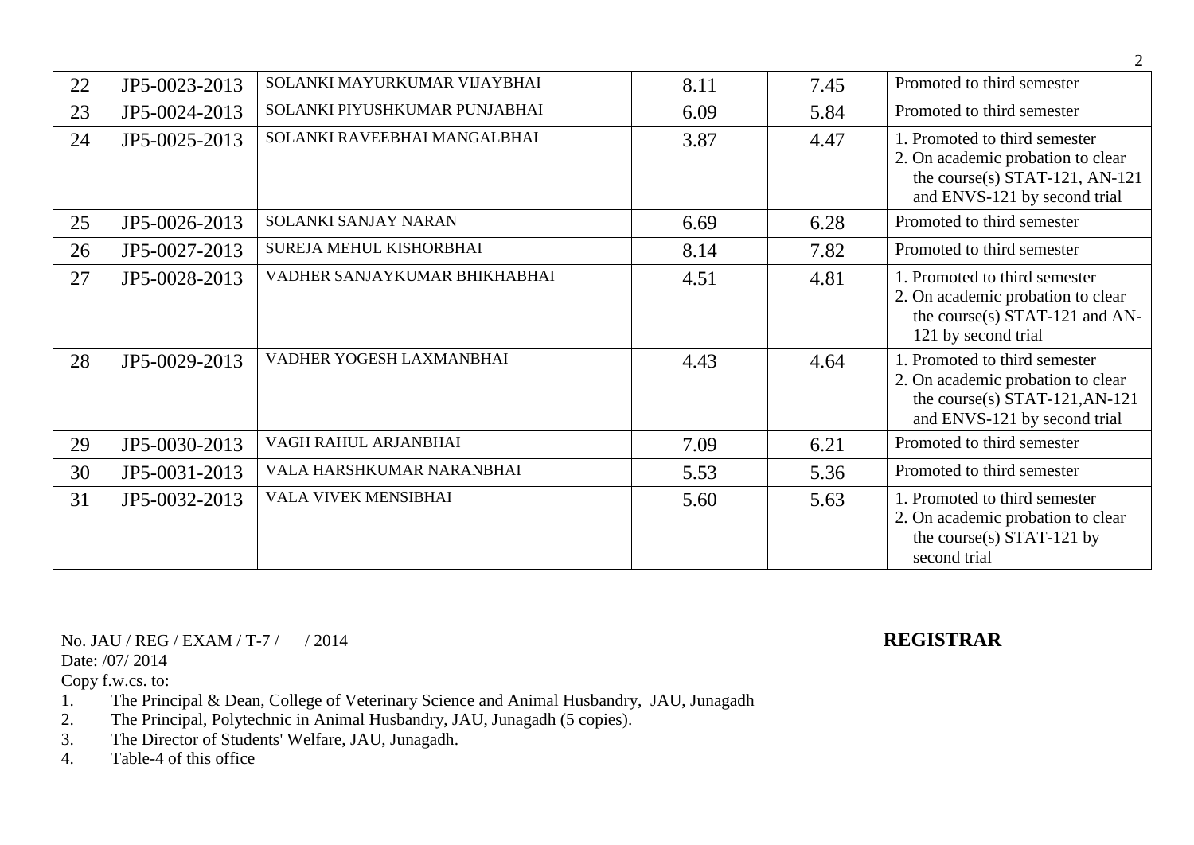| | | | | | |
|---|---|---|---|---|---|
| 22 | JP5-0023-2013 | SOLANKI MAYURKUMAR VIJAYBHAI | 8.11 | 7.45 | Promoted to third semester |
| 23 | JP5-0024-2013 | SOLANKI PIYUSHKUMAR PUNJABHAI | 6.09 | 5.84 | Promoted to third semester |
| 24 | JP5-0025-2013 | SOLANKI RAVEEBHAI MANGALBHAI | 3.87 | 4.47 | 1. Promoted to third semester 2. On academic probation to clear the course(s) STAT-121, AN-121 and ENVS-121 by second trial |
| 25 | JP5-0026-2013 | SOLANKI SANJAY NARAN | 6.69 | 6.28 | Promoted to third semester |
| 26 | JP5-0027-2013 | SUREJA MEHUL KISHORBHAI | 8.14 | 7.82 | Promoted to third semester |
| 27 | JP5-0028-2013 | VADHER SANJAYKUMAR BHIKHABHAI | 4.51 | 4.81 | 1. Promoted to third semester 2. On academic probation to clear the course(s) STAT-121 and AN-121 by second trial |
| 28 | JP5-0029-2013 | VADHER YOGESH LAXMANBHAI | 4.43 | 4.64 | 1. Promoted to third semester 2. On academic probation to clear the course(s) STAT-121,AN-121 and ENVS-121 by second trial |
| 29 | JP5-0030-2013 | VAGH RAHUL ARJANBHAI | 7.09 | 6.21 | Promoted to third semester |
| 30 | JP5-0031-2013 | VALA HARSHKUMAR NARANBHAI | 5.53 | 5.36 | Promoted to third semester |
| 31 | JP5-0032-2013 | VALA VIVEK MENSIBHAI | 5.60 | 5.63 | 1. Promoted to third semester 2. On academic probation to clear the course(s) STAT-121 by second trial |

No. JAU / REG / EXAM / T-7 /      / 2014

**REGISTRAR**

Date: /07/ 2014

Copy f.w.cs. to:

1. The Principal & Dean, College of Veterinary Science and Animal Husbandry, JAU, Junagadh
2. The Principal, Polytechnic in Animal Husbandry, JAU, Junagadh (5 copies).
3. The Director of Students' Welfare, JAU, Junagadh.
4. Table-4 of this office